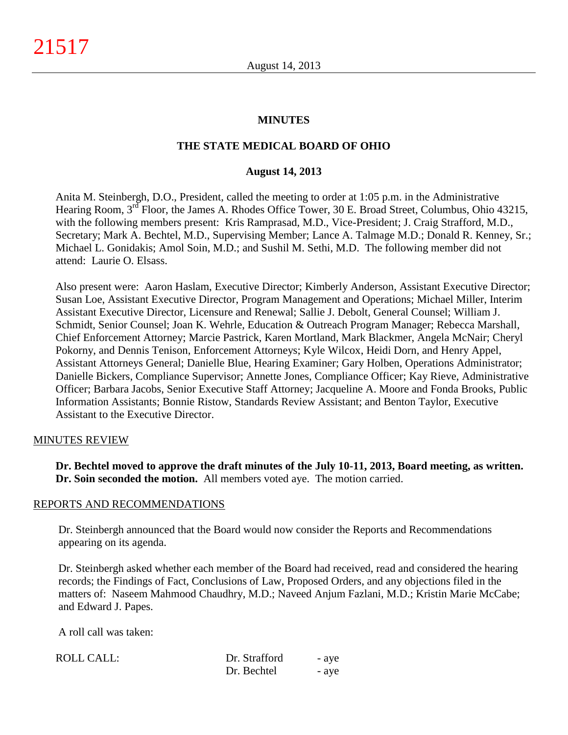# MINUTES

## THE STATE MEDICAL BOARD OF OHIO

### August 14, 2013

Anita M. Steinbergh, D.O., President, called the meeting to order at 1:05 p.m. in the Administrative Hearing Room, 3rd Floor, the James A. Rhodes Office Tower, 30 E. Broad Street, Columbus, Ohio 43215, with the following members present: Kris Ramprasad, M.D., Vice-President; J. Craig Strafford, M.D., Secretary; Mark A. Bechtel, M.D., Supervising Member; Lance A. Talmage M.D.; Donald R. Kenney, Sr.; Michael L. Gonidakis; Amol Soin, M.D.; and Sushil M. Sethi, M.D. The following member did not attend: Laurie O. Elsass.

Also present were: Aaron Haslam, Executive Director; Kimberly Anderson, Assistant Executive Director; Susan Loe, Assistant Executive Director, Program Management and Operations; Michael Miller, Interim Assistant Executive Director, Licensure and Renewal; Sallie J. Debolt, General Counsel; William J. Schmidt, Senior Counsel; Joan K. Wehrle, Education & Outreach Program Manager; Rebecca Marshall, Chief Enforcement Attorney; Marcie Pastrick, Karen Mortland, Mark Blackmer, Angela McNair; Cheryl Pokorny, and Dennis Tenison, Enforcement Attorneys; Kyle Wilcox, Heidi Dorn, and Henry Appel, Assistant Attorneys General; Danielle Blue, Hearing Examiner; Gary Holben, Operations Administrator; Danielle Bickers, Compliance Supervisor; Annette Jones, Compliance Officer; Kay Rieve, Administrative Officer; Barbara Jacobs, Senior Executive Staff Attorney; Jacqueline A. Moore and Fonda Brooks, Public Information Assistants; Bonnie Ristow, Standards Review Assistant; and Benton Taylor, Executive Assistant to the Executive Director.

MINUTES REVIEW

**Dr. Bechtel moved to approve the draft minutes of the July 10-11, 2013, Board meeting, as written. Dr. Soin seconded the motion.** All members voted aye. The motion carried.

REPORTS AND RECOMMENDATIONS

Dr. Steinbergh announced that the Board would now consider the Reports and Recommendations appearing on its agenda.

Dr. Steinbergh asked whether each member of the Board had received, read and considered the hearing records; the Findings of Fact, Conclusions of Law, Proposed Orders, and any objections filed in the matters of: Naseem Mahmood Chaudhry, M.D.; Naveed Anjum Fazlani, M.D.; Kristin Marie McCabe; and Edward J. Papes.

A roll call was taken:

| ROLL CALL: | Dr. Strafford | - aye |
|---|---|---|
| | Dr. Bechtel | - aye |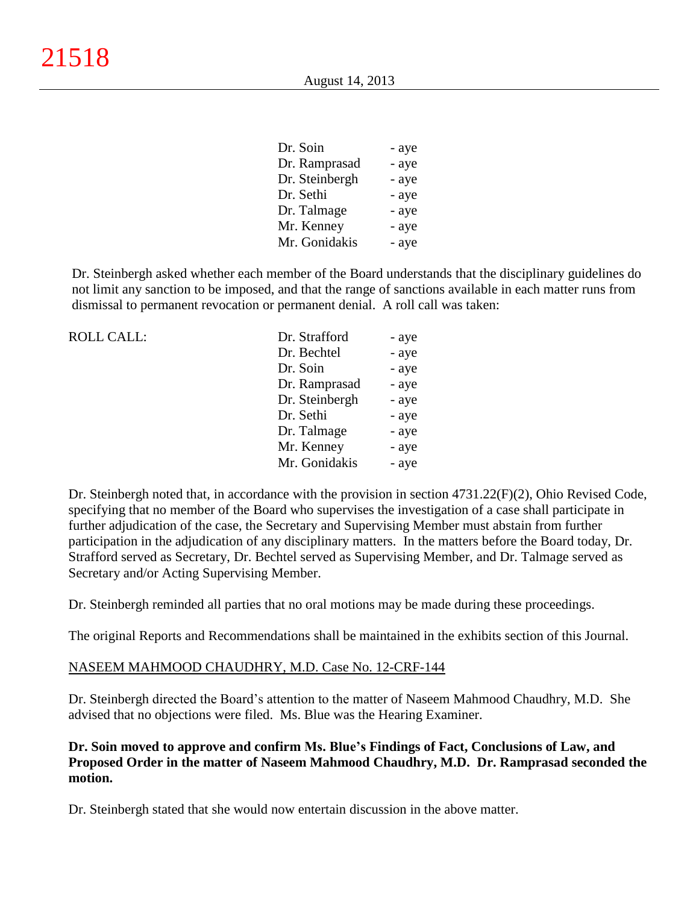| | |
|---|---|
| Dr. Soin | - aye |
| Dr. Ramprasad | - aye |
| Dr. Steinbergh | - aye |
| Dr. Sethi | - aye |
| Dr. Talmage | - aye |
| Mr. Kenney | - aye |
| Mr. Gonidakis | - aye |

Dr. Steinbergh asked whether each member of the Board understands that the disciplinary guidelines do not limit any sanction to be imposed, and that the range of sanctions available in each matter runs from dismissal to permanent revocation or permanent denial. A roll call was taken:

| ROLL CALL: | | |
|---|---|---|
| | Dr. Strafford | - aye |
| | Dr. Bechtel | - aye |
| | Dr. Soin | - aye |
| | Dr. Ramprasad | - aye |
| | Dr. Steinbergh | - aye |
| | Dr. Sethi | - aye |
| | Dr. Talmage | - aye |
| | Mr. Kenney | - aye |
| | Mr. Gonidakis | - aye |

Dr. Steinbergh noted that, in accordance with the provision in section 4731.22(F)(2), Ohio Revised Code, specifying that no member of the Board who supervises the investigation of a case shall participate in further adjudication of the case, the Secretary and Supervising Member must abstain from further participation in the adjudication of any disciplinary matters. In the matters before the Board today, Dr. Strafford served as Secretary, Dr. Bechtel served as Supervising Member, and Dr. Talmage served as Secretary and/or Acting Supervising Member.

Dr. Steinbergh reminded all parties that no oral motions may be made during these proceedings.

The original Reports and Recommendations shall be maintained in the exhibits section of this Journal.

NASEEM MAHMOOD CHAUDHRY, M.D. Case No. 12-CRF-144

Dr. Steinbergh directed the Board's attention to the matter of Naseem Mahmood Chaudhry, M.D. She advised that no objections were filed. Ms. Blue was the Hearing Examiner.

**Dr. Soin moved to approve and confirm Ms. Blue's Findings of Fact, Conclusions of Law, and Proposed Order in the matter of Naseem Mahmood Chaudhry, M.D. Dr. Ramprasad seconded the motion.**

Dr. Steinbergh stated that she would now entertain discussion in the above matter.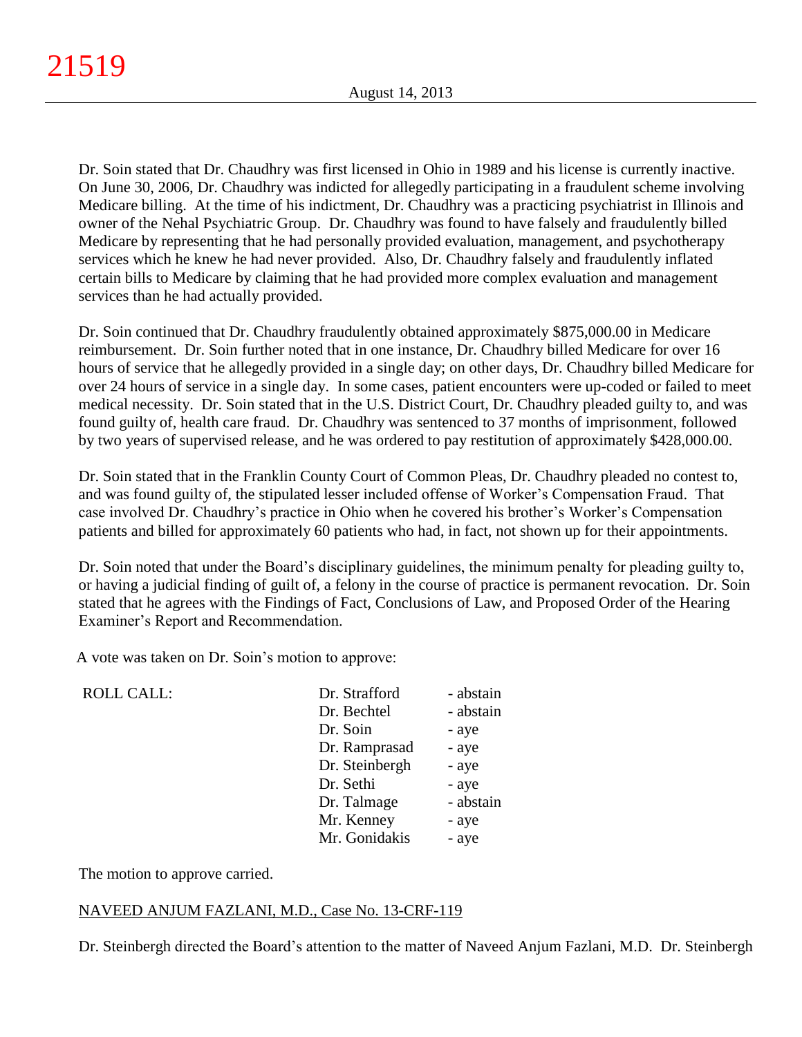Dr. Soin stated that Dr. Chaudhry was first licensed in Ohio in 1989 and his license is currently inactive. On June 30, 2006, Dr. Chaudhry was indicted for allegedly participating in a fraudulent scheme involving Medicare billing. At the time of his indictment, Dr. Chaudhry was a practicing psychiatrist in Illinois and owner of the Nehal Psychiatric Group. Dr. Chaudhry was found to have falsely and fraudulently billed Medicare by representing that he had personally provided evaluation, management, and psychotherapy services which he knew he had never provided. Also, Dr. Chaudhry falsely and fraudulently inflated certain bills to Medicare by claiming that he had provided more complex evaluation and management services than he had actually provided.

Dr. Soin continued that Dr. Chaudhry fraudulently obtained approximately $875,000.00 in Medicare reimbursement. Dr. Soin further noted that in one instance, Dr. Chaudhry billed Medicare for over 16 hours of service that he allegedly provided in a single day; on other days, Dr. Chaudhry billed Medicare for over 24 hours of service in a single day. In some cases, patient encounters were up-coded or failed to meet medical necessity. Dr. Soin stated that in the U.S. District Court, Dr. Chaudhry pleaded guilty to, and was found guilty of, health care fraud. Dr. Chaudhry was sentenced to 37 months of imprisonment, followed by two years of supervised release, and he was ordered to pay restitution of approximately $428,000.00.

Dr. Soin stated that in the Franklin County Court of Common Pleas, Dr. Chaudhry pleaded no contest to, and was found guilty of, the stipulated lesser included offense of Worker's Compensation Fraud. That case involved Dr. Chaudhry's practice in Ohio when he covered his brother's Worker's Compensation patients and billed for approximately 60 patients who had, in fact, not shown up for their appointments.

Dr. Soin noted that under the Board's disciplinary guidelines, the minimum penalty for pleading guilty to, or having a judicial finding of guilt of, a felony in the course of practice is permanent revocation. Dr. Soin stated that he agrees with the Findings of Fact, Conclusions of Law, and Proposed Order of the Hearing Examiner's Report and Recommendation.

A vote was taken on Dr. Soin's motion to approve:

| ROLL CALL: | Dr. Strafford | - abstain |
|---|---|---|
| | Dr. Bechtel | - abstain |
| | Dr. Soin | - aye |
| | Dr. Ramprasad | - aye |
| | Dr. Steinbergh | - aye |
| | Dr. Sethi | - aye |
| | Dr. Talmage | - abstain |
| | Mr. Kenney | - aye |
| | Mr. Gonidakis | - aye |

The motion to approve carried.

NAVEED ANJUM FAZLANI, M.D., Case No. 13-CRF-119

Dr. Steinbergh directed the Board's attention to the matter of Naveed Anjum Fazlani, M.D. Dr. Steinbergh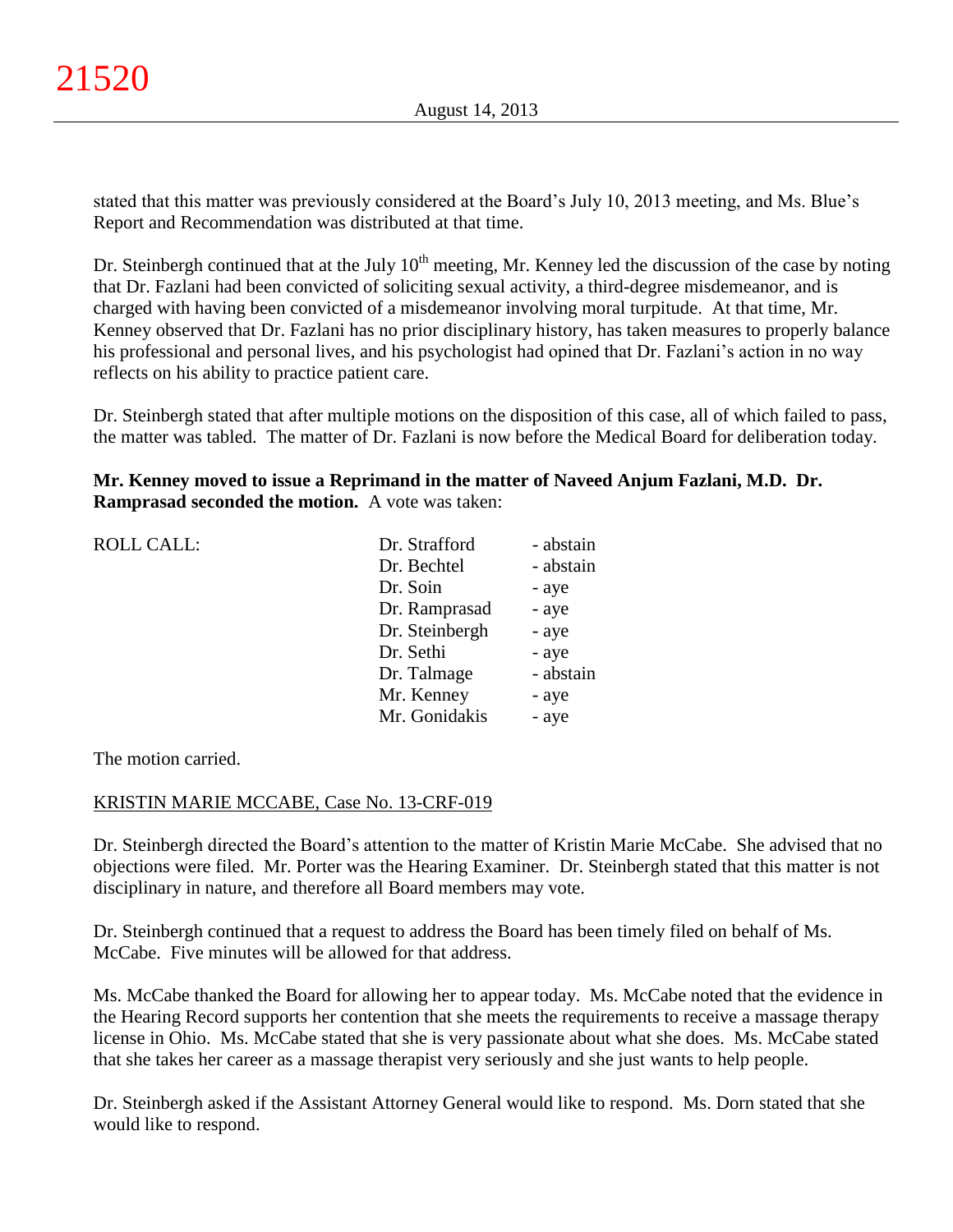stated that this matter was previously considered at the Board's July 10, 2013 meeting, and Ms. Blue's Report and Recommendation was distributed at that time.

Dr. Steinbergh continued that at the July 10th meeting, Mr. Kenney led the discussion of the case by noting that Dr. Fazlani had been convicted of soliciting sexual activity, a third-degree misdemeanor, and is charged with having been convicted of a misdemeanor involving moral turpitude. At that time, Mr. Kenney observed that Dr. Fazlani has no prior disciplinary history, has taken measures to properly balance his professional and personal lives, and his psychologist had opined that Dr. Fazlani's action in no way reflects on his ability to practice patient care.

Dr. Steinbergh stated that after multiple motions on the disposition of this case, all of which failed to pass, the matter was tabled. The matter of Dr. Fazlani is now before the Medical Board for deliberation today.

**Mr. Kenney moved to issue a Reprimand in the matter of Naveed Anjum Fazlani, M.D. Dr. Ramprasad seconded the motion.** A vote was taken:

| ROLL CALL: | Dr. Strafford | - abstain |
|---|---|---|
| | Dr. Bechtel | - abstain |
| | Dr. Soin | - aye |
| | Dr. Ramprasad | - aye |
| | Dr. Steinbergh | - aye |
| | Dr. Sethi | - aye |
| | Dr. Talmage | - abstain |
| | Mr. Kenney | - aye |
| | Mr. Gonidakis | - aye |

The motion carried.

KRISTIN MARIE MCCABE, Case No. 13-CRF-019

Dr. Steinbergh directed the Board's attention to the matter of Kristin Marie McCabe. She advised that no objections were filed. Mr. Porter was the Hearing Examiner. Dr. Steinbergh stated that this matter is not disciplinary in nature, and therefore all Board members may vote.

Dr. Steinbergh continued that a request to address the Board has been timely filed on behalf of Ms. McCabe. Five minutes will be allowed for that address.

Ms. McCabe thanked the Board for allowing her to appear today. Ms. McCabe noted that the evidence in the Hearing Record supports her contention that she meets the requirements to receive a massage therapy license in Ohio. Ms. McCabe stated that she is very passionate about what she does. Ms. McCabe stated that she takes her career as a massage therapist very seriously and she just wants to help people.

Dr. Steinbergh asked if the Assistant Attorney General would like to respond. Ms. Dorn stated that she would like to respond.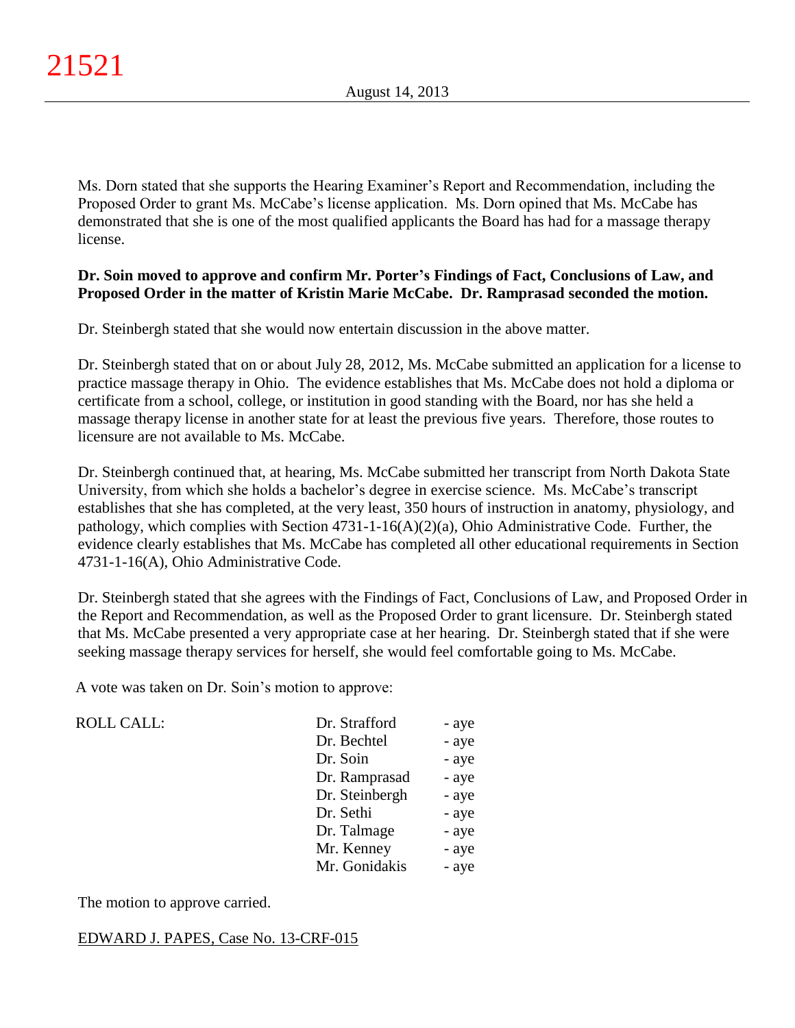Ms. Dorn stated that she supports the Hearing Examiner's Report and Recommendation, including the Proposed Order to grant Ms. McCabe's license application. Ms. Dorn opined that Ms. McCabe has demonstrated that she is one of the most qualified applicants the Board has had for a massage therapy license.

**Dr. Soin moved to approve and confirm Mr. Porter's Findings of Fact, Conclusions of Law, and Proposed Order in the matter of Kristin Marie McCabe. Dr. Ramprasad seconded the motion.**

Dr. Steinbergh stated that she would now entertain discussion in the above matter.

Dr. Steinbergh stated that on or about July 28, 2012, Ms. McCabe submitted an application for a license to practice massage therapy in Ohio. The evidence establishes that Ms. McCabe does not hold a diploma or certificate from a school, college, or institution in good standing with the Board, nor has she held a massage therapy license in another state for at least the previous five years. Therefore, those routes to licensure are not available to Ms. McCabe.

Dr. Steinbergh continued that, at hearing, Ms. McCabe submitted her transcript from North Dakota State University, from which she holds a bachelor's degree in exercise science. Ms. McCabe's transcript establishes that she has completed, at the very least, 350 hours of instruction in anatomy, physiology, and pathology, which complies with Section 4731-1-16(A)(2)(a), Ohio Administrative Code. Further, the evidence clearly establishes that Ms. McCabe has completed all other educational requirements in Section 4731-1-16(A), Ohio Administrative Code.

Dr. Steinbergh stated that she agrees with the Findings of Fact, Conclusions of Law, and Proposed Order in the Report and Recommendation, as well as the Proposed Order to grant licensure. Dr. Steinbergh stated that Ms. McCabe presented a very appropriate case at her hearing. Dr. Steinbergh stated that if she were seeking massage therapy services for herself, she would feel comfortable going to Ms. McCabe.

A vote was taken on Dr. Soin's motion to approve:

| ROLL CALL: | | |
|---|---|---|
| | Dr. Strafford | - aye |
| | Dr. Bechtel | - aye |
| | Dr. Soin | - aye |
| | Dr. Ramprasad | - aye |
| | Dr. Steinbergh | - aye |
| | Dr. Sethi | - aye |
| | Dr. Talmage | - aye |
| | Mr. Kenney | - aye |
| | Mr. Gonidakis | - aye |

The motion to approve carried.

EDWARD J. PAPES, Case No. 13-CRF-015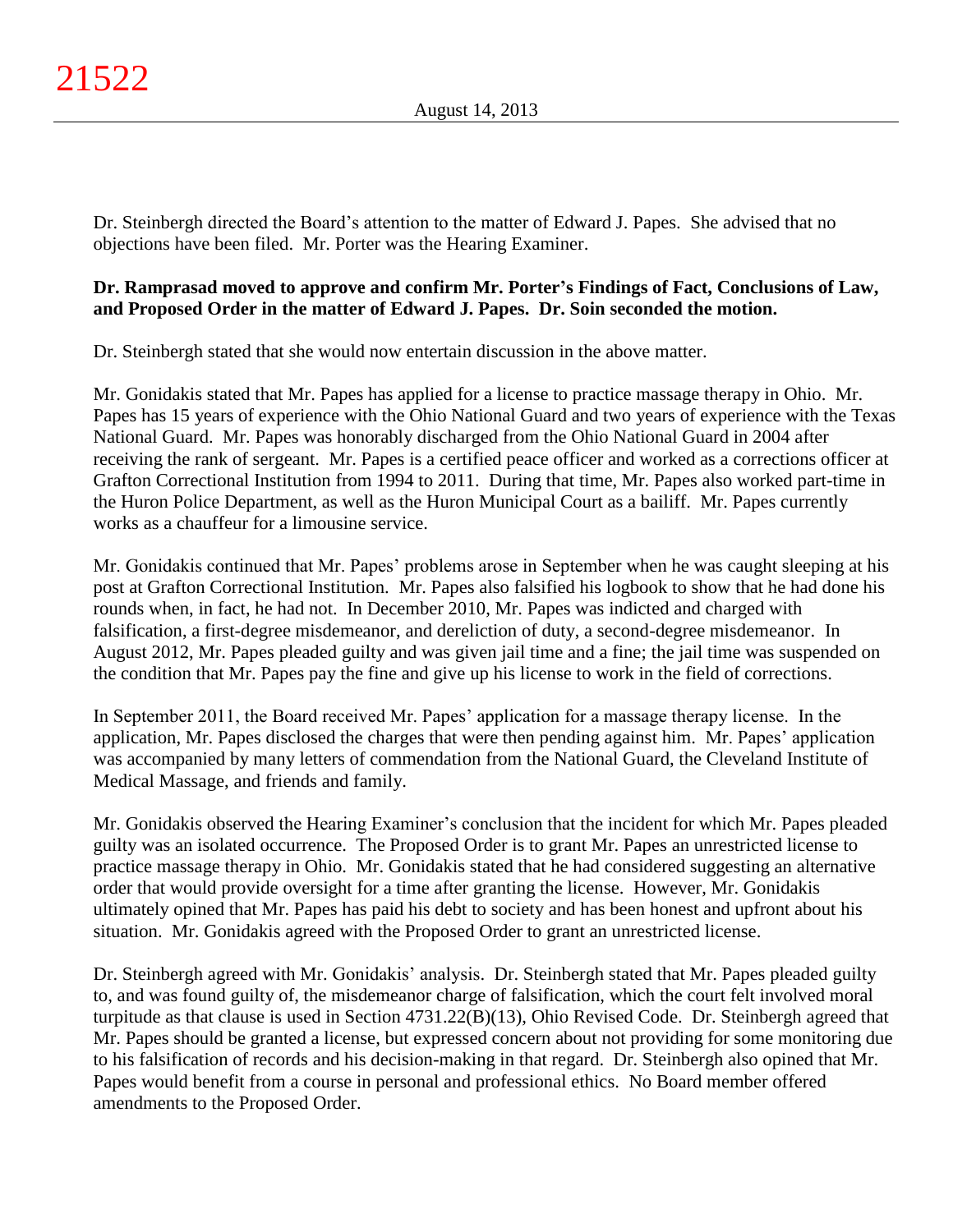Dr. Steinbergh directed the Board's attention to the matter of Edward J. Papes. She advised that no objections have been filed. Mr. Porter was the Hearing Examiner.

**Dr. Ramprasad moved to approve and confirm Mr. Porter's Findings of Fact, Conclusions of Law, and Proposed Order in the matter of Edward J. Papes. Dr. Soin seconded the motion.**

Dr. Steinbergh stated that she would now entertain discussion in the above matter.

Mr. Gonidakis stated that Mr. Papes has applied for a license to practice massage therapy in Ohio. Mr. Papes has 15 years of experience with the Ohio National Guard and two years of experience with the Texas National Guard. Mr. Papes was honorably discharged from the Ohio National Guard in 2004 after receiving the rank of sergeant. Mr. Papes is a certified peace officer and worked as a corrections officer at Grafton Correctional Institution from 1994 to 2011. During that time, Mr. Papes also worked part-time in the Huron Police Department, as well as the Huron Municipal Court as a bailiff. Mr. Papes currently works as a chauffeur for a limousine service.

Mr. Gonidakis continued that Mr. Papes' problems arose in September when he was caught sleeping at his post at Grafton Correctional Institution. Mr. Papes also falsified his logbook to show that he had done his rounds when, in fact, he had not. In December 2010, Mr. Papes was indicted and charged with falsification, a first-degree misdemeanor, and dereliction of duty, a second-degree misdemeanor. In August 2012, Mr. Papes pleaded guilty and was given jail time and a fine; the jail time was suspended on the condition that Mr. Papes pay the fine and give up his license to work in the field of corrections.

In September 2011, the Board received Mr. Papes' application for a massage therapy license. In the application, Mr. Papes disclosed the charges that were then pending against him. Mr. Papes' application was accompanied by many letters of commendation from the National Guard, the Cleveland Institute of Medical Massage, and friends and family.

Mr. Gonidakis observed the Hearing Examiner's conclusion that the incident for which Mr. Papes pleaded guilty was an isolated occurrence. The Proposed Order is to grant Mr. Papes an unrestricted license to practice massage therapy in Ohio. Mr. Gonidakis stated that he had considered suggesting an alternative order that would provide oversight for a time after granting the license. However, Mr. Gonidakis ultimately opined that Mr. Papes has paid his debt to society and has been honest and upfront about his situation. Mr. Gonidakis agreed with the Proposed Order to grant an unrestricted license.

Dr. Steinbergh agreed with Mr. Gonidakis' analysis. Dr. Steinbergh stated that Mr. Papes pleaded guilty to, and was found guilty of, the misdemeanor charge of falsification, which the court felt involved moral turpitude as that clause is used in Section 4731.22(B)(13), Ohio Revised Code. Dr. Steinbergh agreed that Mr. Papes should be granted a license, but expressed concern about not providing for some monitoring due to his falsification of records and his decision-making in that regard. Dr. Steinbergh also opined that Mr. Papes would benefit from a course in personal and professional ethics. No Board member offered amendments to the Proposed Order.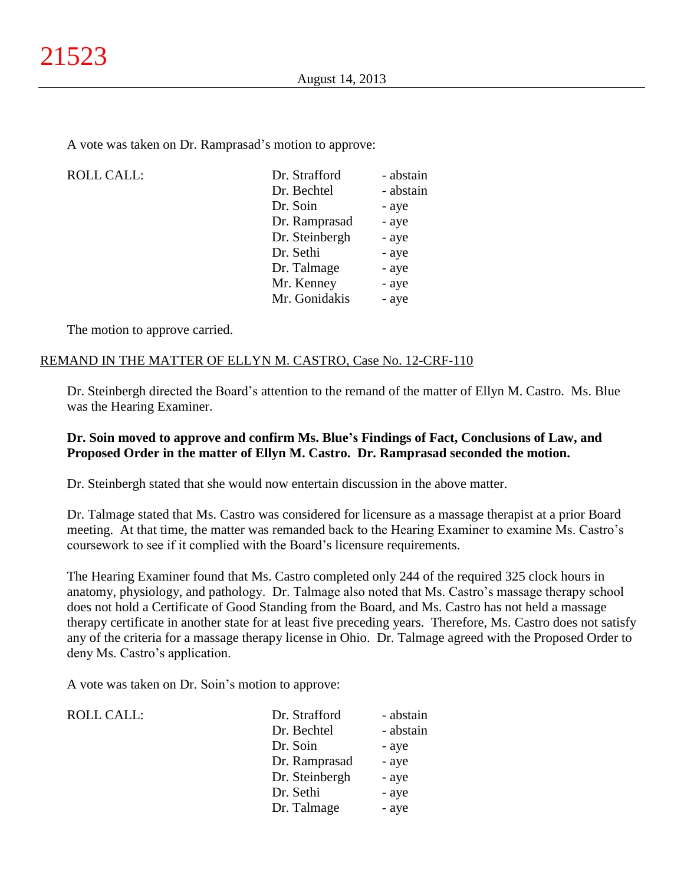A vote was taken on Dr. Ramprasad's motion to approve:

| ROLL CALL: | Dr. Strafford | - abstain |
|---|---|---|
| | Dr. Bechtel | - abstain |
| | Dr. Soin | - aye |
| | Dr. Ramprasad | - aye |
| | Dr. Steinbergh | - aye |
| | Dr. Sethi | - aye |
| | Dr. Talmage | - aye |
| | Mr. Kenney | - aye |
| | Mr. Gonidakis | - aye |

The motion to approve carried.

REMAND IN THE MATTER OF ELLYN M. CASTRO, Case No. 12-CRF-110

Dr. Steinbergh directed the Board's attention to the remand of the matter of Ellyn M. Castro. Ms. Blue was the Hearing Examiner.

**Dr. Soin moved to approve and confirm Ms. Blue's Findings of Fact, Conclusions of Law, and Proposed Order in the matter of Ellyn M. Castro. Dr. Ramprasad seconded the motion.**

Dr. Steinbergh stated that she would now entertain discussion in the above matter.

Dr. Talmage stated that Ms. Castro was considered for licensure as a massage therapist at a prior Board meeting. At that time, the matter was remanded back to the Hearing Examiner to examine Ms. Castro's coursework to see if it complied with the Board's licensure requirements.

The Hearing Examiner found that Ms. Castro completed only 244 of the required 325 clock hours in anatomy, physiology, and pathology. Dr. Talmage also noted that Ms. Castro's massage therapy school does not hold a Certificate of Good Standing from the Board, and Ms. Castro has not held a massage therapy certificate in another state for at least five preceding years. Therefore, Ms. Castro does not satisfy any of the criteria for a massage therapy license in Ohio. Dr. Talmage agreed with the Proposed Order to deny Ms. Castro's application.

A vote was taken on Dr. Soin's motion to approve:

| ROLL CALL: | Dr. Strafford | - abstain |
|---|---|---|
| | Dr. Bechtel | - abstain |
| | Dr. Soin | - aye |
| | Dr. Ramprasad | - aye |
| | Dr. Steinbergh | - aye |
| | Dr. Sethi | - aye |
| | Dr. Talmage | - aye |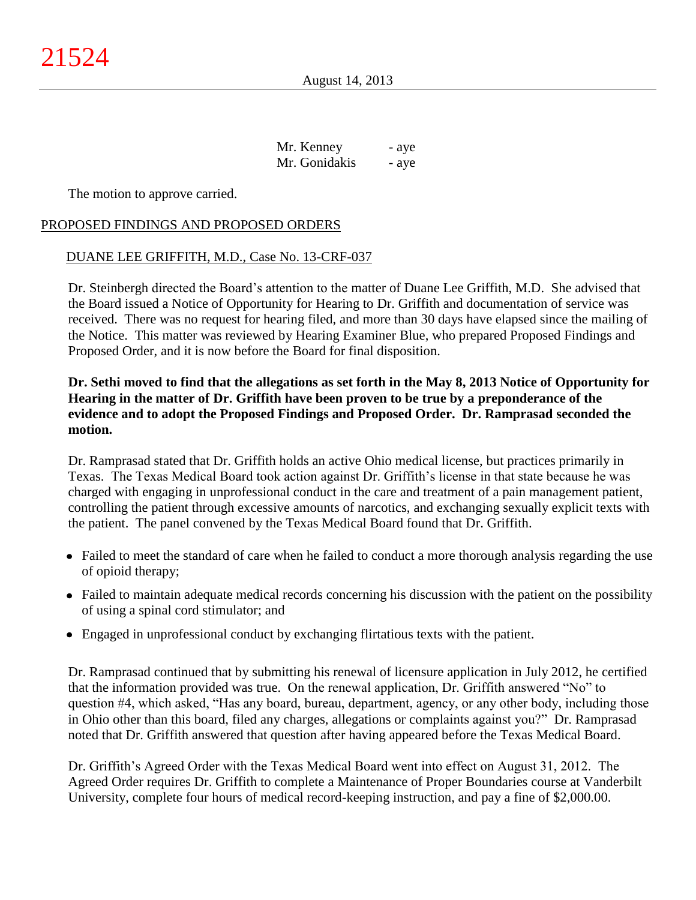| | |
|---|---|
| Mr. Kenney | - aye |
| Mr. Gonidakis | - aye |

The motion to approve carried.

PROPOSED FINDINGS AND PROPOSED ORDERS

DUANE LEE GRIFFITH, M.D., Case No. 13-CRF-037

Dr. Steinbergh directed the Board's attention to the matter of Duane Lee Griffith, M.D. She advised that the Board issued a Notice of Opportunity for Hearing to Dr. Griffith and documentation of service was received. There was no request for hearing filed, and more than 30 days have elapsed since the mailing of the Notice. This matter was reviewed by Hearing Examiner Blue, who prepared Proposed Findings and Proposed Order, and it is now before the Board for final disposition.

**Dr. Sethi moved to find that the allegations as set forth in the May 8, 2013 Notice of Opportunity for Hearing in the matter of Dr. Griffith have been proven to be true by a preponderance of the evidence and to adopt the Proposed Findings and Proposed Order. Dr. Ramprasad seconded the motion.**

Dr. Ramprasad stated that Dr. Griffith holds an active Ohio medical license, but practices primarily in Texas. The Texas Medical Board took action against Dr. Griffith's license in that state because he was charged with engaging in unprofessional conduct in the care and treatment of a pain management patient, controlling the patient through excessive amounts of narcotics, and exchanging sexually explicit texts with the patient. The panel convened by the Texas Medical Board found that Dr. Griffith.

- Failed to meet the standard of care when he failed to conduct a more thorough analysis regarding the use of opioid therapy;
- Failed to maintain adequate medical records concerning his discussion with the patient on the possibility of using a spinal cord stimulator; and
- Engaged in unprofessional conduct by exchanging flirtatious texts with the patient.

Dr. Ramprasad continued that by submitting his renewal of licensure application in July 2012, he certified that the information provided was true. On the renewal application, Dr. Griffith answered "No" to question #4, which asked, "Has any board, bureau, department, agency, or any other body, including those in Ohio other than this board, filed any charges, allegations or complaints against you?" Dr. Ramprasad noted that Dr. Griffith answered that question after having appeared before the Texas Medical Board.

Dr. Griffith's Agreed Order with the Texas Medical Board went into effect on August 31, 2012. The Agreed Order requires Dr. Griffith to complete a Maintenance of Proper Boundaries course at Vanderbilt University, complete four hours of medical record-keeping instruction, and pay a fine of $2,000.00.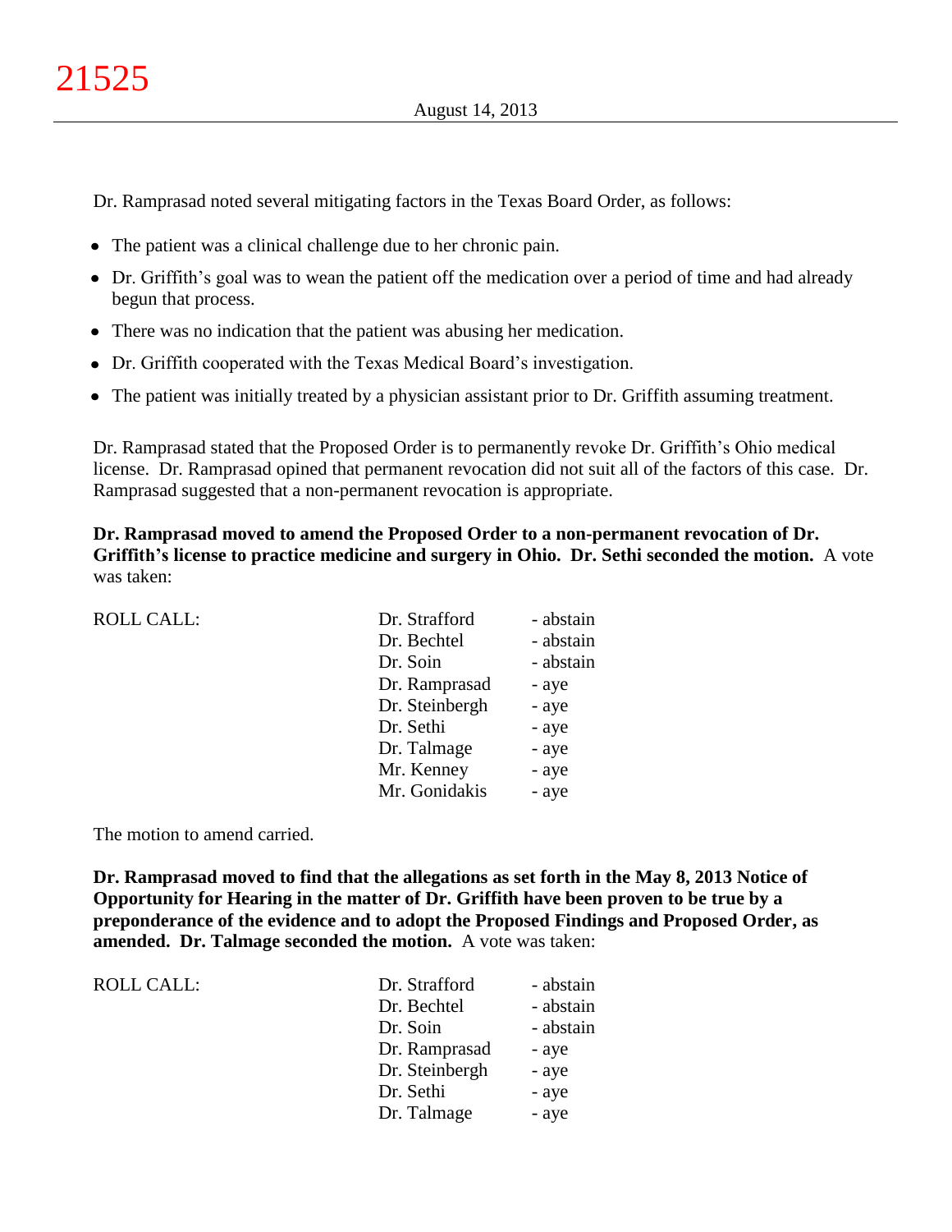Dr. Ramprasad noted several mitigating factors in the Texas Board Order, as follows:

- The patient was a clinical challenge due to her chronic pain.
- Dr. Griffith's goal was to wean the patient off the medication over a period of time and had already begun that process.
- There was no indication that the patient was abusing her medication.
- Dr. Griffith cooperated with the Texas Medical Board's investigation.
- The patient was initially treated by a physician assistant prior to Dr. Griffith assuming treatment.

Dr. Ramprasad stated that the Proposed Order is to permanently revoke Dr. Griffith's Ohio medical license. Dr. Ramprasad opined that permanent revocation did not suit all of the factors of this case. Dr. Ramprasad suggested that a non-permanent revocation is appropriate.

**Dr. Ramprasad moved to amend the Proposed Order to a non-permanent revocation of Dr. Griffith's license to practice medicine and surgery in Ohio. Dr. Sethi seconded the motion.** A vote was taken:

| ROLL CALL: | Dr. Strafford | - abstain |
|---|---|---|
| | Dr. Bechtel | - abstain |
| | Dr. Soin | - abstain |
| | Dr. Ramprasad | - aye |
| | Dr. Steinbergh | - aye |
| | Dr. Sethi | - aye |
| | Dr. Talmage | - aye |
| | Mr. Kenney | - aye |
| | Mr. Gonidakis | - aye |

The motion to amend carried.

**Dr. Ramprasad moved to find that the allegations as set forth in the May 8, 2013 Notice of Opportunity for Hearing in the matter of Dr. Griffith have been proven to be true by a preponderance of the evidence and to adopt the Proposed Findings and Proposed Order, as amended. Dr. Talmage seconded the motion.** A vote was taken:

| ROLL CALL: | Dr. Strafford | - abstain |
|---|---|---|
| | Dr. Bechtel | - abstain |
| | Dr. Soin | - abstain |
| | Dr. Ramprasad | - aye |
| | Dr. Steinbergh | - aye |
| | Dr. Sethi | - aye |
| | Dr. Talmage | - aye |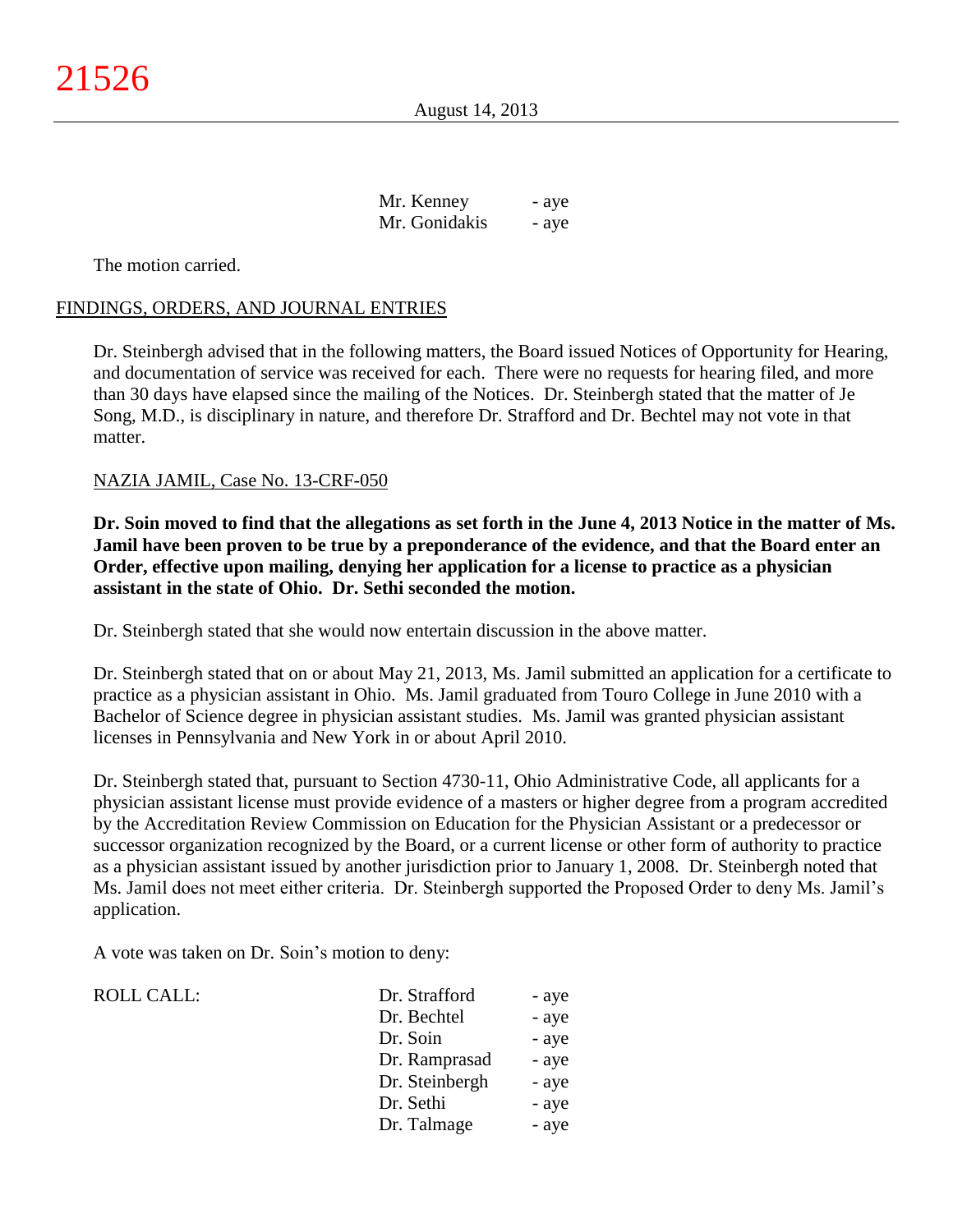| | | |
|---|---|---|
| | Mr. Kenney | - aye |
| | Mr. Gonidakis | - aye |

The motion carried.

FINDINGS, ORDERS, AND JOURNAL ENTRIES

Dr. Steinbergh advised that in the following matters, the Board issued Notices of Opportunity for Hearing, and documentation of service was received for each. There were no requests for hearing filed, and more than 30 days have elapsed since the mailing of the Notices. Dr. Steinbergh stated that the matter of Je Song, M.D., is disciplinary in nature, and therefore Dr. Strafford and Dr. Bechtel may not vote in that matter.

NAZIA JAMIL, Case No. 13-CRF-050

**Dr. Soin moved to find that the allegations as set forth in the June 4, 2013 Notice in the matter of Ms. Jamil have been proven to be true by a preponderance of the evidence, and that the Board enter an Order, effective upon mailing, denying her application for a license to practice as a physician assistant in the state of Ohio. Dr. Sethi seconded the motion.**

Dr. Steinbergh stated that she would now entertain discussion in the above matter.

Dr. Steinbergh stated that on or about May 21, 2013, Ms. Jamil submitted an application for a certificate to practice as a physician assistant in Ohio. Ms. Jamil graduated from Touro College in June 2010 with a Bachelor of Science degree in physician assistant studies. Ms. Jamil was granted physician assistant licenses in Pennsylvania and New York in or about April 2010.

Dr. Steinbergh stated that, pursuant to Section 4730-11, Ohio Administrative Code, all applicants for a physician assistant license must provide evidence of a masters or higher degree from a program accredited by the Accreditation Review Commission on Education for the Physician Assistant or a predecessor or successor organization recognized by the Board, or a current license or other form of authority to practice as a physician assistant issued by another jurisdiction prior to January 1, 2008. Dr. Steinbergh noted that Ms. Jamil does not meet either criteria. Dr. Steinbergh supported the Proposed Order to deny Ms. Jamil's application.

A vote was taken on Dr. Soin's motion to deny:

| | | |
|---|---|---|
| ROLL CALL: | Dr. Strafford | - aye |
| | Dr. Bechtel | - aye |
| | Dr. Soin | - aye |
| | Dr. Ramprasad | - aye |
| | Dr. Steinbergh | - aye |
| | Dr. Sethi | - aye |
| | Dr. Talmage | - aye |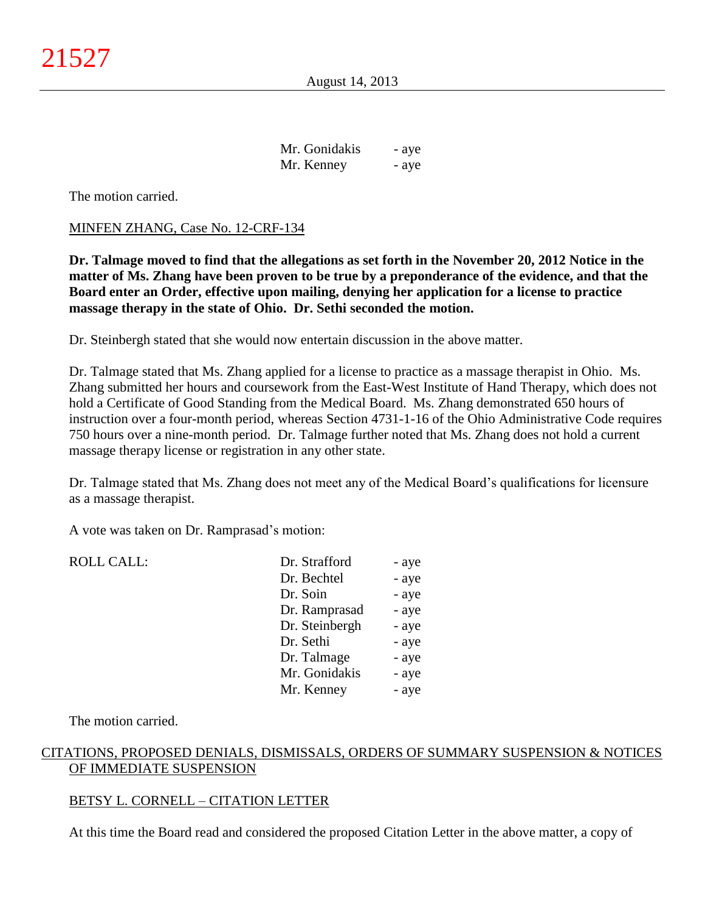| | |
|---|---|
| Mr. Gonidakis | - aye |
| Mr. Kenney | - aye |

The motion carried.

MINFEN ZHANG, Case No. 12-CRF-134

**Dr. Talmage moved to find that the allegations as set forth in the November 20, 2012 Notice in the matter of Ms. Zhang have been proven to be true by a preponderance of the evidence, and that the Board enter an Order, effective upon mailing, denying her application for a license to practice massage therapy in the state of Ohio. Dr. Sethi seconded the motion.**

Dr. Steinbergh stated that she would now entertain discussion in the above matter.

Dr. Talmage stated that Ms. Zhang applied for a license to practice as a massage therapist in Ohio. Ms. Zhang submitted her hours and coursework from the East-West Institute of Hand Therapy, which does not hold a Certificate of Good Standing from the Medical Board. Ms. Zhang demonstrated 650 hours of instruction over a four-month period, whereas Section 4731-1-16 of the Ohio Administrative Code requires 750 hours over a nine-month period. Dr. Talmage further noted that Ms. Zhang does not hold a current massage therapy license or registration in any other state.

Dr. Talmage stated that Ms. Zhang does not meet any of the Medical Board's qualifications for licensure as a massage therapist.

A vote was taken on Dr. Ramprasad's motion:

| ROLL CALL: | | |
|---|---|---|
| | Dr. Strafford | - aye |
| | Dr. Bechtel | - aye |
| | Dr. Soin | - aye |
| | Dr. Ramprasad | - aye |
| | Dr. Steinbergh | - aye |
| | Dr. Sethi | - aye |
| | Dr. Talmage | - aye |
| | Mr. Gonidakis | - aye |
| | Mr. Kenney | - aye |

The motion carried.

CITATIONS, PROPOSED DENIALS, DISMISSALS, ORDERS OF SUMMARY SUSPENSION & NOTICES OF IMMEDIATE SUSPENSION

BETSY L. CORNELL – CITATION LETTER

At this time the Board read and considered the proposed Citation Letter in the above matter, a copy of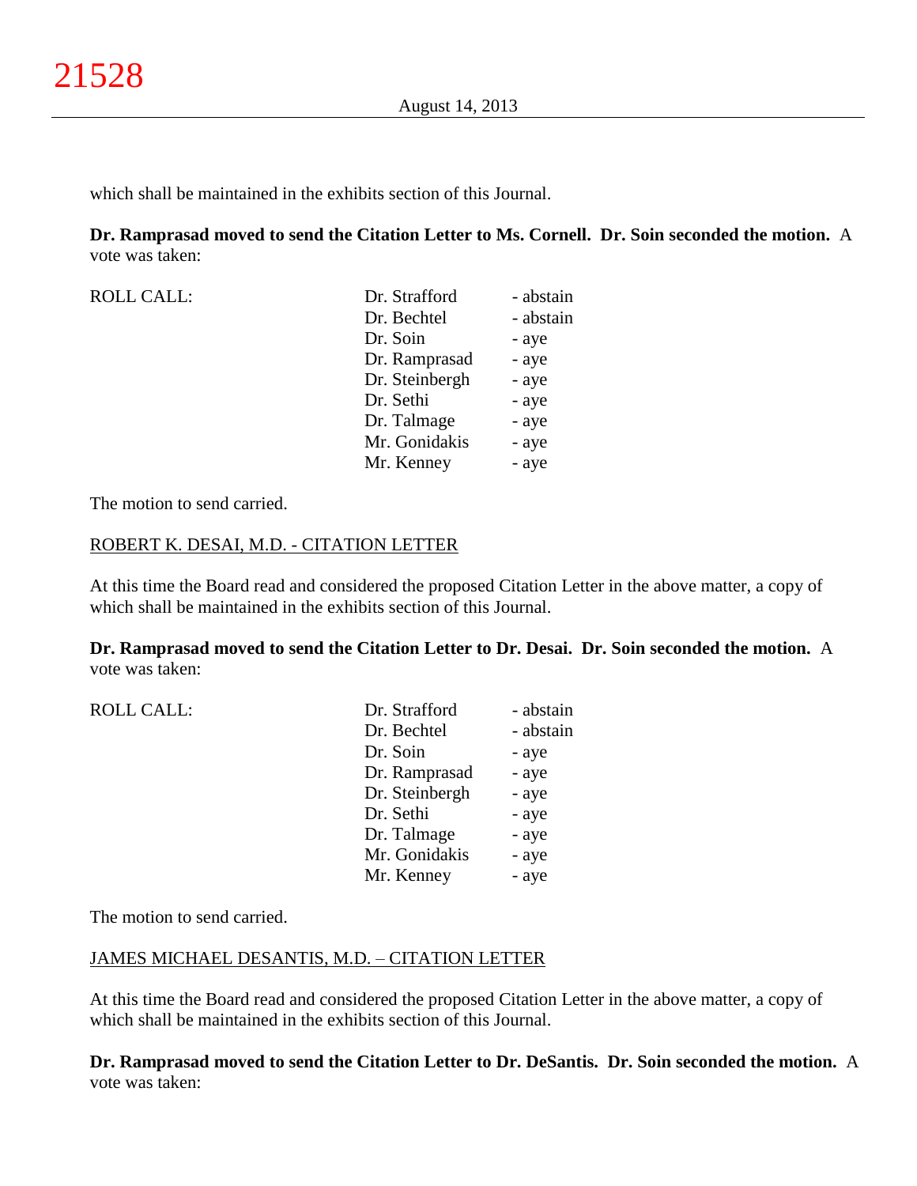which shall be maintained in the exhibits section of this Journal.

**Dr. Ramprasad moved to send the Citation Letter to Ms. Cornell. Dr. Soin seconded the motion.** A vote was taken:

| ROLL CALL: | | |
|---|---|---|
| | Dr. Strafford | - abstain |
| | Dr. Bechtel | - abstain |
| | Dr. Soin | - aye |
| | Dr. Ramprasad | - aye |
| | Dr. Steinbergh | - aye |
| | Dr. Sethi | - aye |
| | Dr. Talmage | - aye |
| | Mr. Gonidakis | - aye |
| | Mr. Kenney | - aye |

The motion to send carried.

ROBERT K. DESAI, M.D. - CITATION LETTER

At this time the Board read and considered the proposed Citation Letter in the above matter, a copy of which shall be maintained in the exhibits section of this Journal.

**Dr. Ramprasad moved to send the Citation Letter to Dr. Desai. Dr. Soin seconded the motion.** A vote was taken:

| ROLL CALL: | | |
|---|---|---|
| | Dr. Strafford | - abstain |
| | Dr. Bechtel | - abstain |
| | Dr. Soin | - aye |
| | Dr. Ramprasad | - aye |
| | Dr. Steinbergh | - aye |
| | Dr. Sethi | - aye |
| | Dr. Talmage | - aye |
| | Mr. Gonidakis | - aye |
| | Mr. Kenney | - aye |

The motion to send carried.

JAMES MICHAEL DESANTIS, M.D. – CITATION LETTER

At this time the Board read and considered the proposed Citation Letter in the above matter, a copy of which shall be maintained in the exhibits section of this Journal.

**Dr. Ramprasad moved to send the Citation Letter to Dr. DeSantis. Dr. Soin seconded the motion.** A vote was taken: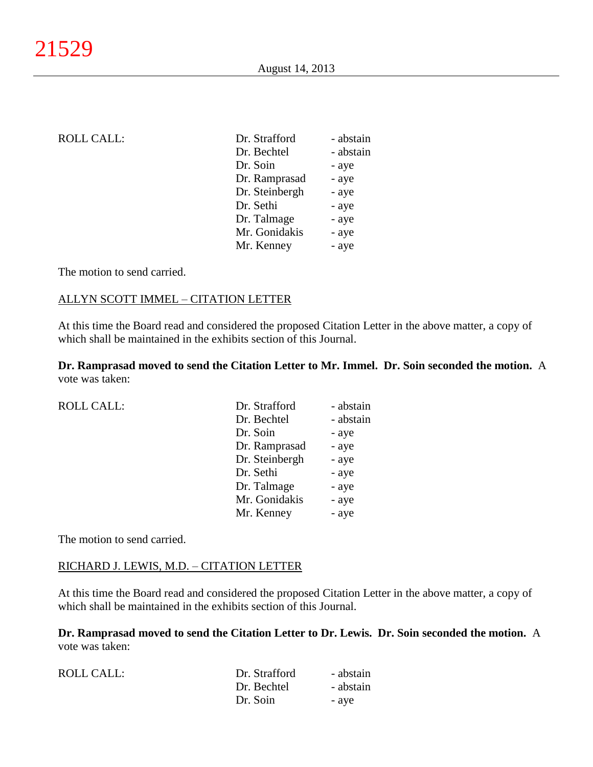ROLL CALL:

| | |
|---|---|
| Dr. Strafford | - abstain |
| Dr. Bechtel | - abstain |
| Dr. Soin | - aye |
| Dr. Ramprasad | - aye |
| Dr. Steinbergh | - aye |
| Dr. Sethi | - aye |
| Dr. Talmage | - aye |
| Mr. Gonidakis | - aye |
| Mr. Kenney | - aye |

The motion to send carried.

ALLYN SCOTT IMMEL – CITATION LETTER

At this time the Board read and considered the proposed Citation Letter in the above matter, a copy of which shall be maintained in the exhibits section of this Journal.

**Dr. Ramprasad moved to send the Citation Letter to Mr. Immel. Dr. Soin seconded the motion.** A vote was taken:

ROLL CALL:

| | |
|---|---|
| Dr. Strafford | - abstain |
| Dr. Bechtel | - abstain |
| Dr. Soin | - aye |
| Dr. Ramprasad | - aye |
| Dr. Steinbergh | - aye |
| Dr. Sethi | - aye |
| Dr. Talmage | - aye |
| Mr. Gonidakis | - aye |
| Mr. Kenney | - aye |

The motion to send carried.

RICHARD J. LEWIS, M.D. – CITATION LETTER

At this time the Board read and considered the proposed Citation Letter in the above matter, a copy of which shall be maintained in the exhibits section of this Journal.

**Dr. Ramprasad moved to send the Citation Letter to Dr. Lewis. Dr. Soin seconded the motion.** A vote was taken:

ROLL CALL:

| | |
|---|---|
| Dr. Strafford | - abstain |
| Dr. Bechtel | - abstain |
| Dr. Soin | - aye |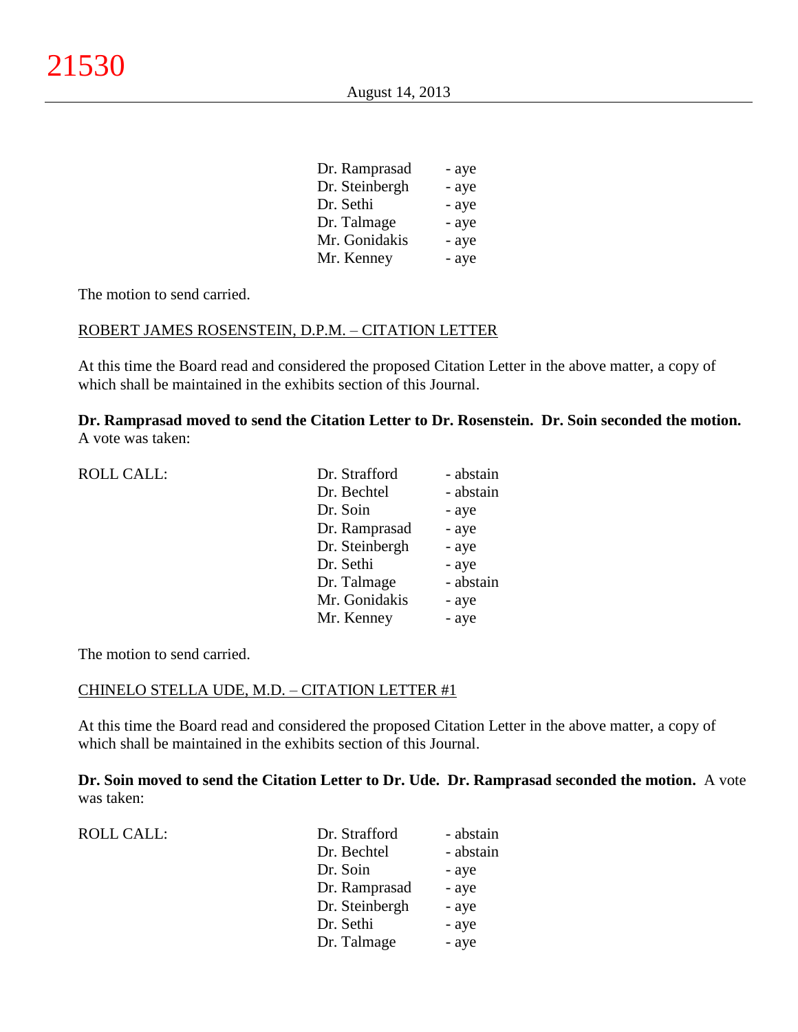| | |
|---|---|
| Dr. Ramprasad | - aye |
| Dr. Steinbergh | - aye |
| Dr. Sethi | - aye |
| Dr. Talmage | - aye |
| Mr. Gonidakis | - aye |
| Mr. Kenney | - aye |

The motion to send carried.

ROBERT JAMES ROSENSTEIN, D.P.M. – CITATION LETTER

At this time the Board read and considered the proposed Citation Letter in the above matter, a copy of which shall be maintained in the exhibits section of this Journal.

**Dr. Ramprasad moved to send the Citation Letter to Dr. Rosenstein. Dr. Soin seconded the motion.** A vote was taken:

| ROLL CALL: | | |
|---|---|---|
| | Dr. Strafford | - abstain |
| | Dr. Bechtel | - abstain |
| | Dr. Soin | - aye |
| | Dr. Ramprasad | - aye |
| | Dr. Steinbergh | - aye |
| | Dr. Sethi | - aye |
| | Dr. Talmage | - abstain |
| | Mr. Gonidakis | - aye |
| | Mr. Kenney | - aye |

The motion to send carried.

CHINELO STELLA UDE, M.D. – CITATION LETTER #1

At this time the Board read and considered the proposed Citation Letter in the above matter, a copy of which shall be maintained in the exhibits section of this Journal.

**Dr. Soin moved to send the Citation Letter to Dr. Ude. Dr. Ramprasad seconded the motion.** A vote was taken:

| ROLL CALL: | | |
|---|---|---|
| | Dr. Strafford | - abstain |
| | Dr. Bechtel | - abstain |
| | Dr. Soin | - aye |
| | Dr. Ramprasad | - aye |
| | Dr. Steinbergh | - aye |
| | Dr. Sethi | - aye |
| | Dr. Talmage | - aye |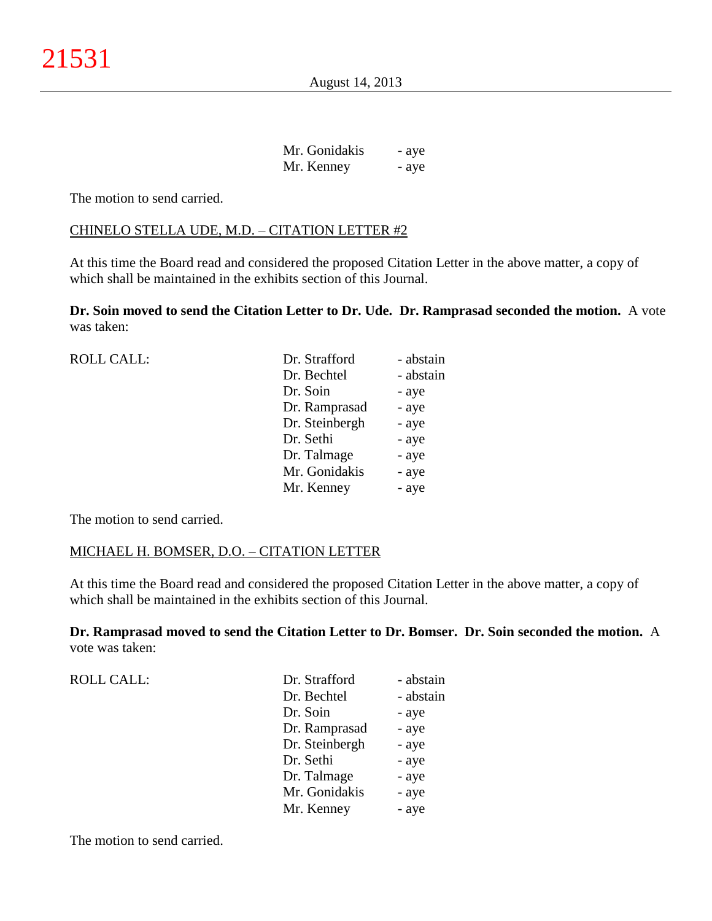| | |
|---|---|
| Mr. Gonidakis | - aye |
| Mr. Kenney | - aye |

The motion to send carried.

CHINELO STELLA UDE, M.D. – CITATION LETTER #2

At this time the Board read and considered the proposed Citation Letter in the above matter, a copy of which shall be maintained in the exhibits section of this Journal.

**Dr. Soin moved to send the Citation Letter to Dr. Ude. Dr. Ramprasad seconded the motion.** A vote was taken:

| ROLL CALL: | | |
|---|---|---|
| | Dr. Strafford | - abstain |
| | Dr. Bechtel | - abstain |
| | Dr. Soin | - aye |
| | Dr. Ramprasad | - aye |
| | Dr. Steinbergh | - aye |
| | Dr. Sethi | - aye |
| | Dr. Talmage | - aye |
| | Mr. Gonidakis | - aye |
| | Mr. Kenney | - aye |

The motion to send carried.

MICHAEL H. BOMSER, D.O. – CITATION LETTER

At this time the Board read and considered the proposed Citation Letter in the above matter, a copy of which shall be maintained in the exhibits section of this Journal.

**Dr. Ramprasad moved to send the Citation Letter to Dr. Bomser. Dr. Soin seconded the motion.** A vote was taken:

| ROLL CALL: | | |
|---|---|---|
| | Dr. Strafford | - abstain |
| | Dr. Bechtel | - abstain |
| | Dr. Soin | - aye |
| | Dr. Ramprasad | - aye |
| | Dr. Steinbergh | - aye |
| | Dr. Sethi | - aye |
| | Dr. Talmage | - aye |
| | Mr. Gonidakis | - aye |
| | Mr. Kenney | - aye |

The motion to send carried.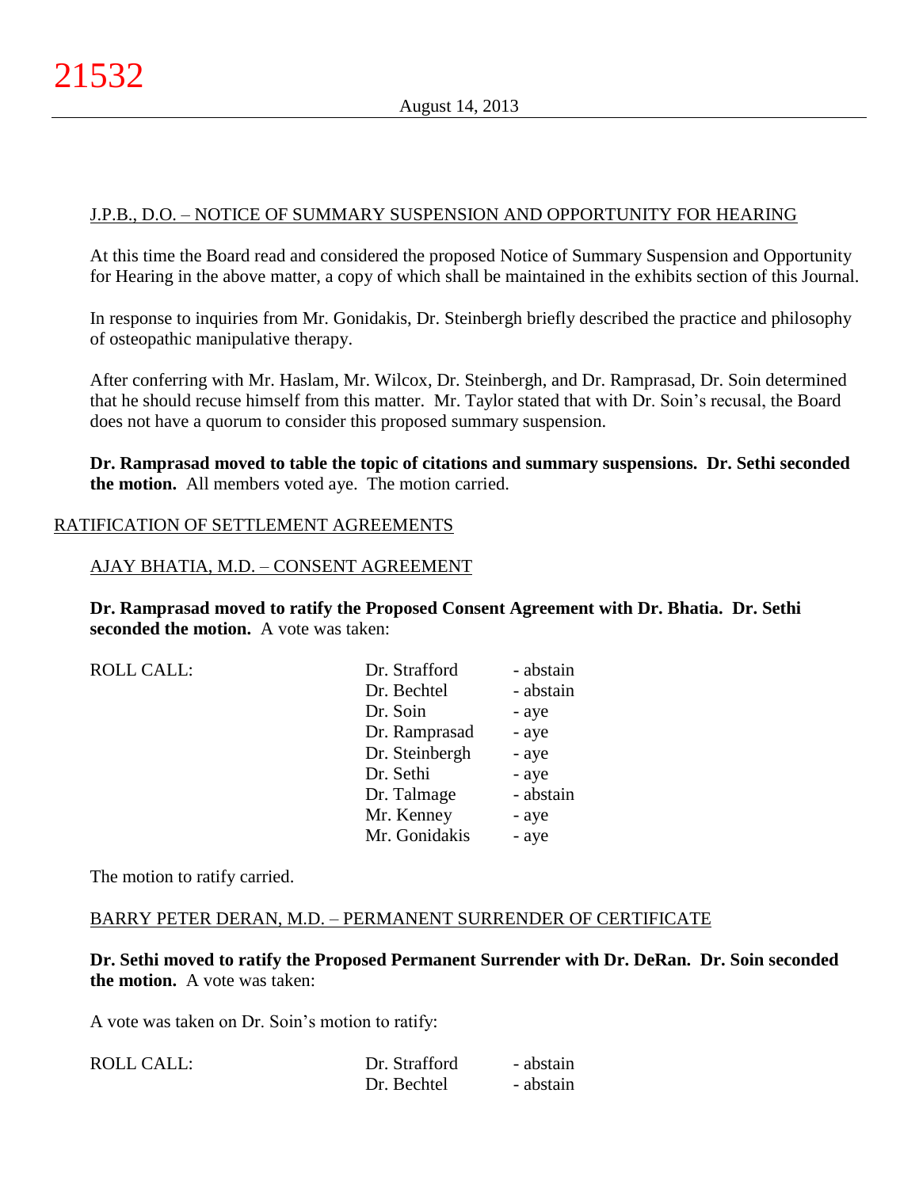J.P.B., D.O. – NOTICE OF SUMMARY SUSPENSION AND OPPORTUNITY FOR HEARING

At this time the Board read and considered the proposed Notice of Summary Suspension and Opportunity for Hearing in the above matter, a copy of which shall be maintained in the exhibits section of this Journal.

In response to inquiries from Mr. Gonidakis, Dr. Steinbergh briefly described the practice and philosophy of osteopathic manipulative therapy.

After conferring with Mr. Haslam, Mr. Wilcox, Dr. Steinbergh, and Dr. Ramprasad, Dr. Soin determined that he should recuse himself from this matter. Mr. Taylor stated that with Dr. Soin's recusal, the Board does not have a quorum to consider this proposed summary suspension.

**Dr. Ramprasad moved to table the topic of citations and summary suspensions. Dr. Sethi seconded the motion.** All members voted aye. The motion carried.

RATIFICATION OF SETTLEMENT AGREEMENTS

AJAY BHATIA, M.D. – CONSENT AGREEMENT

**Dr. Ramprasad moved to ratify the Proposed Consent Agreement with Dr. Bhatia. Dr. Sethi seconded the motion.** A vote was taken:

| ROLL CALL: | | |
|---|---|---|
| | Dr. Strafford | - abstain |
| | Dr. Bechtel | - abstain |
| | Dr. Soin | - aye |
| | Dr. Ramprasad | - aye |
| | Dr. Steinbergh | - aye |
| | Dr. Sethi | - aye |
| | Dr. Talmage | - abstain |
| | Mr. Kenney | - aye |
| | Mr. Gonidakis | - aye |

The motion to ratify carried.

BARRY PETER DERAN, M.D. – PERMANENT SURRENDER OF CERTIFICATE

**Dr. Sethi moved to ratify the Proposed Permanent Surrender with Dr. DeRan. Dr. Soin seconded the motion.** A vote was taken:

A vote was taken on Dr. Soin's motion to ratify:

| ROLL CALL: | | |
|---|---|---|
| | Dr. Strafford | - abstain |
| | Dr. Bechtel | - abstain |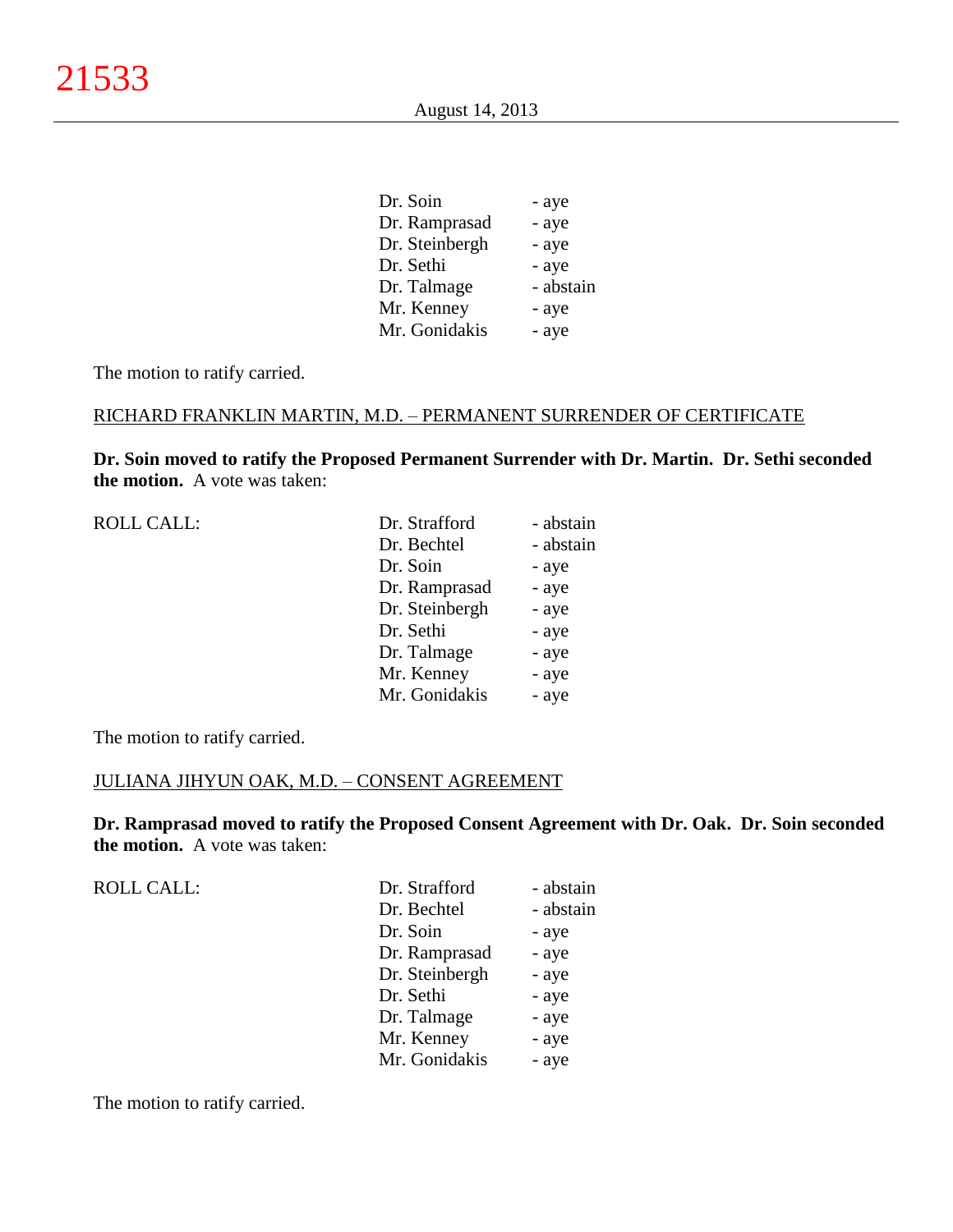| | |
|---|---|
| Dr. Soin | - aye |
| Dr. Ramprasad | - aye |
| Dr. Steinbergh | - aye |
| Dr. Sethi | - aye |
| Dr. Talmage | - abstain |
| Mr. Kenney | - aye |
| Mr. Gonidakis | - aye |

The motion to ratify carried.

RICHARD FRANKLIN MARTIN, M.D. – PERMANENT SURRENDER OF CERTIFICATE

**Dr. Soin moved to ratify the Proposed Permanent Surrender with Dr. Martin. Dr. Sethi seconded the motion.** A vote was taken:

| ROLL CALL: | | |
|---|---|---|
| | Dr. Strafford | - abstain |
| | Dr. Bechtel | - abstain |
| | Dr. Soin | - aye |
| | Dr. Ramprasad | - aye |
| | Dr. Steinbergh | - aye |
| | Dr. Sethi | - aye |
| | Dr. Talmage | - aye |
| | Mr. Kenney | - aye |
| | Mr. Gonidakis | - aye |

The motion to ratify carried.

JULIANA JIHYUN OAK, M.D. – CONSENT AGREEMENT

**Dr. Ramprasad moved to ratify the Proposed Consent Agreement with Dr. Oak. Dr. Soin seconded the motion.** A vote was taken:

| ROLL CALL: | | |
|---|---|---|
| | Dr. Strafford | - abstain |
| | Dr. Bechtel | - abstain |
| | Dr. Soin | - aye |
| | Dr. Ramprasad | - aye |
| | Dr. Steinbergh | - aye |
| | Dr. Sethi | - aye |
| | Dr. Talmage | - aye |
| | Mr. Kenney | - aye |
| | Mr. Gonidakis | - aye |

The motion to ratify carried.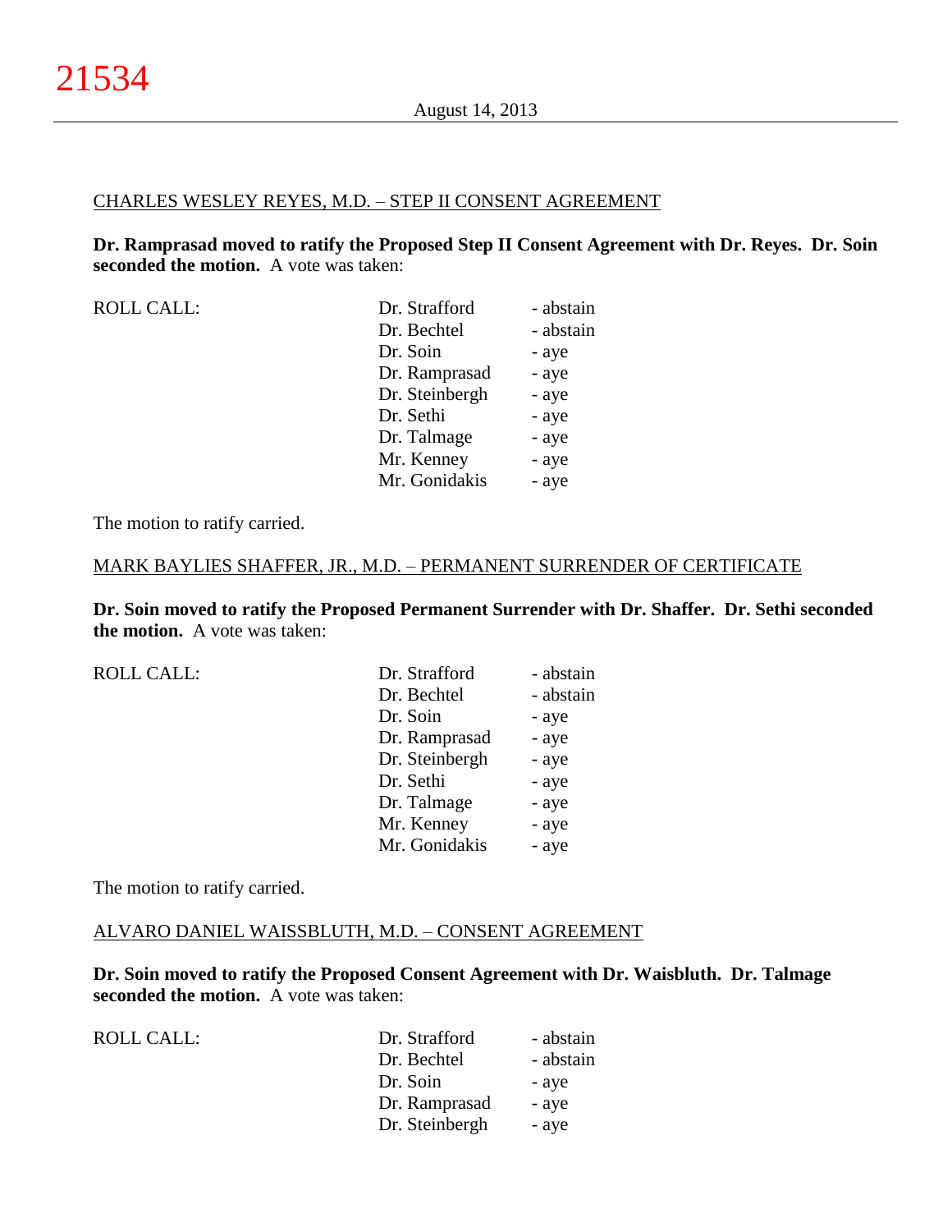CHARLES WESLEY REYES, M.D. – STEP II CONSENT AGREEMENT

**Dr. Ramprasad moved to ratify the Proposed Step II Consent Agreement with Dr. Reyes. Dr. Soin seconded the motion.** A vote was taken:

| ROLL CALL: | Dr. Strafford | - abstain |
|---|---|---|
| | Dr. Bechtel | - abstain |
| | Dr. Soin | - aye |
| | Dr. Ramprasad | - aye |
| | Dr. Steinbergh | - aye |
| | Dr. Sethi | - aye |
| | Dr. Talmage | - aye |
| | Mr. Kenney | - aye |
| | Mr. Gonidakis | - aye |

The motion to ratify carried.

MARK BAYLIES SHAFFER, JR., M.D. – PERMANENT SURRENDER OF CERTIFICATE

**Dr. Soin moved to ratify the Proposed Permanent Surrender with Dr. Shaffer. Dr. Sethi seconded the motion.** A vote was taken:

| ROLL CALL: | Dr. Strafford | - abstain |
|---|---|---|
| | Dr. Bechtel | - abstain |
| | Dr. Soin | - aye |
| | Dr. Ramprasad | - aye |
| | Dr. Steinbergh | - aye |
| | Dr. Sethi | - aye |
| | Dr. Talmage | - aye |
| | Mr. Kenney | - aye |
| | Mr. Gonidakis | - aye |

The motion to ratify carried.

ALVARO DANIEL WAISSBLUTH, M.D. – CONSENT AGREEMENT

**Dr. Soin moved to ratify the Proposed Consent Agreement with Dr. Waisbluth. Dr. Talmage seconded the motion.** A vote was taken:

| ROLL CALL: | Dr. Strafford | - abstain |
|---|---|---|
| | Dr. Bechtel | - abstain |
| | Dr. Soin | - aye |
| | Dr. Ramprasad | - aye |
| | Dr. Steinbergh | - aye |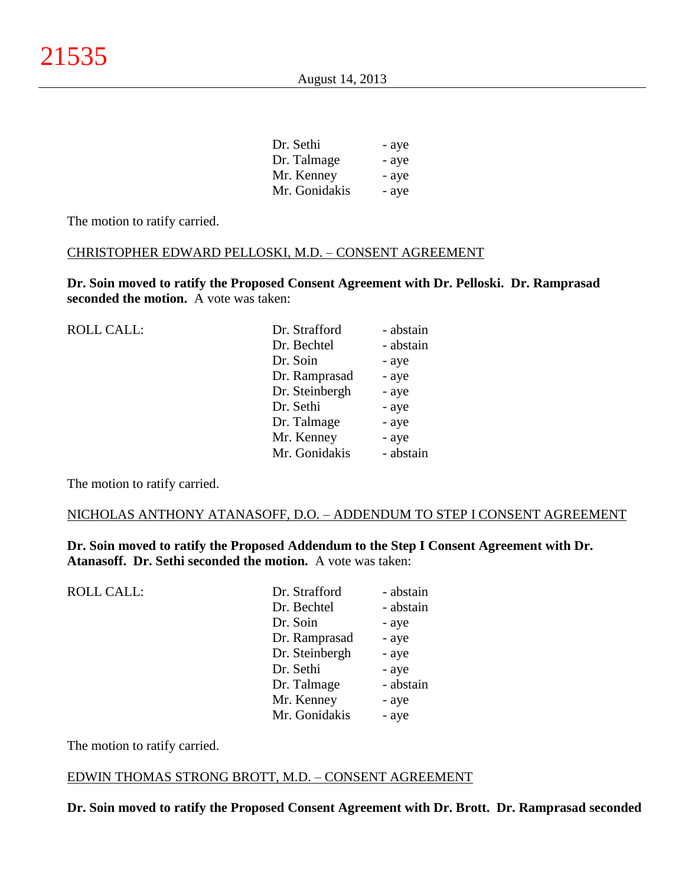| | |
|---|---|
| Dr. Sethi | - aye |
| Dr. Talmage | - aye |
| Mr. Kenney | - aye |
| Mr. Gonidakis | - aye |

The motion to ratify carried.

CHRISTOPHER EDWARD PELLOSKI, M.D. – CONSENT AGREEMENT

**Dr. Soin moved to ratify the Proposed Consent Agreement with Dr. Pelloski. Dr. Ramprasad seconded the motion.** A vote was taken:

| ROLL CALL: | | |
|---|---|---|
| | Dr. Strafford | - abstain |
| | Dr. Bechtel | - abstain |
| | Dr. Soin | - aye |
| | Dr. Ramprasad | - aye |
| | Dr. Steinbergh | - aye |
| | Dr. Sethi | - aye |
| | Dr. Talmage | - aye |
| | Mr. Kenney | - aye |
| | Mr. Gonidakis | - abstain |

The motion to ratify carried.

NICHOLAS ANTHONY ATANASOFF, D.O. – ADDENDUM TO STEP I CONSENT AGREEMENT

**Dr. Soin moved to ratify the Proposed Addendum to the Step I Consent Agreement with Dr. Atanasoff. Dr. Sethi seconded the motion.** A vote was taken:

| ROLL CALL: | | |
|---|---|---|
| | Dr. Strafford | - abstain |
| | Dr. Bechtel | - abstain |
| | Dr. Soin | - aye |
| | Dr. Ramprasad | - aye |
| | Dr. Steinbergh | - aye |
| | Dr. Sethi | - aye |
| | Dr. Talmage | - abstain |
| | Mr. Kenney | - aye |
| | Mr. Gonidakis | - aye |

The motion to ratify carried.

EDWIN THOMAS STRONG BROTT, M.D. – CONSENT AGREEMENT

**Dr. Soin moved to ratify the Proposed Consent Agreement with Dr. Brott. Dr. Ramprasad seconded**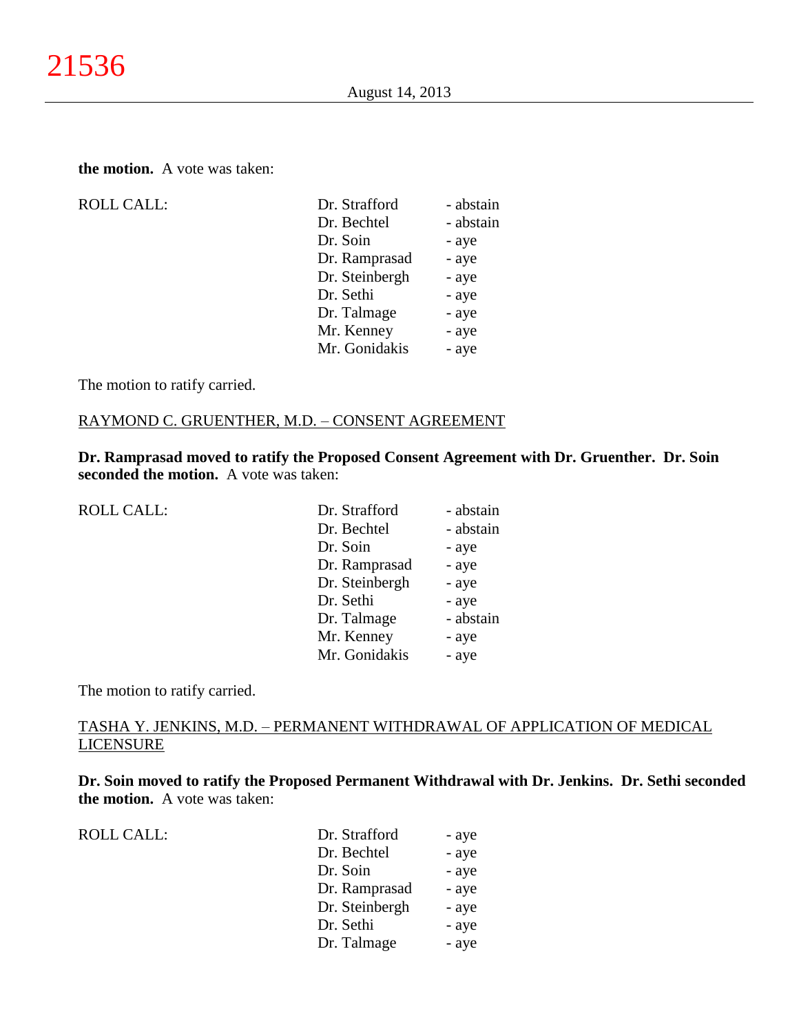**the motion.** A vote was taken:

| ROLL CALL: | | |
|---|---|---|
| | Dr. Strafford | - abstain |
| | Dr. Bechtel | - abstain |
| | Dr. Soin | - aye |
| | Dr. Ramprasad | - aye |
| | Dr. Steinbergh | - aye |
| | Dr. Sethi | - aye |
| | Dr. Talmage | - aye |
| | Mr. Kenney | - aye |
| | Mr. Gonidakis | - aye |

The motion to ratify carried.

RAYMOND C. GRUENTHER, M.D. – CONSENT AGREEMENT

**Dr. Ramprasad moved to ratify the Proposed Consent Agreement with Dr. Gruenther. Dr. Soin seconded the motion.** A vote was taken:

| ROLL CALL: | | |
|---|---|---|
| | Dr. Strafford | - abstain |
| | Dr. Bechtel | - abstain |
| | Dr. Soin | - aye |
| | Dr. Ramprasad | - aye |
| | Dr. Steinbergh | - aye |
| | Dr. Sethi | - aye |
| | Dr. Talmage | - abstain |
| | Mr. Kenney | - aye |
| | Mr. Gonidakis | - aye |

The motion to ratify carried.

TASHA Y. JENKINS, M.D. – PERMANENT WITHDRAWAL OF APPLICATION OF MEDICAL LICENSURE

**Dr. Soin moved to ratify the Proposed Permanent Withdrawal with Dr. Jenkins. Dr. Sethi seconded the motion.** A vote was taken:

| ROLL CALL: | | |
|---|---|---|
| | Dr. Strafford | - aye |
| | Dr. Bechtel | - aye |
| | Dr. Soin | - aye |
| | Dr. Ramprasad | - aye |
| | Dr. Steinbergh | - aye |
| | Dr. Sethi | - aye |
| | Dr. Talmage | - aye |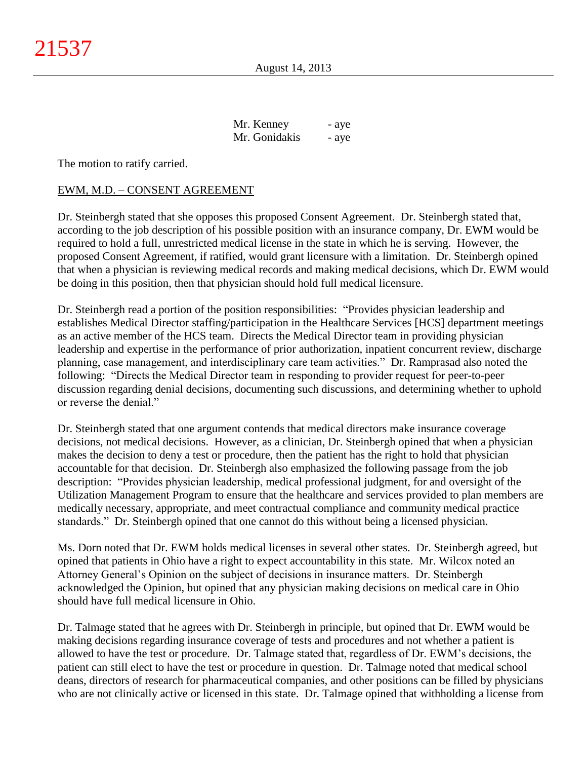| | |
|---|---|
| Mr. Kenney | - aye |
| Mr. Gonidakis | - aye |

The motion to ratify carried.

EWM, M.D. – CONSENT AGREEMENT

Dr. Steinbergh stated that she opposes this proposed Consent Agreement. Dr. Steinbergh stated that, according to the job description of his possible position with an insurance company, Dr. EWM would be required to hold a full, unrestricted medical license in the state in which he is serving. However, the proposed Consent Agreement, if ratified, would grant licensure with a limitation. Dr. Steinbergh opined that when a physician is reviewing medical records and making medical decisions, which Dr. EWM would be doing in this position, then that physician should hold full medical licensure.

Dr. Steinbergh read a portion of the position responsibilities: "Provides physician leadership and establishes Medical Director staffing/participation in the Healthcare Services [HCS] department meetings as an active member of the HCS team. Directs the Medical Director team in providing physician leadership and expertise in the performance of prior authorization, inpatient concurrent review, discharge planning, case management, and interdisciplinary care team activities." Dr. Ramprasad also noted the following: "Directs the Medical Director team in responding to provider request for peer-to-peer discussion regarding denial decisions, documenting such discussions, and determining whether to uphold or reverse the denial."

Dr. Steinbergh stated that one argument contends that medical directors make insurance coverage decisions, not medical decisions. However, as a clinician, Dr. Steinbergh opined that when a physician makes the decision to deny a test or procedure, then the patient has the right to hold that physician accountable for that decision. Dr. Steinbergh also emphasized the following passage from the job description: "Provides physician leadership, medical professional judgment, for and oversight of the Utilization Management Program to ensure that the healthcare and services provided to plan members are medically necessary, appropriate, and meet contractual compliance and community medical practice standards." Dr. Steinbergh opined that one cannot do this without being a licensed physician.

Ms. Dorn noted that Dr. EWM holds medical licenses in several other states. Dr. Steinbergh agreed, but opined that patients in Ohio have a right to expect accountability in this state. Mr. Wilcox noted an Attorney General's Opinion on the subject of decisions in insurance matters. Dr. Steinbergh acknowledged the Opinion, but opined that any physician making decisions on medical care in Ohio should have full medical licensure in Ohio.

Dr. Talmage stated that he agrees with Dr. Steinbergh in principle, but opined that Dr. EWM would be making decisions regarding insurance coverage of tests and procedures and not whether a patient is allowed to have the test or procedure. Dr. Talmage stated that, regardless of Dr. EWM's decisions, the patient can still elect to have the test or procedure in question. Dr. Talmage noted that medical school deans, directors of research for pharmaceutical companies, and other positions can be filled by physicians who are not clinically active or licensed in this state. Dr. Talmage opined that withholding a license from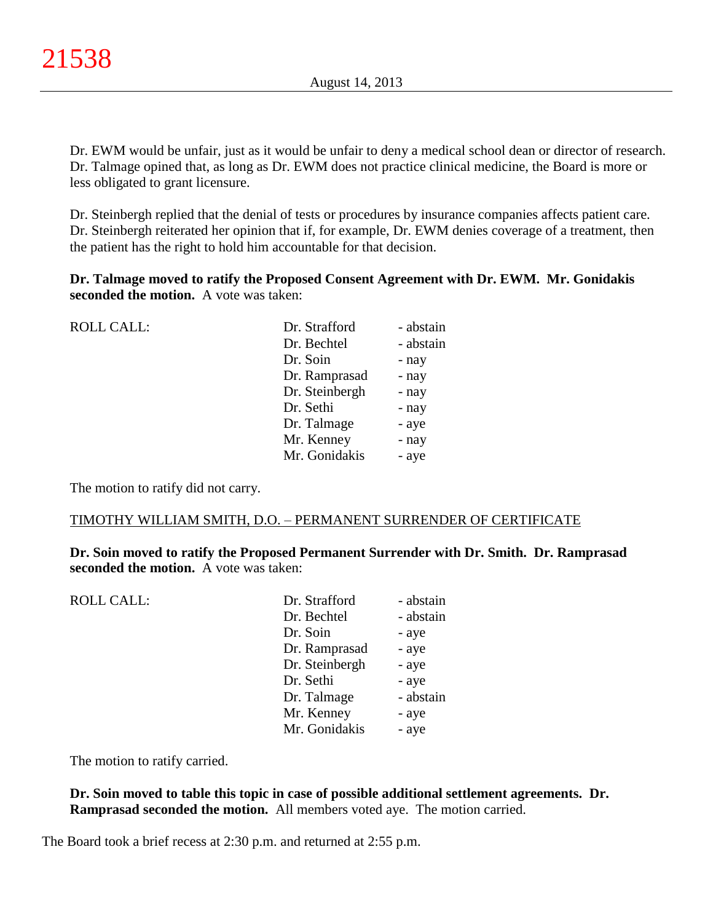Dr. EWM would be unfair, just as it would be unfair to deny a medical school dean or director of research. Dr. Talmage opined that, as long as Dr. EWM does not practice clinical medicine, the Board is more or less obligated to grant licensure.

Dr. Steinbergh replied that the denial of tests or procedures by insurance companies affects patient care. Dr. Steinbergh reiterated her opinion that if, for example, Dr. EWM denies coverage of a treatment, then the patient has the right to hold him accountable for that decision.

**Dr. Talmage moved to ratify the Proposed Consent Agreement with Dr. EWM. Mr. Gonidakis seconded the motion.** A vote was taken:

| ROLL CALL: | | |
|---|---|---|
| | Dr. Strafford | - abstain |
| | Dr. Bechtel | - abstain |
| | Dr. Soin | - nay |
| | Dr. Ramprasad | - nay |
| | Dr. Steinbergh | - nay |
| | Dr. Sethi | - nay |
| | Dr. Talmage | - aye |
| | Mr. Kenney | - nay |
| | Mr. Gonidakis | - aye |

The motion to ratify did not carry.

TIMOTHY WILLIAM SMITH, D.O. – PERMANENT SURRENDER OF CERTIFICATE

**Dr. Soin moved to ratify the Proposed Permanent Surrender with Dr. Smith. Dr. Ramprasad seconded the motion.** A vote was taken:

| ROLL CALL: | | |
|---|---|---|
| | Dr. Strafford | - abstain |
| | Dr. Bechtel | - abstain |
| | Dr. Soin | - aye |
| | Dr. Ramprasad | - aye |
| | Dr. Steinbergh | - aye |
| | Dr. Sethi | - aye |
| | Dr. Talmage | - abstain |
| | Mr. Kenney | - aye |
| | Mr. Gonidakis | - aye |

The motion to ratify carried.

**Dr. Soin moved to table this topic in case of possible additional settlement agreements. Dr. Ramprasad seconded the motion.** All members voted aye. The motion carried.

The Board took a brief recess at 2:30 p.m. and returned at 2:55 p.m.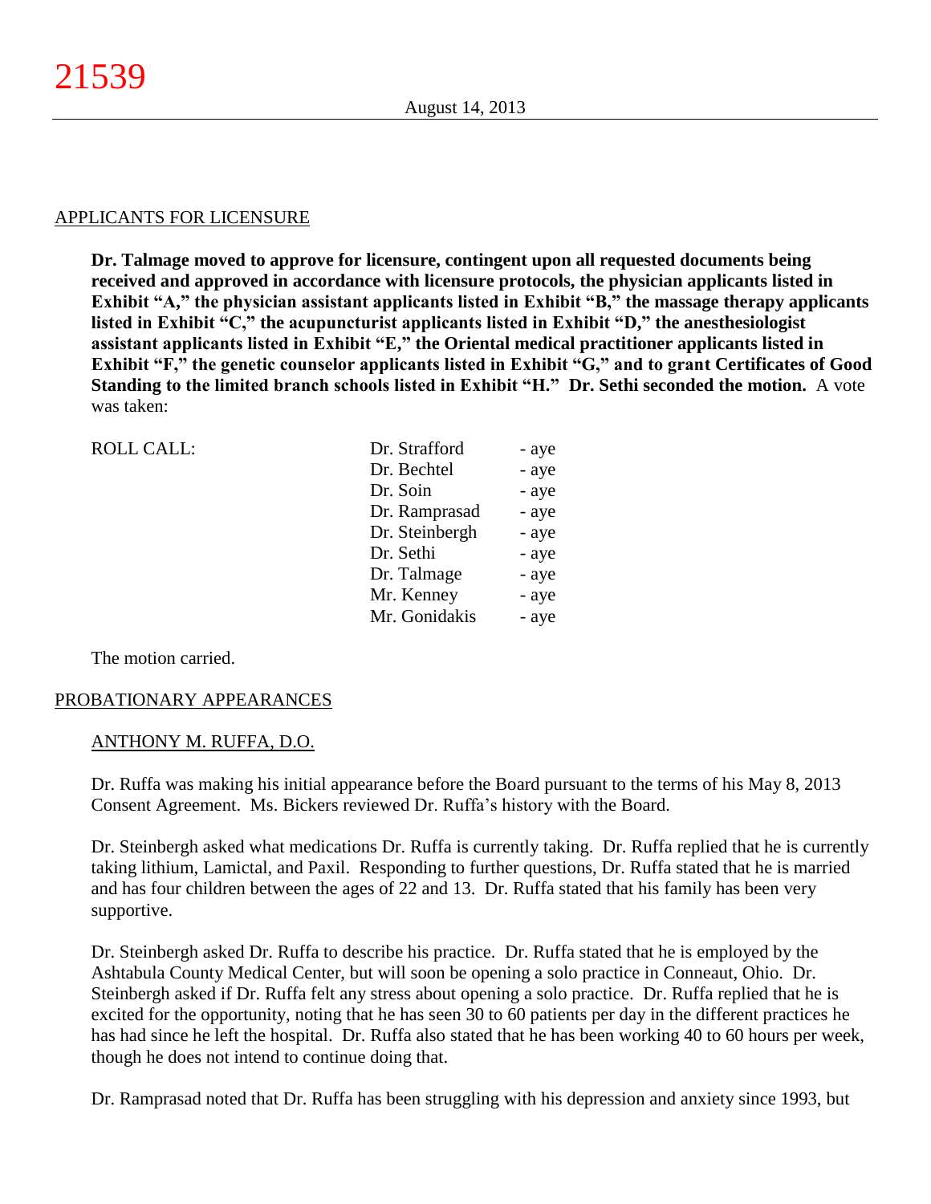APPLICANTS FOR LICENSURE

**Dr. Talmage moved to approve for licensure, contingent upon all requested documents being received and approved in accordance with licensure protocols, the physician applicants listed in Exhibit "A," the physician assistant applicants listed in Exhibit "B," the massage therapy applicants listed in Exhibit "C," the acupuncturist applicants listed in Exhibit "D," the anesthesiologist assistant applicants listed in Exhibit "E," the Oriental medical practitioner applicants listed in Exhibit "F," the genetic counselor applicants listed in Exhibit "G," and to grant Certificates of Good Standing to the limited branch schools listed in Exhibit "H." Dr. Sethi seconded the motion.** A vote was taken:

| ROLL CALL: | | |
|---|---|---|
| | Dr. Strafford | - aye |
| | Dr. Bechtel | - aye |
| | Dr. Soin | - aye |
| | Dr. Ramprasad | - aye |
| | Dr. Steinbergh | - aye |
| | Dr. Sethi | - aye |
| | Dr. Talmage | - aye |
| | Mr. Kenney | - aye |
| | Mr. Gonidakis | - aye |

The motion carried.

PROBATIONARY APPEARANCES

ANTHONY M. RUFFA, D.O.

Dr. Ruffa was making his initial appearance before the Board pursuant to the terms of his May 8, 2013 Consent Agreement. Ms. Bickers reviewed Dr. Ruffa's history with the Board.

Dr. Steinbergh asked what medications Dr. Ruffa is currently taking. Dr. Ruffa replied that he is currently taking lithium, Lamictal, and Paxil. Responding to further questions, Dr. Ruffa stated that he is married and has four children between the ages of 22 and 13. Dr. Ruffa stated that his family has been very supportive.

Dr. Steinbergh asked Dr. Ruffa to describe his practice. Dr. Ruffa stated that he is employed by the Ashtabula County Medical Center, but will soon be opening a solo practice in Conneaut, Ohio. Dr. Steinbergh asked if Dr. Ruffa felt any stress about opening a solo practice. Dr. Ruffa replied that he is excited for the opportunity, noting that he has seen 30 to 60 patients per day in the different practices he has had since he left the hospital. Dr. Ruffa also stated that he has been working 40 to 60 hours per week, though he does not intend to continue doing that.

Dr. Ramprasad noted that Dr. Ruffa has been struggling with his depression and anxiety since 1993, but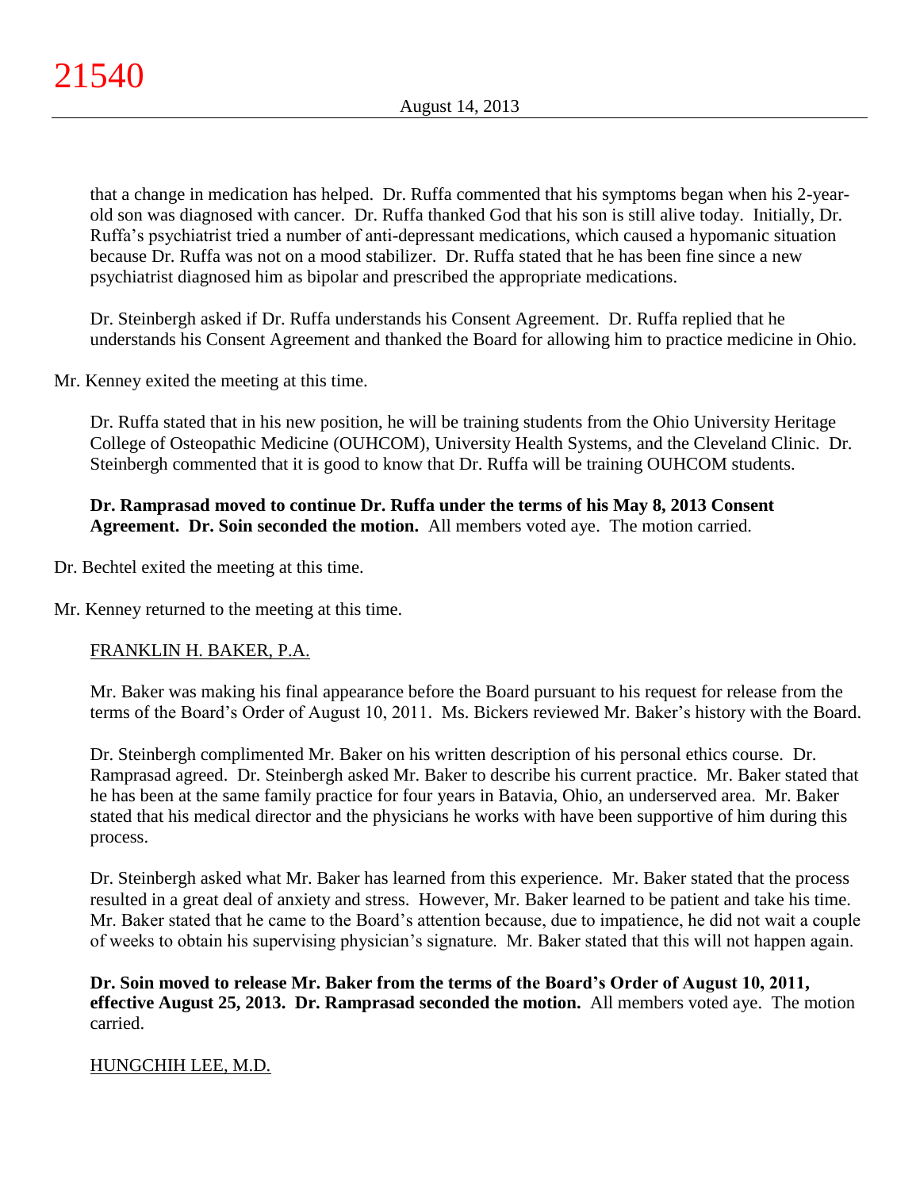that a change in medication has helped. Dr. Ruffa commented that his symptoms began when his 2-year-old son was diagnosed with cancer. Dr. Ruffa thanked God that his son is still alive today. Initially, Dr. Ruffa's psychiatrist tried a number of anti-depressant medications, which caused a hypomanic situation because Dr. Ruffa was not on a mood stabilizer. Dr. Ruffa stated that he has been fine since a new psychiatrist diagnosed him as bipolar and prescribed the appropriate medications.

Dr. Steinbergh asked if Dr. Ruffa understands his Consent Agreement. Dr. Ruffa replied that he understands his Consent Agreement and thanked the Board for allowing him to practice medicine in Ohio.

Mr. Kenney exited the meeting at this time.

Dr. Ruffa stated that in his new position, he will be training students from the Ohio University Heritage College of Osteopathic Medicine (OUHCOM), University Health Systems, and the Cleveland Clinic. Dr. Steinbergh commented that it is good to know that Dr. Ruffa will be training OUHCOM students.

**Dr. Ramprasad moved to continue Dr. Ruffa under the terms of his May 8, 2013 Consent Agreement. Dr. Soin seconded the motion.** All members voted aye. The motion carried.

Dr. Bechtel exited the meeting at this time.

Mr. Kenney returned to the meeting at this time.

FRANKLIN H. BAKER, P.A.

Mr. Baker was making his final appearance before the Board pursuant to his request for release from the terms of the Board's Order of August 10, 2011. Ms. Bickers reviewed Mr. Baker's history with the Board.

Dr. Steinbergh complimented Mr. Baker on his written description of his personal ethics course. Dr. Ramprasad agreed. Dr. Steinbergh asked Mr. Baker to describe his current practice. Mr. Baker stated that he has been at the same family practice for four years in Batavia, Ohio, an underserved area. Mr. Baker stated that his medical director and the physicians he works with have been supportive of him during this process.

Dr. Steinbergh asked what Mr. Baker has learned from this experience. Mr. Baker stated that the process resulted in a great deal of anxiety and stress. However, Mr. Baker learned to be patient and take his time. Mr. Baker stated that he came to the Board's attention because, due to impatience, he did not wait a couple of weeks to obtain his supervising physician's signature. Mr. Baker stated that this will not happen again.

**Dr. Soin moved to release Mr. Baker from the terms of the Board's Order of August 10, 2011, effective August 25, 2013. Dr. Ramprasad seconded the motion.** All members voted aye. The motion carried.

HUNGCHIH LEE, M.D.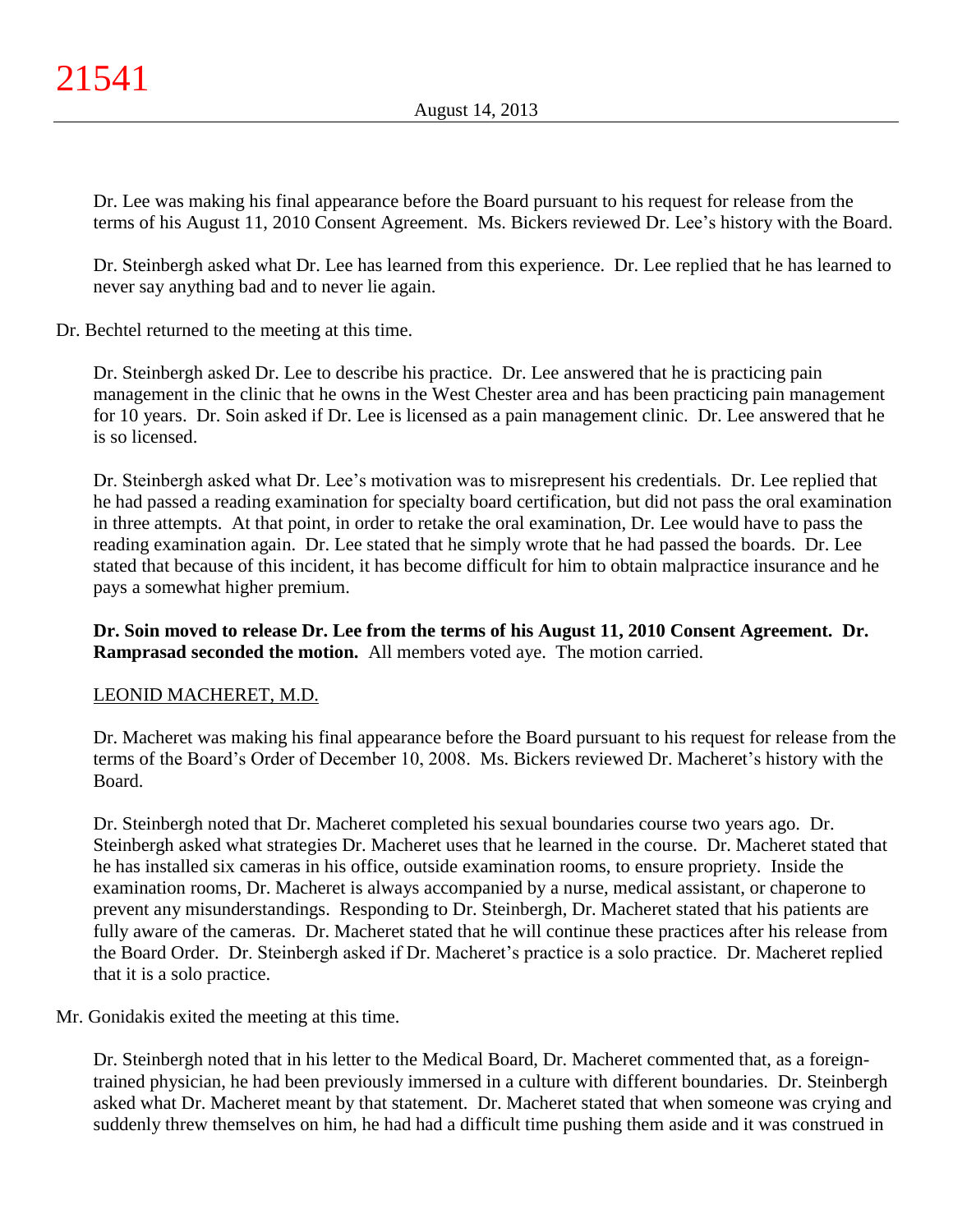Dr. Lee was making his final appearance before the Board pursuant to his request for release from the terms of his August 11, 2010 Consent Agreement. Ms. Bickers reviewed Dr. Lee's history with the Board.

Dr. Steinbergh asked what Dr. Lee has learned from this experience. Dr. Lee replied that he has learned to never say anything bad and to never lie again.

Dr. Bechtel returned to the meeting at this time.

Dr. Steinbergh asked Dr. Lee to describe his practice. Dr. Lee answered that he is practicing pain management in the clinic that he owns in the West Chester area and has been practicing pain management for 10 years. Dr. Soin asked if Dr. Lee is licensed as a pain management clinic. Dr. Lee answered that he is so licensed.

Dr. Steinbergh asked what Dr. Lee's motivation was to misrepresent his credentials. Dr. Lee replied that he had passed a reading examination for specialty board certification, but did not pass the oral examination in three attempts. At that point, in order to retake the oral examination, Dr. Lee would have to pass the reading examination again. Dr. Lee stated that he simply wrote that he had passed the boards. Dr. Lee stated that because of this incident, it has become difficult for him to obtain malpractice insurance and he pays a somewhat higher premium.

**Dr. Soin moved to release Dr. Lee from the terms of his August 11, 2010 Consent Agreement. Dr. Ramprasad seconded the motion.** All members voted aye. The motion carried.

LEONID MACHERET, M.D.

Dr. Macheret was making his final appearance before the Board pursuant to his request for release from the terms of the Board's Order of December 10, 2008. Ms. Bickers reviewed Dr. Macheret's history with the Board.

Dr. Steinbergh noted that Dr. Macheret completed his sexual boundaries course two years ago. Dr. Steinbergh asked what strategies Dr. Macheret uses that he learned in the course. Dr. Macheret stated that he has installed six cameras in his office, outside examination rooms, to ensure propriety. Inside the examination rooms, Dr. Macheret is always accompanied by a nurse, medical assistant, or chaperone to prevent any misunderstandings. Responding to Dr. Steinbergh, Dr. Macheret stated that his patients are fully aware of the cameras. Dr. Macheret stated that he will continue these practices after his release from the Board Order. Dr. Steinbergh asked if Dr. Macheret's practice is a solo practice. Dr. Macheret replied that it is a solo practice.

Mr. Gonidakis exited the meeting at this time.

Dr. Steinbergh noted that in his letter to the Medical Board, Dr. Macheret commented that, as a foreign-trained physician, he had been previously immersed in a culture with different boundaries. Dr. Steinbergh asked what Dr. Macheret meant by that statement. Dr. Macheret stated that when someone was crying and suddenly threw themselves on him, he had had a difficult time pushing them aside and it was construed in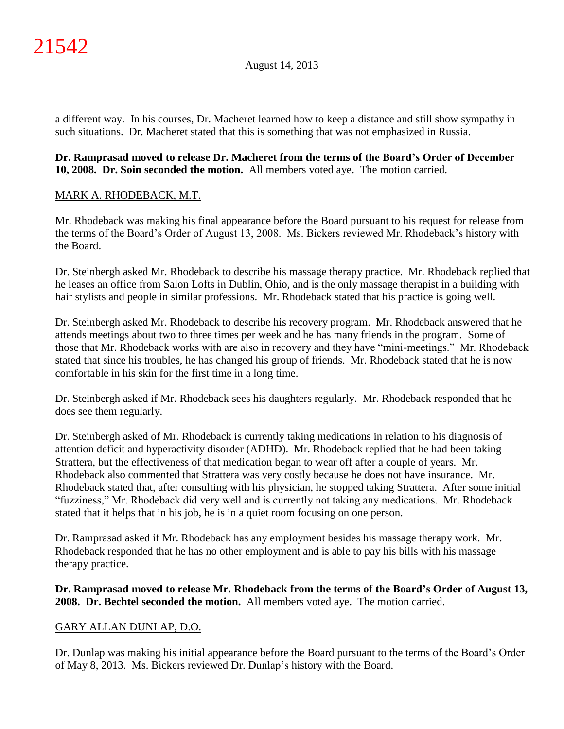a different way. In his courses, Dr. Macheret learned how to keep a distance and still show sympathy in such situations. Dr. Macheret stated that this is something that was not emphasized in Russia.

**Dr. Ramprasad moved to release Dr. Macheret from the terms of the Board's Order of December 10, 2008. Dr. Soin seconded the motion.** All members voted aye. The motion carried.

MARK A. RHODEBACK, M.T.

Mr. Rhodeback was making his final appearance before the Board pursuant to his request for release from the terms of the Board's Order of August 13, 2008. Ms. Bickers reviewed Mr. Rhodeback's history with the Board.

Dr. Steinbergh asked Mr. Rhodeback to describe his massage therapy practice. Mr. Rhodeback replied that he leases an office from Salon Lofts in Dublin, Ohio, and is the only massage therapist in a building with hair stylists and people in similar professions. Mr. Rhodeback stated that his practice is going well.

Dr. Steinbergh asked Mr. Rhodeback to describe his recovery program. Mr. Rhodeback answered that he attends meetings about two to three times per week and he has many friends in the program. Some of those that Mr. Rhodeback works with are also in recovery and they have "mini-meetings." Mr. Rhodeback stated that since his troubles, he has changed his group of friends. Mr. Rhodeback stated that he is now comfortable in his skin for the first time in a long time.

Dr. Steinbergh asked if Mr. Rhodeback sees his daughters regularly. Mr. Rhodeback responded that he does see them regularly.

Dr. Steinbergh asked of Mr. Rhodeback is currently taking medications in relation to his diagnosis of attention deficit and hyperactivity disorder (ADHD). Mr. Rhodeback replied that he had been taking Strattera, but the effectiveness of that medication began to wear off after a couple of years. Mr. Rhodeback also commented that Strattera was very costly because he does not have insurance. Mr. Rhodeback stated that, after consulting with his physician, he stopped taking Strattera. After some initial "fuzziness," Mr. Rhodeback did very well and is currently not taking any medications. Mr. Rhodeback stated that it helps that in his job, he is in a quiet room focusing on one person.

Dr. Ramprasad asked if Mr. Rhodeback has any employment besides his massage therapy work. Mr. Rhodeback responded that he has no other employment and is able to pay his bills with his massage therapy practice.

**Dr. Ramprasad moved to release Mr. Rhodeback from the terms of the Board's Order of August 13, 2008. Dr. Bechtel seconded the motion.** All members voted aye. The motion carried.

GARY ALLAN DUNLAP, D.O.

Dr. Dunlap was making his initial appearance before the Board pursuant to the terms of the Board's Order of May 8, 2013. Ms. Bickers reviewed Dr. Dunlap's history with the Board.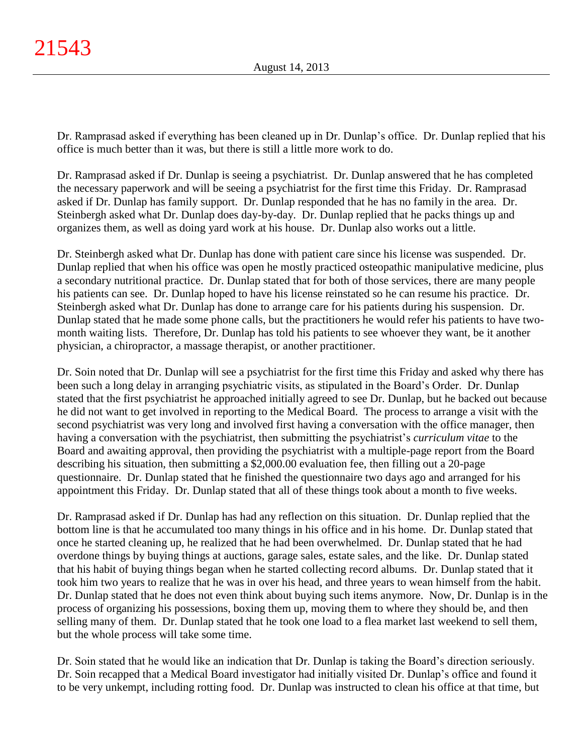Dr. Ramprasad asked if everything has been cleaned up in Dr. Dunlap's office. Dr. Dunlap replied that his office is much better than it was, but there is still a little more work to do.

Dr. Ramprasad asked if Dr. Dunlap is seeing a psychiatrist. Dr. Dunlap answered that he has completed the necessary paperwork and will be seeing a psychiatrist for the first time this Friday. Dr. Ramprasad asked if Dr. Dunlap has family support. Dr. Dunlap responded that he has no family in the area. Dr. Steinbergh asked what Dr. Dunlap does day-by-day. Dr. Dunlap replied that he packs things up and organizes them, as well as doing yard work at his house. Dr. Dunlap also works out a little.

Dr. Steinbergh asked what Dr. Dunlap has done with patient care since his license was suspended. Dr. Dunlap replied that when his office was open he mostly practiced osteopathic manipulative medicine, plus a secondary nutritional practice. Dr. Dunlap stated that for both of those services, there are many people his patients can see. Dr. Dunlap hoped to have his license reinstated so he can resume his practice. Dr. Steinbergh asked what Dr. Dunlap has done to arrange care for his patients during his suspension. Dr. Dunlap stated that he made some phone calls, but the practitioners he would refer his patients to have two-month waiting lists. Therefore, Dr. Dunlap has told his patients to see whoever they want, be it another physician, a chiropractor, a massage therapist, or another practitioner.

Dr. Soin noted that Dr. Dunlap will see a psychiatrist for the first time this Friday and asked why there has been such a long delay in arranging psychiatric visits, as stipulated in the Board's Order. Dr. Dunlap stated that the first psychiatrist he approached initially agreed to see Dr. Dunlap, but he backed out because he did not want to get involved in reporting to the Medical Board. The process to arrange a visit with the second psychiatrist was very long and involved first having a conversation with the office manager, then having a conversation with the psychiatrist, then submitting the psychiatrist's *curriculum vitae* to the Board and awaiting approval, then providing the psychiatrist with a multiple-page report from the Board describing his situation, then submitting a $2,000.00 evaluation fee, then filling out a 20-page questionnaire. Dr. Dunlap stated that he finished the questionnaire two days ago and arranged for his appointment this Friday. Dr. Dunlap stated that all of these things took about a month to five weeks.

Dr. Ramprasad asked if Dr. Dunlap has had any reflection on this situation. Dr. Dunlap replied that the bottom line is that he accumulated too many things in his office and in his home. Dr. Dunlap stated that once he started cleaning up, he realized that he had been overwhelmed. Dr. Dunlap stated that he had overdone things by buying things at auctions, garage sales, estate sales, and the like. Dr. Dunlap stated that his habit of buying things began when he started collecting record albums. Dr. Dunlap stated that it took him two years to realize that he was in over his head, and three years to wean himself from the habit. Dr. Dunlap stated that he does not even think about buying such items anymore. Now, Dr. Dunlap is in the process of organizing his possessions, boxing them up, moving them to where they should be, and then selling many of them. Dr. Dunlap stated that he took one load to a flea market last weekend to sell them, but the whole process will take some time.

Dr. Soin stated that he would like an indication that Dr. Dunlap is taking the Board's direction seriously. Dr. Soin recapped that a Medical Board investigator had initially visited Dr. Dunlap's office and found it to be very unkempt, including rotting food. Dr. Dunlap was instructed to clean his office at that time, but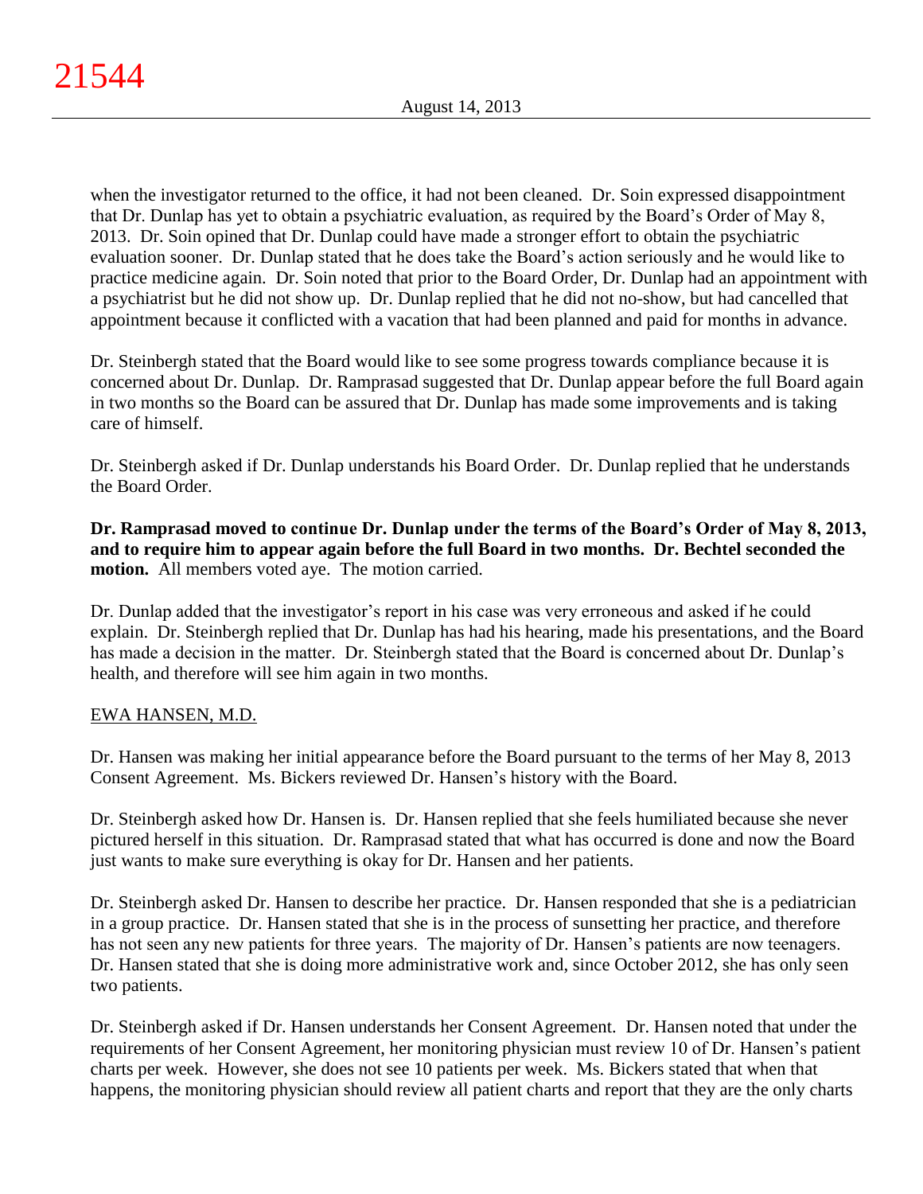when the investigator returned to the office, it had not been cleaned. Dr. Soin expressed disappointment that Dr. Dunlap has yet to obtain a psychiatric evaluation, as required by the Board's Order of May 8, 2013. Dr. Soin opined that Dr. Dunlap could have made a stronger effort to obtain the psychiatric evaluation sooner. Dr. Dunlap stated that he does take the Board's action seriously and he would like to practice medicine again. Dr. Soin noted that prior to the Board Order, Dr. Dunlap had an appointment with a psychiatrist but he did not show up. Dr. Dunlap replied that he did not no-show, but had cancelled that appointment because it conflicted with a vacation that had been planned and paid for months in advance.

Dr. Steinbergh stated that the Board would like to see some progress towards compliance because it is concerned about Dr. Dunlap. Dr. Ramprasad suggested that Dr. Dunlap appear before the full Board again in two months so the Board can be assured that Dr. Dunlap has made some improvements and is taking care of himself.

Dr. Steinbergh asked if Dr. Dunlap understands his Board Order. Dr. Dunlap replied that he understands the Board Order.

**Dr. Ramprasad moved to continue Dr. Dunlap under the terms of the Board's Order of May 8, 2013, and to require him to appear again before the full Board in two months. Dr. Bechtel seconded the motion.** All members voted aye. The motion carried.

Dr. Dunlap added that the investigator's report in his case was very erroneous and asked if he could explain. Dr. Steinbergh replied that Dr. Dunlap has had his hearing, made his presentations, and the Board has made a decision in the matter. Dr. Steinbergh stated that the Board is concerned about Dr. Dunlap's health, and therefore will see him again in two months.

EWA HANSEN, M.D.

Dr. Hansen was making her initial appearance before the Board pursuant to the terms of her May 8, 2013 Consent Agreement. Ms. Bickers reviewed Dr. Hansen's history with the Board.

Dr. Steinbergh asked how Dr. Hansen is. Dr. Hansen replied that she feels humiliated because she never pictured herself in this situation. Dr. Ramprasad stated that what has occurred is done and now the Board just wants to make sure everything is okay for Dr. Hansen and her patients.

Dr. Steinbergh asked Dr. Hansen to describe her practice. Dr. Hansen responded that she is a pediatrician in a group practice. Dr. Hansen stated that she is in the process of sunsetting her practice, and therefore has not seen any new patients for three years. The majority of Dr. Hansen's patients are now teenagers. Dr. Hansen stated that she is doing more administrative work and, since October 2012, she has only seen two patients.

Dr. Steinbergh asked if Dr. Hansen understands her Consent Agreement. Dr. Hansen noted that under the requirements of her Consent Agreement, her monitoring physician must review 10 of Dr. Hansen's patient charts per week. However, she does not see 10 patients per week. Ms. Bickers stated that when that happens, the monitoring physician should review all patient charts and report that they are the only charts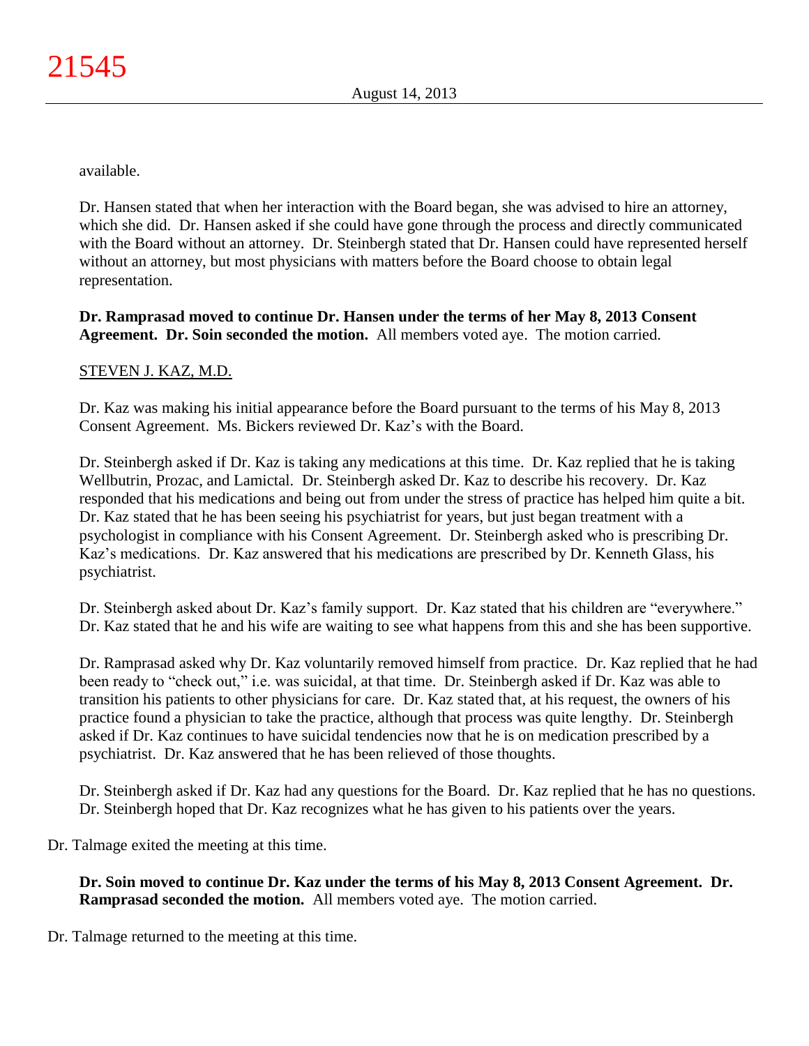available.

Dr. Hansen stated that when her interaction with the Board began, she was advised to hire an attorney, which she did. Dr. Hansen asked if she could have gone through the process and directly communicated with the Board without an attorney. Dr. Steinbergh stated that Dr. Hansen could have represented herself without an attorney, but most physicians with matters before the Board choose to obtain legal representation.

**Dr. Ramprasad moved to continue Dr. Hansen under the terms of her May 8, 2013 Consent Agreement. Dr. Soin seconded the motion.** All members voted aye. The motion carried.

STEVEN J. KAZ, M.D.

Dr. Kaz was making his initial appearance before the Board pursuant to the terms of his May 8, 2013 Consent Agreement. Ms. Bickers reviewed Dr. Kaz's with the Board.

Dr. Steinbergh asked if Dr. Kaz is taking any medications at this time. Dr. Kaz replied that he is taking Wellbutrin, Prozac, and Lamictal. Dr. Steinbergh asked Dr. Kaz to describe his recovery. Dr. Kaz responded that his medications and being out from under the stress of practice has helped him quite a bit. Dr. Kaz stated that he has been seeing his psychiatrist for years, but just began treatment with a psychologist in compliance with his Consent Agreement. Dr. Steinbergh asked who is prescribing Dr. Kaz's medications. Dr. Kaz answered that his medications are prescribed by Dr. Kenneth Glass, his psychiatrist.

Dr. Steinbergh asked about Dr. Kaz's family support. Dr. Kaz stated that his children are "everywhere." Dr. Kaz stated that he and his wife are waiting to see what happens from this and she has been supportive.

Dr. Ramprasad asked why Dr. Kaz voluntarily removed himself from practice. Dr. Kaz replied that he had been ready to "check out," i.e. was suicidal, at that time. Dr. Steinbergh asked if Dr. Kaz was able to transition his patients to other physicians for care. Dr. Kaz stated that, at his request, the owners of his practice found a physician to take the practice, although that process was quite lengthy. Dr. Steinbergh asked if Dr. Kaz continues to have suicidal tendencies now that he is on medication prescribed by a psychiatrist. Dr. Kaz answered that he has been relieved of those thoughts.

Dr. Steinbergh asked if Dr. Kaz had any questions for the Board. Dr. Kaz replied that he has no questions. Dr. Steinbergh hoped that Dr. Kaz recognizes what he has given to his patients over the years.

Dr. Talmage exited the meeting at this time.

**Dr. Soin moved to continue Dr. Kaz under the terms of his May 8, 2013 Consent Agreement. Dr. Ramprasad seconded the motion.** All members voted aye. The motion carried.

Dr. Talmage returned to the meeting at this time.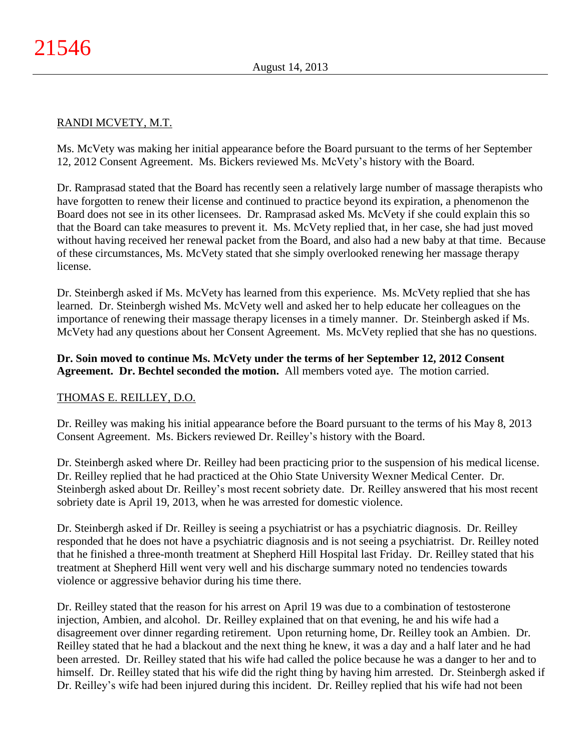RANDI MCVETY, M.T.

Ms. McVety was making her initial appearance before the Board pursuant to the terms of her September 12, 2012 Consent Agreement. Ms. Bickers reviewed Ms. McVety's history with the Board.

Dr. Ramprasad stated that the Board has recently seen a relatively large number of massage therapists who have forgotten to renew their license and continued to practice beyond its expiration, a phenomenon the Board does not see in its other licensees. Dr. Ramprasad asked Ms. McVety if she could explain this so that the Board can take measures to prevent it. Ms. McVety replied that, in her case, she had just moved without having received her renewal packet from the Board, and also had a new baby at that time. Because of these circumstances, Ms. McVety stated that she simply overlooked renewing her massage therapy license.

Dr. Steinbergh asked if Ms. McVety has learned from this experience. Ms. McVety replied that she has learned. Dr. Steinbergh wished Ms. McVety well and asked her to help educate her colleagues on the importance of renewing their massage therapy licenses in a timely manner. Dr. Steinbergh asked if Ms. McVety had any questions about her Consent Agreement. Ms. McVety replied that she has no questions.

**Dr. Soin moved to continue Ms. McVety under the terms of her September 12, 2012 Consent Agreement. Dr. Bechtel seconded the motion.** All members voted aye. The motion carried.

THOMAS E. REILLEY, D.O.

Dr. Reilley was making his initial appearance before the Board pursuant to the terms of his May 8, 2013 Consent Agreement. Ms. Bickers reviewed Dr. Reilley's history with the Board.

Dr. Steinbergh asked where Dr. Reilley had been practicing prior to the suspension of his medical license. Dr. Reilley replied that he had practiced at the Ohio State University Wexner Medical Center. Dr. Steinbergh asked about Dr. Reilley's most recent sobriety date. Dr. Reilley answered that his most recent sobriety date is April 19, 2013, when he was arrested for domestic violence.

Dr. Steinbergh asked if Dr. Reilley is seeing a psychiatrist or has a psychiatric diagnosis. Dr. Reilley responded that he does not have a psychiatric diagnosis and is not seeing a psychiatrist. Dr. Reilley noted that he finished a three-month treatment at Shepherd Hill Hospital last Friday. Dr. Reilley stated that his treatment at Shepherd Hill went very well and his discharge summary noted no tendencies towards violence or aggressive behavior during his time there.

Dr. Reilley stated that the reason for his arrest on April 19 was due to a combination of testosterone injection, Ambien, and alcohol. Dr. Reilley explained that on that evening, he and his wife had a disagreement over dinner regarding retirement. Upon returning home, Dr. Reilley took an Ambien. Dr. Reilley stated that he had a blackout and the next thing he knew, it was a day and a half later and he had been arrested. Dr. Reilley stated that his wife had called the police because he was a danger to her and to himself. Dr. Reilley stated that his wife did the right thing by having him arrested. Dr. Steinbergh asked if Dr. Reilley's wife had been injured during this incident. Dr. Reilley replied that his wife had not been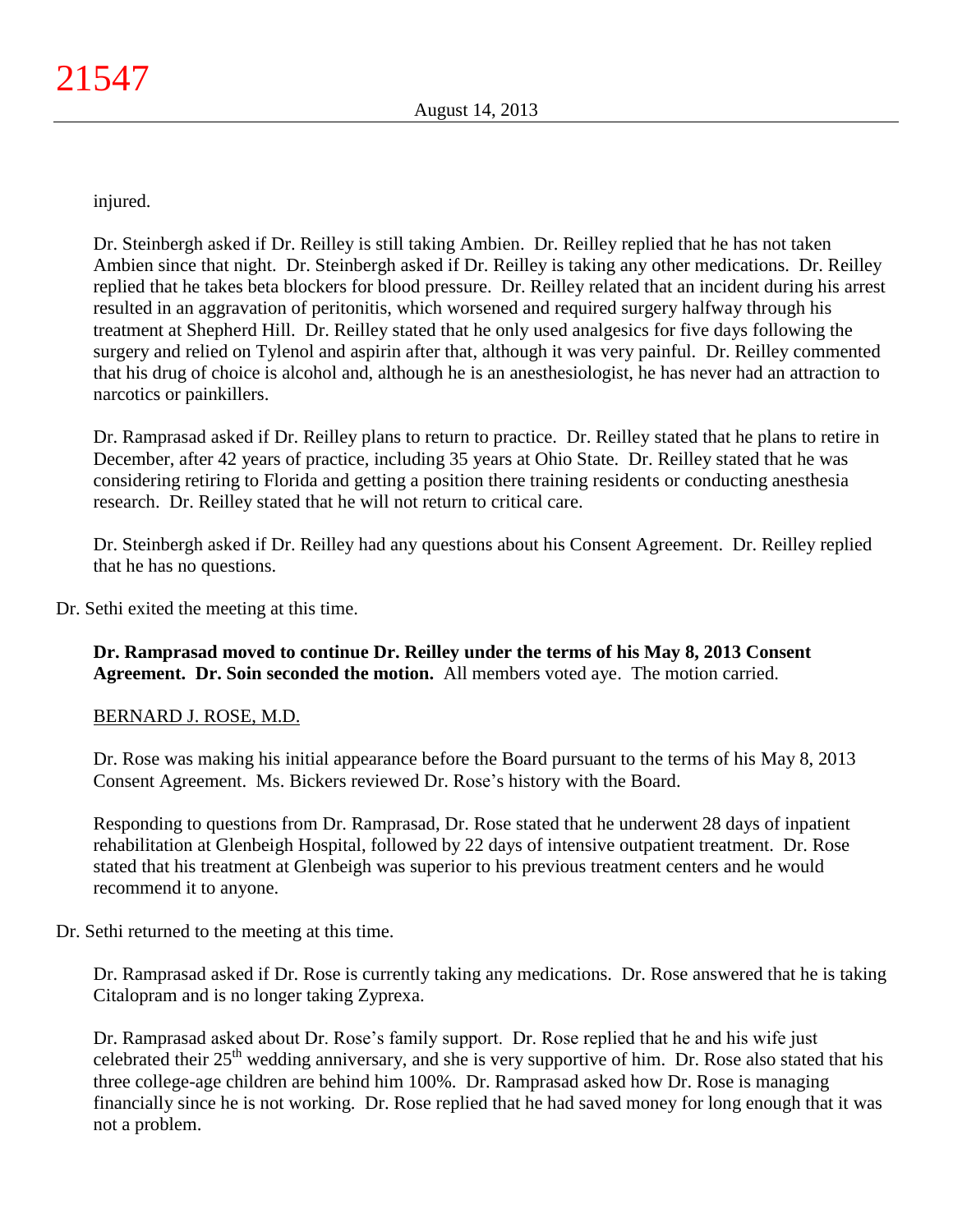injured.

Dr. Steinbergh asked if Dr. Reilley is still taking Ambien. Dr. Reilley replied that he has not taken Ambien since that night. Dr. Steinbergh asked if Dr. Reilley is taking any other medications. Dr. Reilley replied that he takes beta blockers for blood pressure. Dr. Reilley related that an incident during his arrest resulted in an aggravation of peritonitis, which worsened and required surgery halfway through his treatment at Shepherd Hill. Dr. Reilley stated that he only used analgesics for five days following the surgery and relied on Tylenol and aspirin after that, although it was very painful. Dr. Reilley commented that his drug of choice is alcohol and, although he is an anesthesiologist, he has never had an attraction to narcotics or painkillers.

Dr. Ramprasad asked if Dr. Reilley plans to return to practice. Dr. Reilley stated that he plans to retire in December, after 42 years of practice, including 35 years at Ohio State. Dr. Reilley stated that he was considering retiring to Florida and getting a position there training residents or conducting anesthesia research. Dr. Reilley stated that he will not return to critical care.

Dr. Steinbergh asked if Dr. Reilley had any questions about his Consent Agreement. Dr. Reilley replied that he has no questions.

Dr. Sethi exited the meeting at this time.

**Dr. Ramprasad moved to continue Dr. Reilley under the terms of his May 8, 2013 Consent Agreement. Dr. Soin seconded the motion.** All members voted aye. The motion carried.

BERNARD J. ROSE, M.D.

Dr. Rose was making his initial appearance before the Board pursuant to the terms of his May 8, 2013 Consent Agreement. Ms. Bickers reviewed Dr. Rose's history with the Board.

Responding to questions from Dr. Ramprasad, Dr. Rose stated that he underwent 28 days of inpatient rehabilitation at Glenbeigh Hospital, followed by 22 days of intensive outpatient treatment. Dr. Rose stated that his treatment at Glenbeigh was superior to his previous treatment centers and he would recommend it to anyone.

Dr. Sethi returned to the meeting at this time.

Dr. Ramprasad asked if Dr. Rose is currently taking any medications. Dr. Rose answered that he is taking Citalopram and is no longer taking Zyprexa.

Dr. Ramprasad asked about Dr. Rose's family support. Dr. Rose replied that he and his wife just celebrated their 25th wedding anniversary, and she is very supportive of him. Dr. Rose also stated that his three college-age children are behind him 100%. Dr. Ramprasad asked how Dr. Rose is managing financially since he is not working. Dr. Rose replied that he had saved money for long enough that it was not a problem.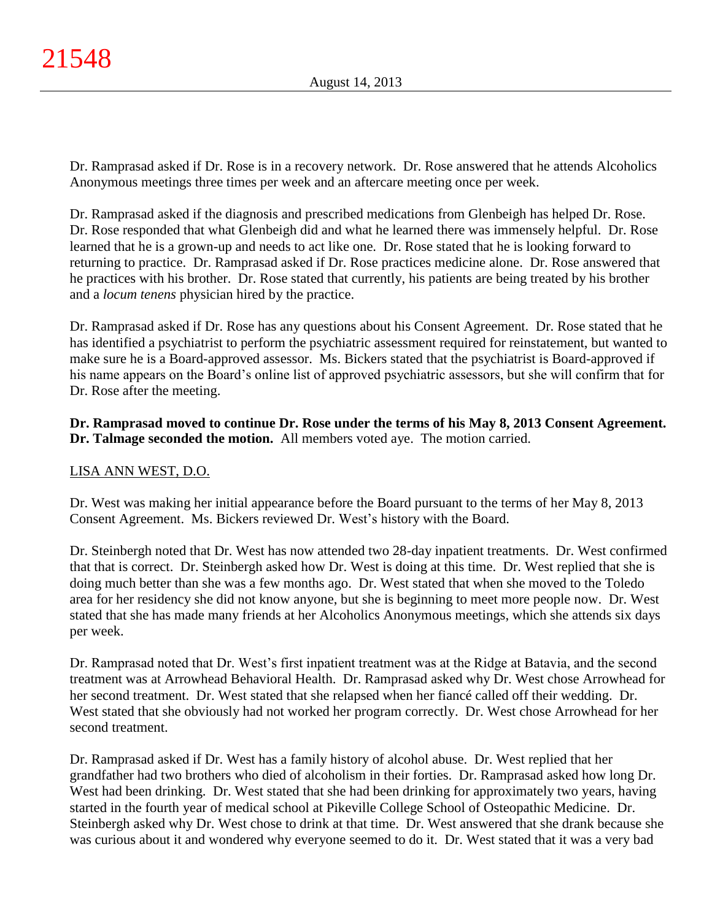Dr. Ramprasad asked if Dr. Rose is in a recovery network. Dr. Rose answered that he attends Alcoholics Anonymous meetings three times per week and an aftercare meeting once per week.

Dr. Ramprasad asked if the diagnosis and prescribed medications from Glenbeigh has helped Dr. Rose. Dr. Rose responded that what Glenbeigh did and what he learned there was immensely helpful. Dr. Rose learned that he is a grown-up and needs to act like one. Dr. Rose stated that he is looking forward to returning to practice. Dr. Ramprasad asked if Dr. Rose practices medicine alone. Dr. Rose answered that he practices with his brother. Dr. Rose stated that currently, his patients are being treated by his brother and a *locum tenens* physician hired by the practice.

Dr. Ramprasad asked if Dr. Rose has any questions about his Consent Agreement. Dr. Rose stated that he has identified a psychiatrist to perform the psychiatric assessment required for reinstatement, but wanted to make sure he is a Board-approved assessor. Ms. Bickers stated that the psychiatrist is Board-approved if his name appears on the Board's online list of approved psychiatric assessors, but she will confirm that for Dr. Rose after the meeting.

**Dr. Ramprasad moved to continue Dr. Rose under the terms of his May 8, 2013 Consent Agreement. Dr. Talmage seconded the motion.** All members voted aye. The motion carried.

LISA ANN WEST, D.O.

Dr. West was making her initial appearance before the Board pursuant to the terms of her May 8, 2013 Consent Agreement. Ms. Bickers reviewed Dr. West's history with the Board.

Dr. Steinbergh noted that Dr. West has now attended two 28-day inpatient treatments. Dr. West confirmed that that is correct. Dr. Steinbergh asked how Dr. West is doing at this time. Dr. West replied that she is doing much better than she was a few months ago. Dr. West stated that when she moved to the Toledo area for her residency she did not know anyone, but she is beginning to meet more people now. Dr. West stated that she has made many friends at her Alcoholics Anonymous meetings, which she attends six days per week.

Dr. Ramprasad noted that Dr. West's first inpatient treatment was at the Ridge at Batavia, and the second treatment was at Arrowhead Behavioral Health. Dr. Ramprasad asked why Dr. West chose Arrowhead for her second treatment. Dr. West stated that she relapsed when her fiancé called off their wedding. Dr. West stated that she obviously had not worked her program correctly. Dr. West chose Arrowhead for her second treatment.

Dr. Ramprasad asked if Dr. West has a family history of alcohol abuse. Dr. West replied that her grandfather had two brothers who died of alcoholism in their forties. Dr. Ramprasad asked how long Dr. West had been drinking. Dr. West stated that she had been drinking for approximately two years, having started in the fourth year of medical school at Pikeville College School of Osteopathic Medicine. Dr. Steinbergh asked why Dr. West chose to drink at that time. Dr. West answered that she drank because she was curious about it and wondered why everyone seemed to do it. Dr. West stated that it was a very bad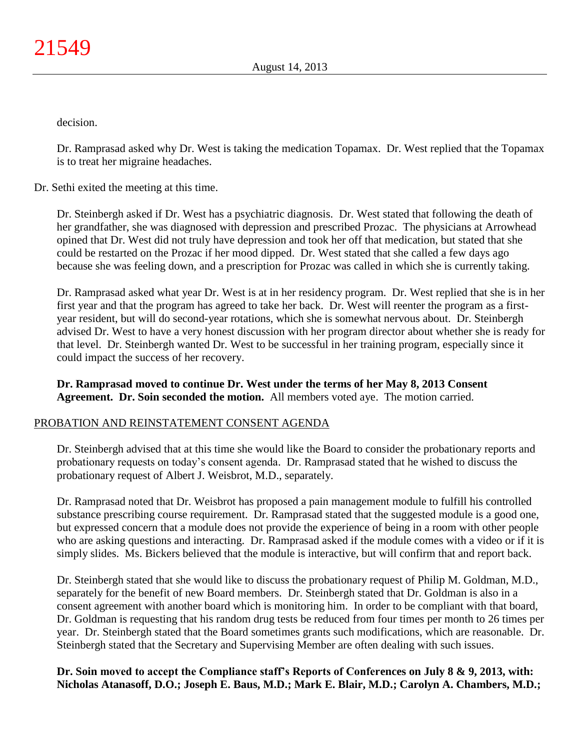decision.

Dr. Ramprasad asked why Dr. West is taking the medication Topamax. Dr. West replied that the Topamax is to treat her migraine headaches.

Dr. Sethi exited the meeting at this time.

Dr. Steinbergh asked if Dr. West has a psychiatric diagnosis. Dr. West stated that following the death of her grandfather, she was diagnosed with depression and prescribed Prozac. The physicians at Arrowhead opined that Dr. West did not truly have depression and took her off that medication, but stated that she could be restarted on the Prozac if her mood dipped. Dr. West stated that she called a few days ago because she was feeling down, and a prescription for Prozac was called in which she is currently taking.

Dr. Ramprasad asked what year Dr. West is at in her residency program. Dr. West replied that she is in her first year and that the program has agreed to take her back. Dr. West will reenter the program as a first-year resident, but will do second-year rotations, which she is somewhat nervous about. Dr. Steinbergh advised Dr. West to have a very honest discussion with her program director about whether she is ready for that level. Dr. Steinbergh wanted Dr. West to be successful in her training program, especially since it could impact the success of her recovery.

**Dr. Ramprasad moved to continue Dr. West under the terms of her May 8, 2013 Consent Agreement. Dr. Soin seconded the motion.** All members voted aye. The motion carried.

## PROBATION AND REINSTATEMENT CONSENT AGENDA

Dr. Steinbergh advised that at this time she would like the Board to consider the probationary reports and probationary requests on today's consent agenda. Dr. Ramprasad stated that he wished to discuss the probationary request of Albert J. Weisbrot, M.D., separately.

Dr. Ramprasad noted that Dr. Weisbrot has proposed a pain management module to fulfill his controlled substance prescribing course requirement. Dr. Ramprasad stated that the suggested module is a good one, but expressed concern that a module does not provide the experience of being in a room with other people who are asking questions and interacting. Dr. Ramprasad asked if the module comes with a video or if it is simply slides. Ms. Bickers believed that the module is interactive, but will confirm that and report back.

Dr. Steinbergh stated that she would like to discuss the probationary request of Philip M. Goldman, M.D., separately for the benefit of new Board members. Dr. Steinbergh stated that Dr. Goldman is also in a consent agreement with another board which is monitoring him. In order to be compliant with that board, Dr. Goldman is requesting that his random drug tests be reduced from four times per month to 26 times per year. Dr. Steinbergh stated that the Board sometimes grants such modifications, which are reasonable. Dr. Steinbergh stated that the Secretary and Supervising Member are often dealing with such issues.

**Dr. Soin moved to accept the Compliance staff's Reports of Conferences on July 8 & 9, 2013, with: Nicholas Atanasoff, D.O.; Joseph E. Baus, M.D.; Mark E. Blair, M.D.; Carolyn A. Chambers, M.D.;**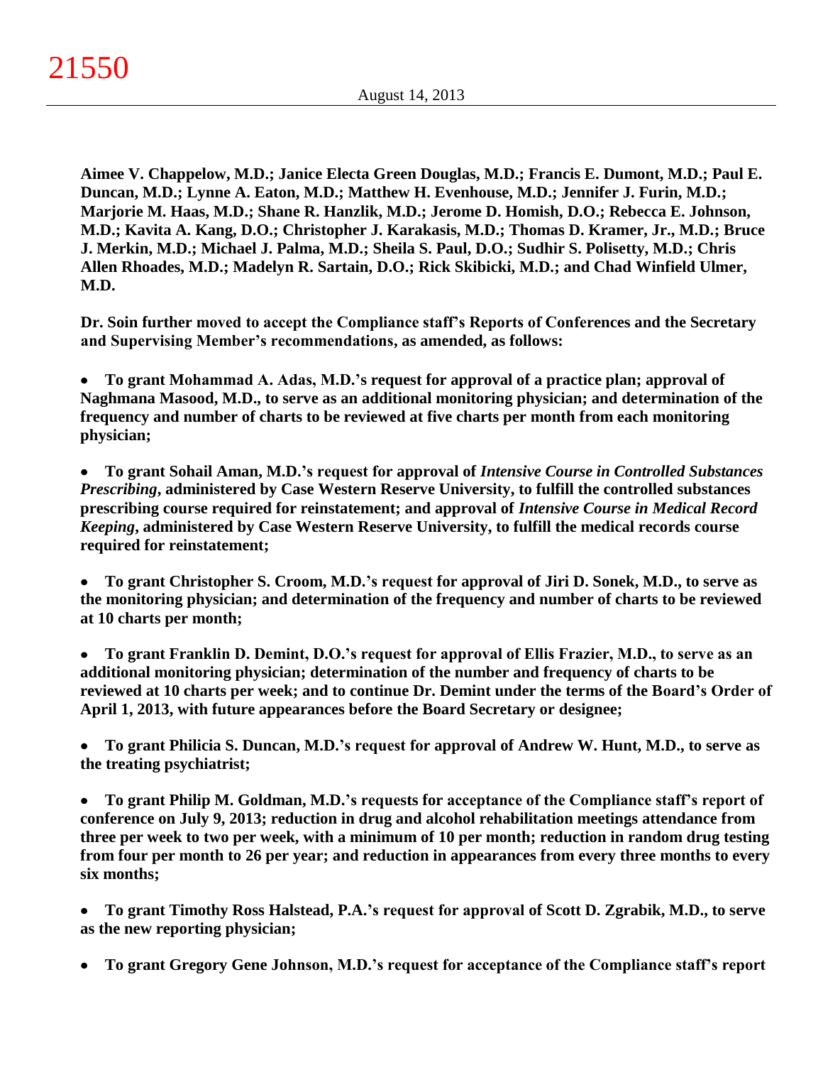**Aimee V. Chappelow, M.D.; Janice Electa Green Douglas, M.D.; Francis E. Dumont, M.D.; Paul E. Duncan, M.D.; Lynne A. Eaton, M.D.; Matthew H. Evenhouse, M.D.; Jennifer J. Furin, M.D.; Marjorie M. Haas, M.D.; Shane R. Hanzlik, M.D.; Jerome D. Homish, D.O.; Rebecca E. Johnson, M.D.; Kavita A. Kang, D.O.; Christopher J. Karakasis, M.D.; Thomas D. Kramer, Jr., M.D.; Bruce J. Merkin, M.D.; Michael J. Palma, M.D.; Sheila S. Paul, D.O.; Sudhir S. Polisetty, M.D.; Chris Allen Rhoades, M.D.; Madelyn R. Sartain, D.O.; Rick Skibicki, M.D.; and Chad Winfield Ulmer, M.D.**

**Dr. Soin further moved to accept the Compliance staff's Reports of Conferences and the Secretary and Supervising Member's recommendations, as amended, as follows:**

- **To grant Mohammad A. Adas, M.D.'s request for approval of a practice plan; approval of Naghmana Masood, M.D., to serve as an additional monitoring physician; and determination of the frequency and number of charts to be reviewed at five charts per month from each monitoring physician;**

- **To grant Sohail Aman, M.D.'s request for approval of *Intensive Course in Controlled Substances Prescribing*, administered by Case Western Reserve University, to fulfill the controlled substances prescribing course required for reinstatement; and approval of *Intensive Course in Medical Record Keeping*, administered by Case Western Reserve University, to fulfill the medical records course required for reinstatement;**

- **To grant Christopher S. Croom, M.D.'s request for approval of Jiri D. Sonek, M.D., to serve as the monitoring physician; and determination of the frequency and number of charts to be reviewed at 10 charts per month;**

- **To grant Franklin D. Demint, D.O.'s request for approval of Ellis Frazier, M.D., to serve as an additional monitoring physician; determination of the number and frequency of charts to be reviewed at 10 charts per week; and to continue Dr. Demint under the terms of the Board's Order of April 1, 2013, with future appearances before the Board Secretary or designee;**

- **To grant Philicia S. Duncan, M.D.'s request for approval of Andrew W. Hunt, M.D., to serve as the treating psychiatrist;**

- **To grant Philip M. Goldman, M.D.'s requests for acceptance of the Compliance staff's report of conference on July 9, 2013; reduction in drug and alcohol rehabilitation meetings attendance from three per week to two per week, with a minimum of 10 per month; reduction in random drug testing from four per month to 26 per year; and reduction in appearances from every three months to every six months;**

- **To grant Timothy Ross Halstead, P.A.'s request for approval of Scott D. Zgrabik, M.D., to serve as the new reporting physician;**

- **To grant Gregory Gene Johnson, M.D.'s request for acceptance of the Compliance staff's report**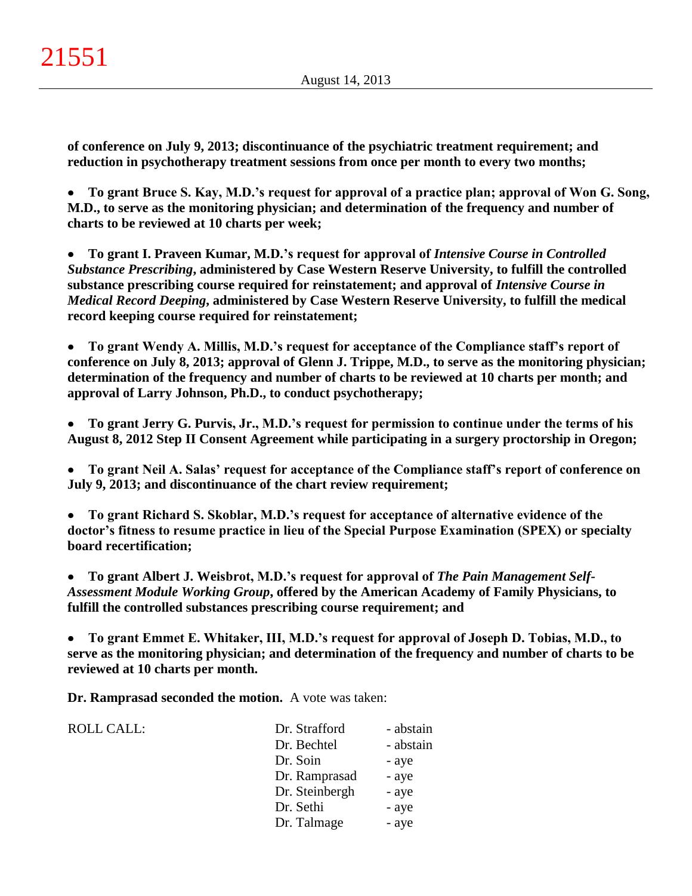**of conference on July 9, 2013; discontinuance of the psychiatric treatment requirement; and reduction in psychotherapy treatment sessions from once per month to every two months;**

- **To grant Bruce S. Kay, M.D.'s request for approval of a practice plan; approval of Won G. Song, M.D., to serve as the monitoring physician; and determination of the frequency and number of charts to be reviewed at 10 charts per week;**

- **To grant I. Praveen Kumar, M.D.'s request for approval of *Intensive Course in Controlled Substance Prescribing*, administered by Case Western Reserve University, to fulfill the controlled substance prescribing course required for reinstatement; and approval of *Intensive Course in Medical Record Deeping*, administered by Case Western Reserve University, to fulfill the medical record keeping course required for reinstatement;**

- **To grant Wendy A. Millis, M.D.'s request for acceptance of the Compliance staff's report of conference on July 8, 2013; approval of Glenn J. Trippe, M.D., to serve as the monitoring physician; determination of the frequency and number of charts to be reviewed at 10 charts per month; and approval of Larry Johnson, Ph.D., to conduct psychotherapy;**

- **To grant Jerry G. Purvis, Jr., M.D.'s request for permission to continue under the terms of his August 8, 2012 Step II Consent Agreement while participating in a surgery proctorship in Oregon;**

- **To grant Neil A. Salas' request for acceptance of the Compliance staff's report of conference on July 9, 2013; and discontinuance of the chart review requirement;**

- **To grant Richard S. Skoblar, M.D.'s request for acceptance of alternative evidence of the doctor's fitness to resume practice in lieu of the Special Purpose Examination (SPEX) or specialty board recertification;**

- **To grant Albert J. Weisbrot, M.D.'s request for approval of *The Pain Management Self-Assessment Module Working Group*, offered by the American Academy of Family Physicians, to fulfill the controlled substances prescribing course requirement; and**

- **To grant Emmet E. Whitaker, III, M.D.'s request for approval of Joseph D. Tobias, M.D., to serve as the monitoring physician; and determination of the frequency and number of charts to be reviewed at 10 charts per month.**

**Dr. Ramprasad seconded the motion.** A vote was taken:

| ROLL CALL: | | |
|---|---|---|
| | Dr. Strafford | - abstain |
| | Dr. Bechtel | - abstain |
| | Dr. Soin | - aye |
| | Dr. Ramprasad | - aye |
| | Dr. Steinbergh | - aye |
| | Dr. Sethi | - aye |
| | Dr. Talmage | - aye |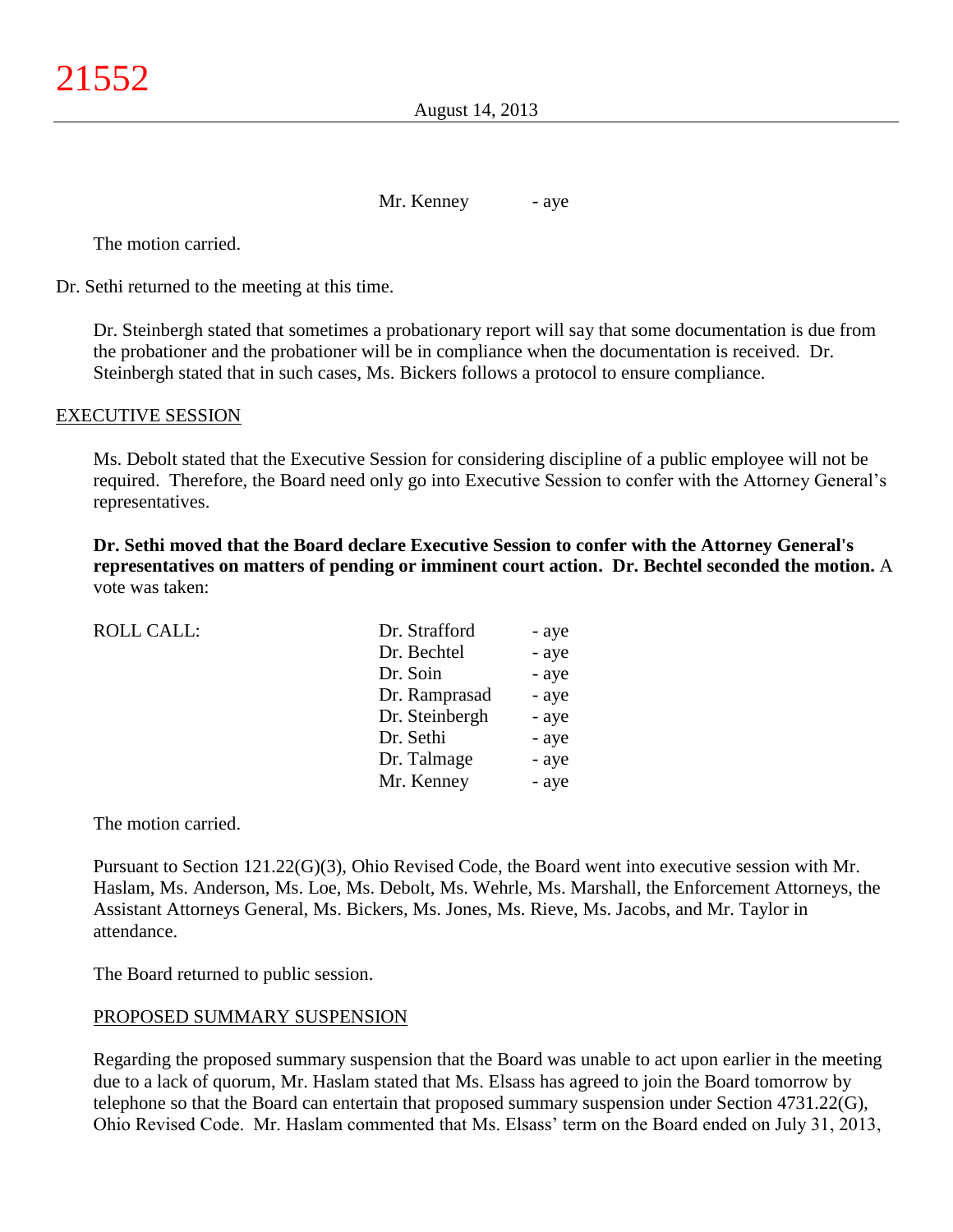Mr. Kenney - aye

The motion carried.

Dr. Sethi returned to the meeting at this time.

Dr. Steinbergh stated that sometimes a probationary report will say that some documentation is due from the probationer and the probationer will be in compliance when the documentation is received. Dr. Steinbergh stated that in such cases, Ms. Bickers follows a protocol to ensure compliance.

EXECUTIVE SESSION

Ms. Debolt stated that the Executive Session for considering discipline of a public employee will not be required. Therefore, the Board need only go into Executive Session to confer with the Attorney General's representatives.

**Dr. Sethi moved that the Board declare Executive Session to confer with the Attorney General's representatives on matters of pending or imminent court action. Dr. Bechtel seconded the motion.** A vote was taken:

| ROLL CALL: | | |
|---|---|---|
| | Dr. Strafford | - aye |
| | Dr. Bechtel | - aye |
| | Dr. Soin | - aye |
| | Dr. Ramprasad | - aye |
| | Dr. Steinbergh | - aye |
| | Dr. Sethi | - aye |
| | Dr. Talmage | - aye |
| | Mr. Kenney | - aye |

The motion carried.

Pursuant to Section 121.22(G)(3), Ohio Revised Code, the Board went into executive session with Mr. Haslam, Ms. Anderson, Ms. Loe, Ms. Debolt, Ms. Wehrle, Ms. Marshall, the Enforcement Attorneys, the Assistant Attorneys General, Ms. Bickers, Ms. Jones, Ms. Rieve, Ms. Jacobs, and Mr. Taylor in attendance.

The Board returned to public session.

PROPOSED SUMMARY SUSPENSION

Regarding the proposed summary suspension that the Board was unable to act upon earlier in the meeting due to a lack of quorum, Mr. Haslam stated that Ms. Elsass has agreed to join the Board tomorrow by telephone so that the Board can entertain that proposed summary suspension under Section 4731.22(G), Ohio Revised Code. Mr. Haslam commented that Ms. Elsass' term on the Board ended on July 31, 2013,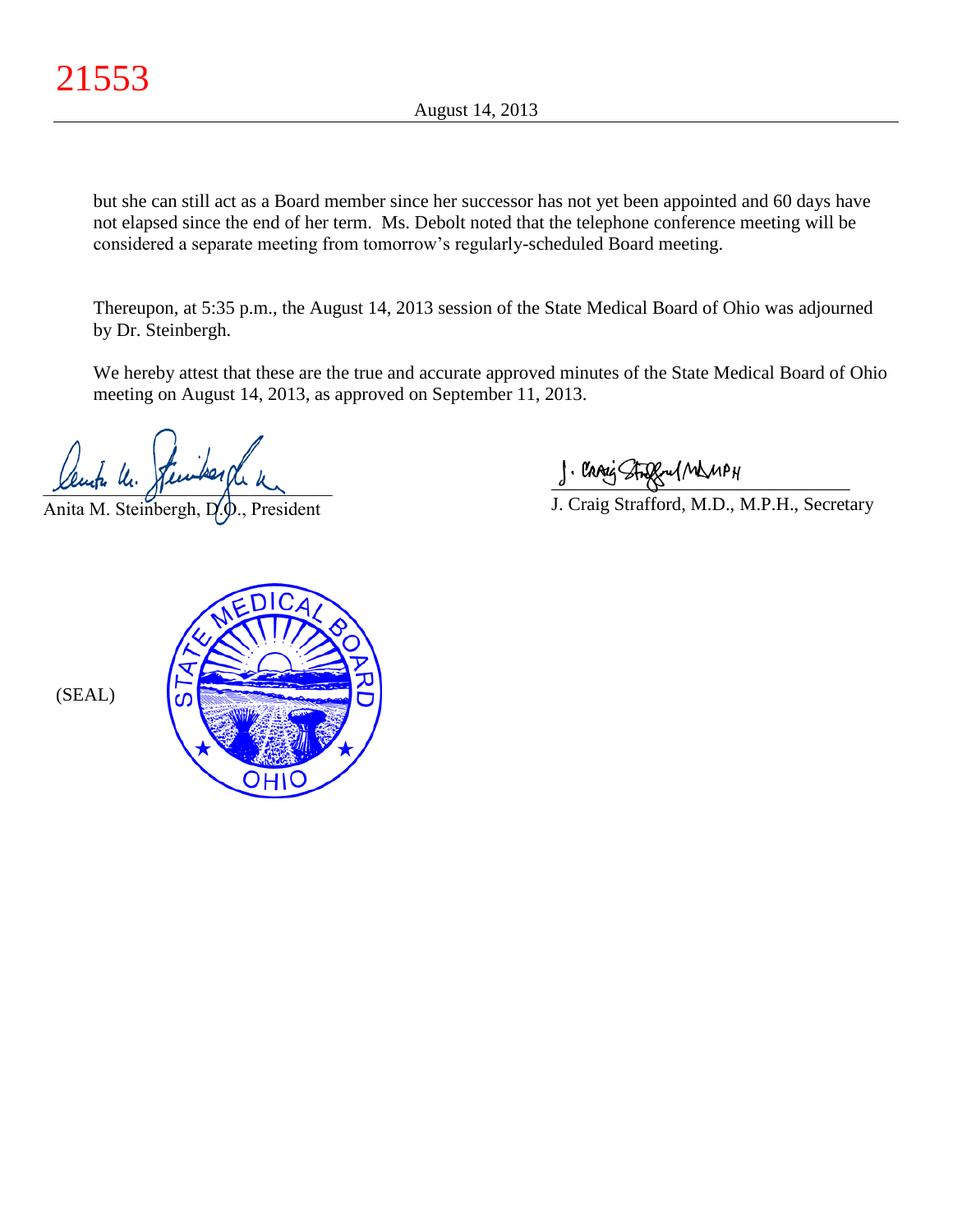but she can still act as a Board member since her successor has not yet been appointed and 60 days have not elapsed since the end of her term. Ms. Debolt noted that the telephone conference meeting will be considered a separate meeting from tomorrow's regularly-scheduled Board meeting.

Thereupon, at 5:35 p.m., the August 14, 2013 session of the State Medical Board of Ohio was adjourned by Dr. Steinbergh.

We hereby attest that these are the true and accurate approved minutes of the State Medical Board of Ohio meeting on August 14, 2013, as approved on September 11, 2013.

Anita M. Steinbergh, D.O., President

J. Craig Strafford, M.D., M.P.H., Secretary

(SEAL)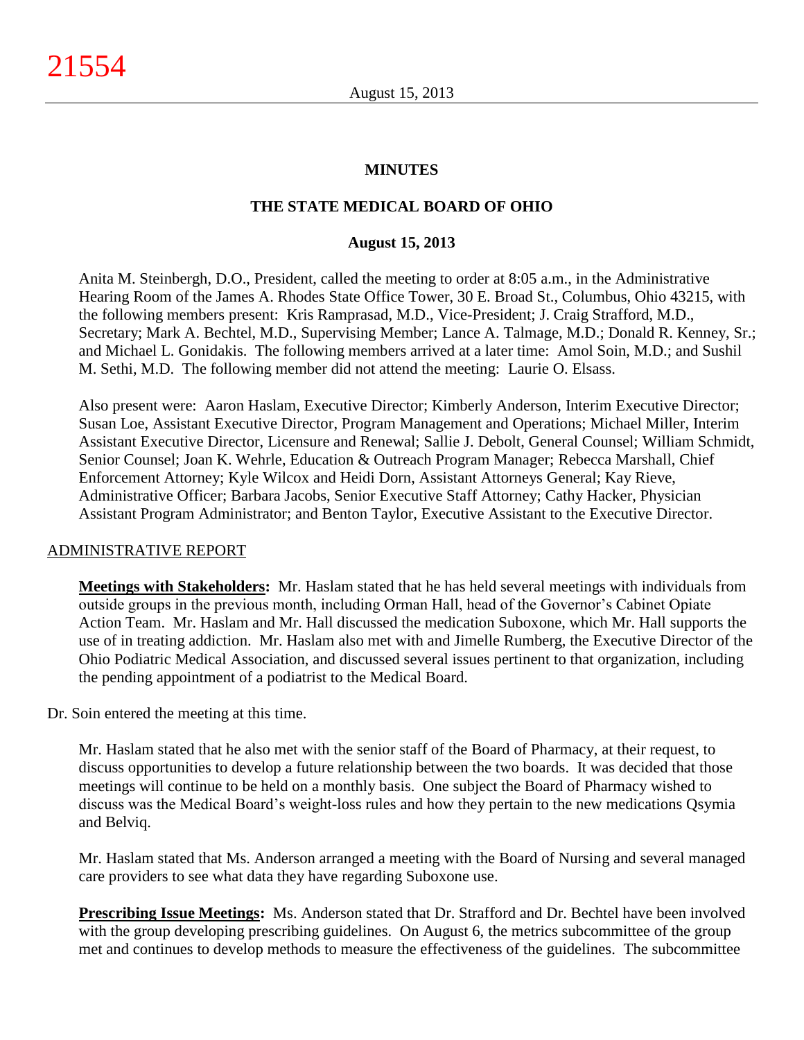## MINUTES

## THE STATE MEDICAL BOARD OF OHIO

### August 15, 2013

Anita M. Steinbergh, D.O., President, called the meeting to order at 8:05 a.m., in the Administrative Hearing Room of the James A. Rhodes State Office Tower, 30 E. Broad St., Columbus, Ohio 43215, with the following members present: Kris Ramprasad, M.D., Vice-President; J. Craig Strafford, M.D., Secretary; Mark A. Bechtel, M.D., Supervising Member; Lance A. Talmage, M.D.; Donald R. Kenney, Sr.; and Michael L. Gonidakis. The following members arrived at a later time: Amol Soin, M.D.; and Sushil M. Sethi, M.D. The following member did not attend the meeting: Laurie O. Elsass.

Also present were: Aaron Haslam, Executive Director; Kimberly Anderson, Interim Executive Director; Susan Loe, Assistant Executive Director, Program Management and Operations; Michael Miller, Interim Assistant Executive Director, Licensure and Renewal; Sallie J. Debolt, General Counsel; William Schmidt, Senior Counsel; Joan K. Wehrle, Education & Outreach Program Manager; Rebecca Marshall, Chief Enforcement Attorney; Kyle Wilcox and Heidi Dorn, Assistant Attorneys General; Kay Rieve, Administrative Officer; Barbara Jacobs, Senior Executive Staff Attorney; Cathy Hacker, Physician Assistant Program Administrator; and Benton Taylor, Executive Assistant to the Executive Director.

## ADMINISTRATIVE REPORT

**Meetings with Stakeholders:** Mr. Haslam stated that he has held several meetings with individuals from outside groups in the previous month, including Orman Hall, head of the Governor's Cabinet Opiate Action Team. Mr. Haslam and Mr. Hall discussed the medication Suboxone, which Mr. Hall supports the use of in treating addiction. Mr. Haslam also met with and Jimelle Rumberg, the Executive Director of the Ohio Podiatric Medical Association, and discussed several issues pertinent to that organization, including the pending appointment of a podiatrist to the Medical Board.

Dr. Soin entered the meeting at this time.

Mr. Haslam stated that he also met with the senior staff of the Board of Pharmacy, at their request, to discuss opportunities to develop a future relationship between the two boards. It was decided that those meetings will continue to be held on a monthly basis. One subject the Board of Pharmacy wished to discuss was the Medical Board's weight-loss rules and how they pertain to the new medications Qsymia and Belviq.

Mr. Haslam stated that Ms. Anderson arranged a meeting with the Board of Nursing and several managed care providers to see what data they have regarding Suboxone use.

**Prescribing Issue Meetings:** Ms. Anderson stated that Dr. Strafford and Dr. Bechtel have been involved with the group developing prescribing guidelines. On August 6, the metrics subcommittee of the group met and continues to develop methods to measure the effectiveness of the guidelines. The subcommittee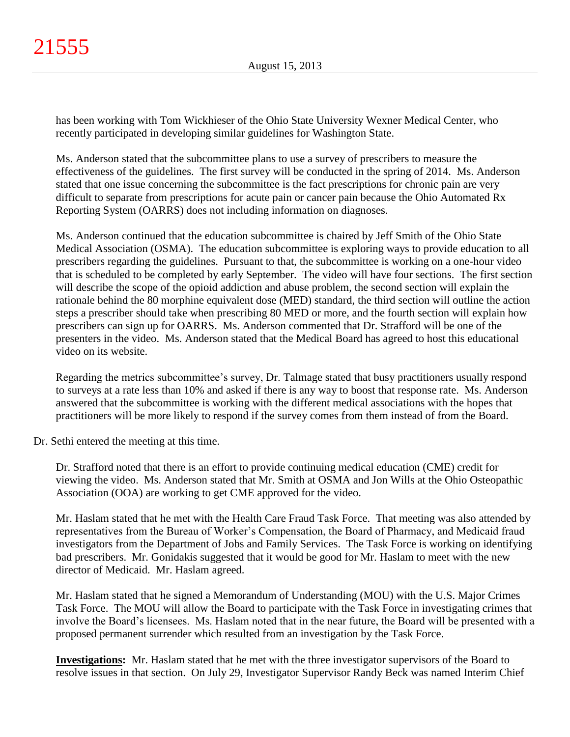has been working with Tom Wickhieser of the Ohio State University Wexner Medical Center, who recently participated in developing similar guidelines for Washington State.

Ms. Anderson stated that the subcommittee plans to use a survey of prescribers to measure the effectiveness of the guidelines. The first survey will be conducted in the spring of 2014. Ms. Anderson stated that one issue concerning the subcommittee is the fact prescriptions for chronic pain are very difficult to separate from prescriptions for acute pain or cancer pain because the Ohio Automated Rx Reporting System (OARRS) does not including information on diagnoses.

Ms. Anderson continued that the education subcommittee is chaired by Jeff Smith of the Ohio State Medical Association (OSMA). The education subcommittee is exploring ways to provide education to all prescribers regarding the guidelines. Pursuant to that, the subcommittee is working on a one-hour video that is scheduled to be completed by early September. The video will have four sections. The first section will describe the scope of the opioid addiction and abuse problem, the second section will explain the rationale behind the 80 morphine equivalent dose (MED) standard, the third section will outline the action steps a prescriber should take when prescribing 80 MED or more, and the fourth section will explain how prescribers can sign up for OARRS. Ms. Anderson commented that Dr. Strafford will be one of the presenters in the video. Ms. Anderson stated that the Medical Board has agreed to host this educational video on its website.

Regarding the metrics subcommittee's survey, Dr. Talmage stated that busy practitioners usually respond to surveys at a rate less than 10% and asked if there is any way to boost that response rate. Ms. Anderson answered that the subcommittee is working with the different medical associations with the hopes that practitioners will be more likely to respond if the survey comes from them instead of from the Board.

Dr. Sethi entered the meeting at this time.

Dr. Strafford noted that there is an effort to provide continuing medical education (CME) credit for viewing the video. Ms. Anderson stated that Mr. Smith at OSMA and Jon Wills at the Ohio Osteopathic Association (OOA) are working to get CME approved for the video.

Mr. Haslam stated that he met with the Health Care Fraud Task Force. That meeting was also attended by representatives from the Bureau of Worker's Compensation, the Board of Pharmacy, and Medicaid fraud investigators from the Department of Jobs and Family Services. The Task Force is working on identifying bad prescribers. Mr. Gonidakis suggested that it would be good for Mr. Haslam to meet with the new director of Medicaid. Mr. Haslam agreed.

Mr. Haslam stated that he signed a Memorandum of Understanding (MOU) with the U.S. Major Crimes Task Force. The MOU will allow the Board to participate with the Task Force in investigating crimes that involve the Board's licensees. Ms. Haslam noted that in the near future, the Board will be presented with a proposed permanent surrender which resulted from an investigation by the Task Force.

**Investigations:** Mr. Haslam stated that he met with the three investigator supervisors of the Board to resolve issues in that section. On July 29, Investigator Supervisor Randy Beck was named Interim Chief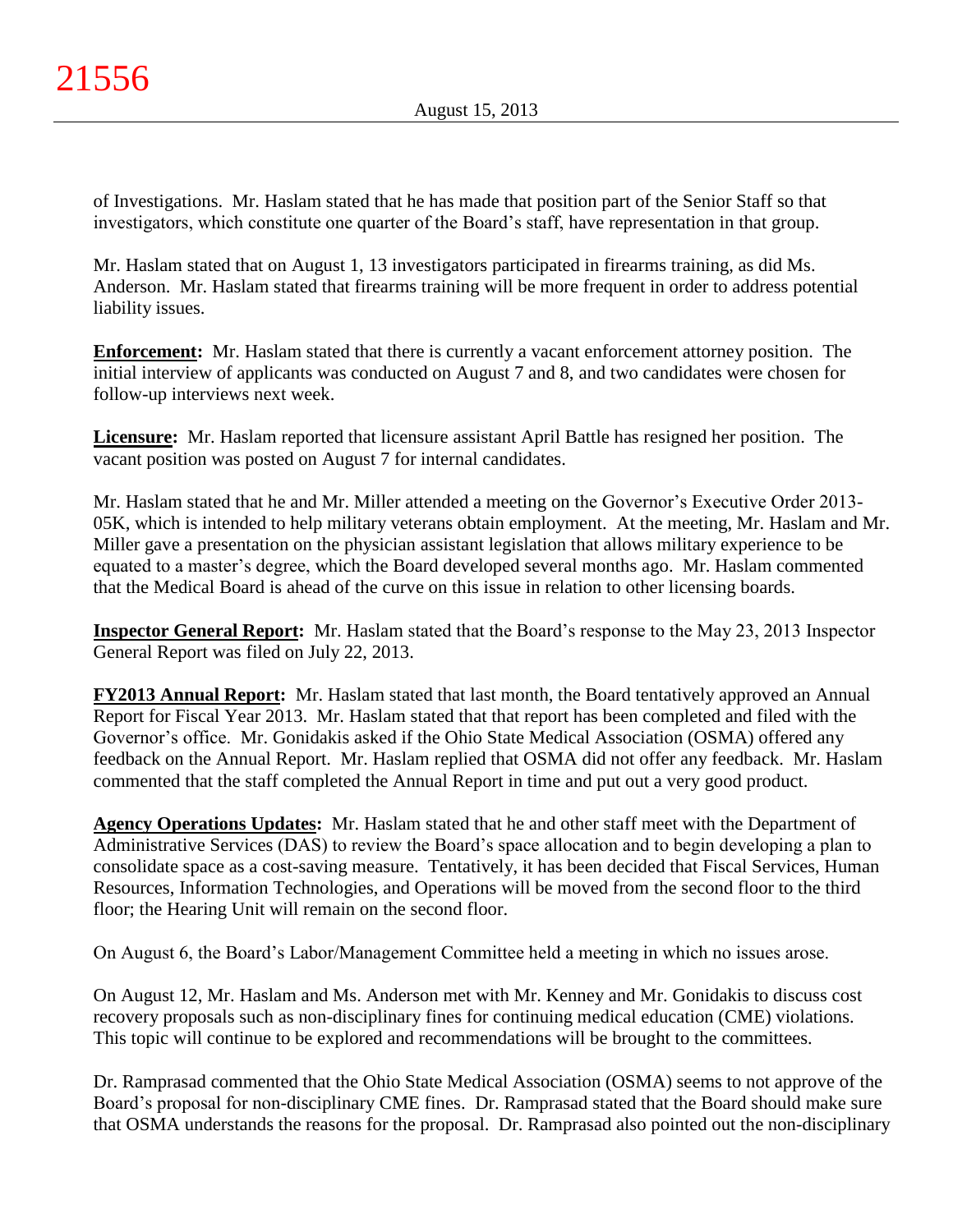of Investigations. Mr. Haslam stated that he has made that position part of the Senior Staff so that investigators, which constitute one quarter of the Board's staff, have representation in that group.

Mr. Haslam stated that on August 1, 13 investigators participated in firearms training, as did Ms. Anderson. Mr. Haslam stated that firearms training will be more frequent in order to address potential liability issues.

**Enforcement:** Mr. Haslam stated that there is currently a vacant enforcement attorney position. The initial interview of applicants was conducted on August 7 and 8, and two candidates were chosen for follow-up interviews next week.

**Licensure:** Mr. Haslam reported that licensure assistant April Battle has resigned her position. The vacant position was posted on August 7 for internal candidates.

Mr. Haslam stated that he and Mr. Miller attended a meeting on the Governor's Executive Order 2013-05K, which is intended to help military veterans obtain employment. At the meeting, Mr. Haslam and Mr. Miller gave a presentation on the physician assistant legislation that allows military experience to be equated to a master's degree, which the Board developed several months ago. Mr. Haslam commented that the Medical Board is ahead of the curve on this issue in relation to other licensing boards.

**Inspector General Report:** Mr. Haslam stated that the Board's response to the May 23, 2013 Inspector General Report was filed on July 22, 2013.

**FY2013 Annual Report:** Mr. Haslam stated that last month, the Board tentatively approved an Annual Report for Fiscal Year 2013. Mr. Haslam stated that that report has been completed and filed with the Governor's office. Mr. Gonidakis asked if the Ohio State Medical Association (OSMA) offered any feedback on the Annual Report. Mr. Haslam replied that OSMA did not offer any feedback. Mr. Haslam commented that the staff completed the Annual Report in time and put out a very good product.

**Agency Operations Updates:** Mr. Haslam stated that he and other staff meet with the Department of Administrative Services (DAS) to review the Board's space allocation and to begin developing a plan to consolidate space as a cost-saving measure. Tentatively, it has been decided that Fiscal Services, Human Resources, Information Technologies, and Operations will be moved from the second floor to the third floor; the Hearing Unit will remain on the second floor.

On August 6, the Board's Labor/Management Committee held a meeting in which no issues arose.

On August 12, Mr. Haslam and Ms. Anderson met with Mr. Kenney and Mr. Gonidakis to discuss cost recovery proposals such as non-disciplinary fines for continuing medical education (CME) violations. This topic will continue to be explored and recommendations will be brought to the committees.

Dr. Ramprasad commented that the Ohio State Medical Association (OSMA) seems to not approve of the Board's proposal for non-disciplinary CME fines. Dr. Ramprasad stated that the Board should make sure that OSMA understands the reasons for the proposal. Dr. Ramprasad also pointed out the non-disciplinary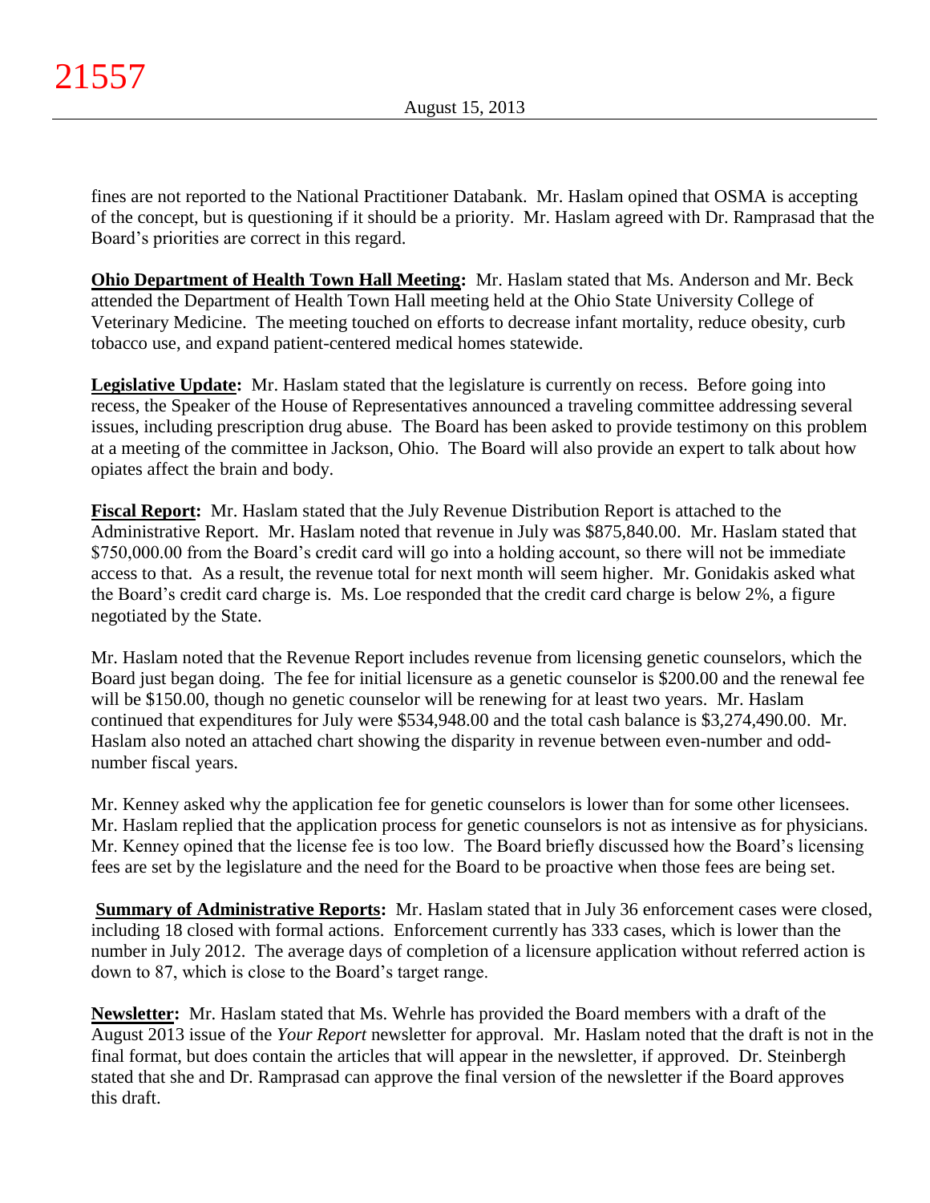fines are not reported to the National Practitioner Databank. Mr. Haslam opined that OSMA is accepting of the concept, but is questioning if it should be a priority. Mr. Haslam agreed with Dr. Ramprasad that the Board's priorities are correct in this regard.

**Ohio Department of Health Town Hall Meeting:** Mr. Haslam stated that Ms. Anderson and Mr. Beck attended the Department of Health Town Hall meeting held at the Ohio State University College of Veterinary Medicine. The meeting touched on efforts to decrease infant mortality, reduce obesity, curb tobacco use, and expand patient-centered medical homes statewide.

**Legislative Update:** Mr. Haslam stated that the legislature is currently on recess. Before going into recess, the Speaker of the House of Representatives announced a traveling committee addressing several issues, including prescription drug abuse. The Board has been asked to provide testimony on this problem at a meeting of the committee in Jackson, Ohio. The Board will also provide an expert to talk about how opiates affect the brain and body.

**Fiscal Report:** Mr. Haslam stated that the July Revenue Distribution Report is attached to the Administrative Report. Mr. Haslam noted that revenue in July was $875,840.00. Mr. Haslam stated that $750,000.00 from the Board's credit card will go into a holding account, so there will not be immediate access to that. As a result, the revenue total for next month will seem higher. Mr. Gonidakis asked what the Board's credit card charge is. Ms. Loe responded that the credit card charge is below 2%, a figure negotiated by the State.

Mr. Haslam noted that the Revenue Report includes revenue from licensing genetic counselors, which the Board just began doing. The fee for initial licensure as a genetic counselor is $200.00 and the renewal fee will be $150.00, though no genetic counselor will be renewing for at least two years. Mr. Haslam continued that expenditures for July were $534,948.00 and the total cash balance is $3,274,490.00. Mr. Haslam also noted an attached chart showing the disparity in revenue between even-number and odd-number fiscal years.

Mr. Kenney asked why the application fee for genetic counselors is lower than for some other licensees. Mr. Haslam replied that the application process for genetic counselors is not as intensive as for physicians. Mr. Kenney opined that the license fee is too low. The Board briefly discussed how the Board's licensing fees are set by the legislature and the need for the Board to be proactive when those fees are being set.

**Summary of Administrative Reports:** Mr. Haslam stated that in July 36 enforcement cases were closed, including 18 closed with formal actions. Enforcement currently has 333 cases, which is lower than the number in July 2012. The average days of completion of a licensure application without referred action is down to 87, which is close to the Board's target range.

**Newsletter:** Mr. Haslam stated that Ms. Wehrle has provided the Board members with a draft of the August 2013 issue of the *Your Report* newsletter for approval. Mr. Haslam noted that the draft is not in the final format, but does contain the articles that will appear in the newsletter, if approved. Dr. Steinbergh stated that she and Dr. Ramprasad can approve the final version of the newsletter if the Board approves this draft.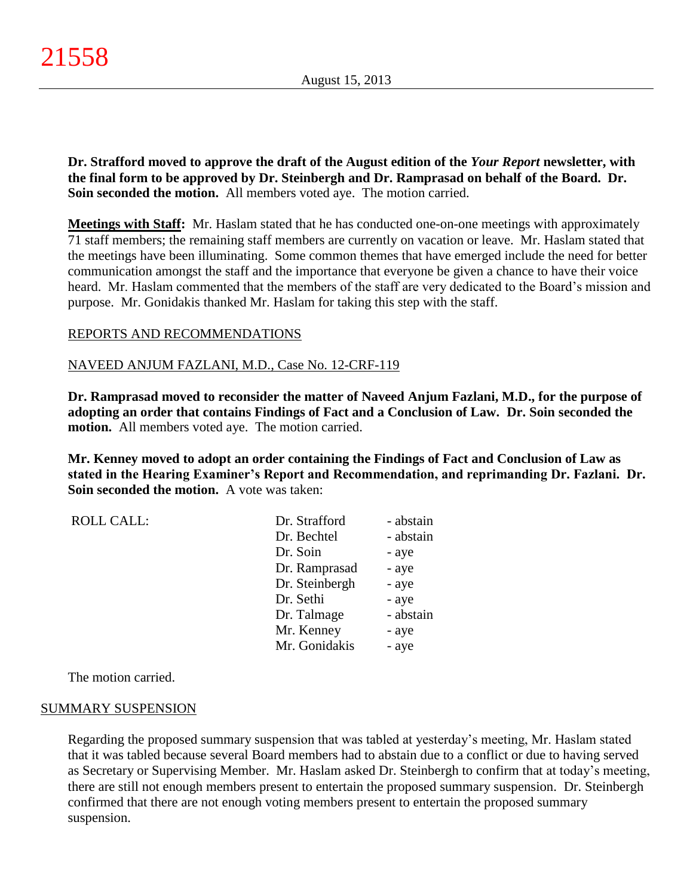**Dr. Strafford moved to approve the draft of the August edition of the *Your Report* newsletter, with the final form to be approved by Dr. Steinbergh and Dr. Ramprasad on behalf of the Board. Dr. Soin seconded the motion.** All members voted aye. The motion carried.

**Meetings with Staff:** Mr. Haslam stated that he has conducted one-on-one meetings with approximately 71 staff members; the remaining staff members are currently on vacation or leave. Mr. Haslam stated that the meetings have been illuminating. Some common themes that have emerged include the need for better communication amongst the staff and the importance that everyone be given a chance to have their voice heard. Mr. Haslam commented that the members of the staff are very dedicated to the Board's mission and purpose. Mr. Gonidakis thanked Mr. Haslam for taking this step with the staff.

REPORTS AND RECOMMENDATIONS

NAVEED ANJUM FAZLANI, M.D., Case No. 12-CRF-119

**Dr. Ramprasad moved to reconsider the matter of Naveed Anjum Fazlani, M.D., for the purpose of adopting an order that contains Findings of Fact and a Conclusion of Law. Dr. Soin seconded the motion.** All members voted aye. The motion carried.

**Mr. Kenney moved to adopt an order containing the Findings of Fact and Conclusion of Law as stated in the Hearing Examiner's Report and Recommendation, and reprimanding Dr. Fazlani. Dr. Soin seconded the motion.** A vote was taken:

| ROLL CALL: | | |
|---|---|---|
| | Dr. Strafford | - abstain |
| | Dr. Bechtel | - abstain |
| | Dr. Soin | - aye |
| | Dr. Ramprasad | - aye |
| | Dr. Steinbergh | - aye |
| | Dr. Sethi | - aye |
| | Dr. Talmage | - abstain |
| | Mr. Kenney | - aye |
| | Mr. Gonidakis | - aye |

The motion carried.

SUMMARY SUSPENSION

Regarding the proposed summary suspension that was tabled at yesterday's meeting, Mr. Haslam stated that it was tabled because several Board members had to abstain due to a conflict or due to having served as Secretary or Supervising Member. Mr. Haslam asked Dr. Steinbergh to confirm that at today's meeting, there are still not enough members present to entertain the proposed summary suspension. Dr. Steinbergh confirmed that there are not enough voting members present to entertain the proposed summary suspension.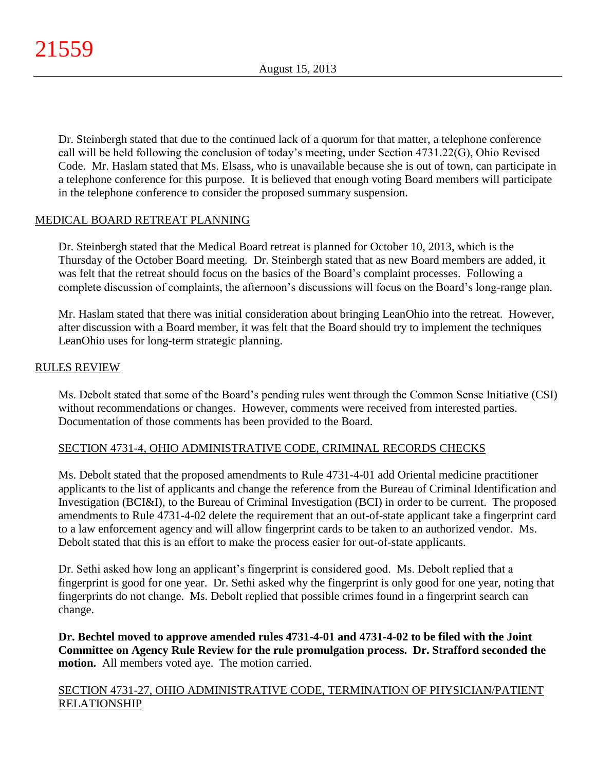Dr. Steinbergh stated that due to the continued lack of a quorum for that matter, a telephone conference call will be held following the conclusion of today's meeting, under Section 4731.22(G), Ohio Revised Code. Mr. Haslam stated that Ms. Elsass, who is unavailable because she is out of town, can participate in a telephone conference for this purpose. It is believed that enough voting Board members will participate in the telephone conference to consider the proposed summary suspension.

## MEDICAL BOARD RETREAT PLANNING

Dr. Steinbergh stated that the Medical Board retreat is planned for October 10, 2013, which is the Thursday of the October Board meeting. Dr. Steinbergh stated that as new Board members are added, it was felt that the retreat should focus on the basics of the Board's complaint processes. Following a complete discussion of complaints, the afternoon's discussions will focus on the Board's long-range plan.

Mr. Haslam stated that there was initial consideration about bringing LeanOhio into the retreat. However, after discussion with a Board member, it was felt that the Board should try to implement the techniques LeanOhio uses for long-term strategic planning.

## RULES REVIEW

Ms. Debolt stated that some of the Board's pending rules went through the Common Sense Initiative (CSI) without recommendations or changes. However, comments were received from interested parties. Documentation of those comments has been provided to the Board.

### SECTION 4731-4, OHIO ADMINISTRATIVE CODE, CRIMINAL RECORDS CHECKS

Ms. Debolt stated that the proposed amendments to Rule 4731-4-01 add Oriental medicine practitioner applicants to the list of applicants and change the reference from the Bureau of Criminal Identification and Investigation (BCI&I), to the Bureau of Criminal Investigation (BCI) in order to be current. The proposed amendments to Rule 4731-4-02 delete the requirement that an out-of-state applicant take a fingerprint card to a law enforcement agency and will allow fingerprint cards to be taken to an authorized vendor. Ms. Debolt stated that this is an effort to make the process easier for out-of-state applicants.

Dr. Sethi asked how long an applicant's fingerprint is considered good. Ms. Debolt replied that a fingerprint is good for one year. Dr. Sethi asked why the fingerprint is only good for one year, noting that fingerprints do not change. Ms. Debolt replied that possible crimes found in a fingerprint search can change.

**Dr. Bechtel moved to approve amended rules 4731-4-01 and 4731-4-02 to be filed with the Joint Committee on Agency Rule Review for the rule promulgation process. Dr. Strafford seconded the motion.** All members voted aye. The motion carried.

### SECTION 4731-27, OHIO ADMINISTRATIVE CODE, TERMINATION OF PHYSICIAN/PATIENT RELATIONSHIP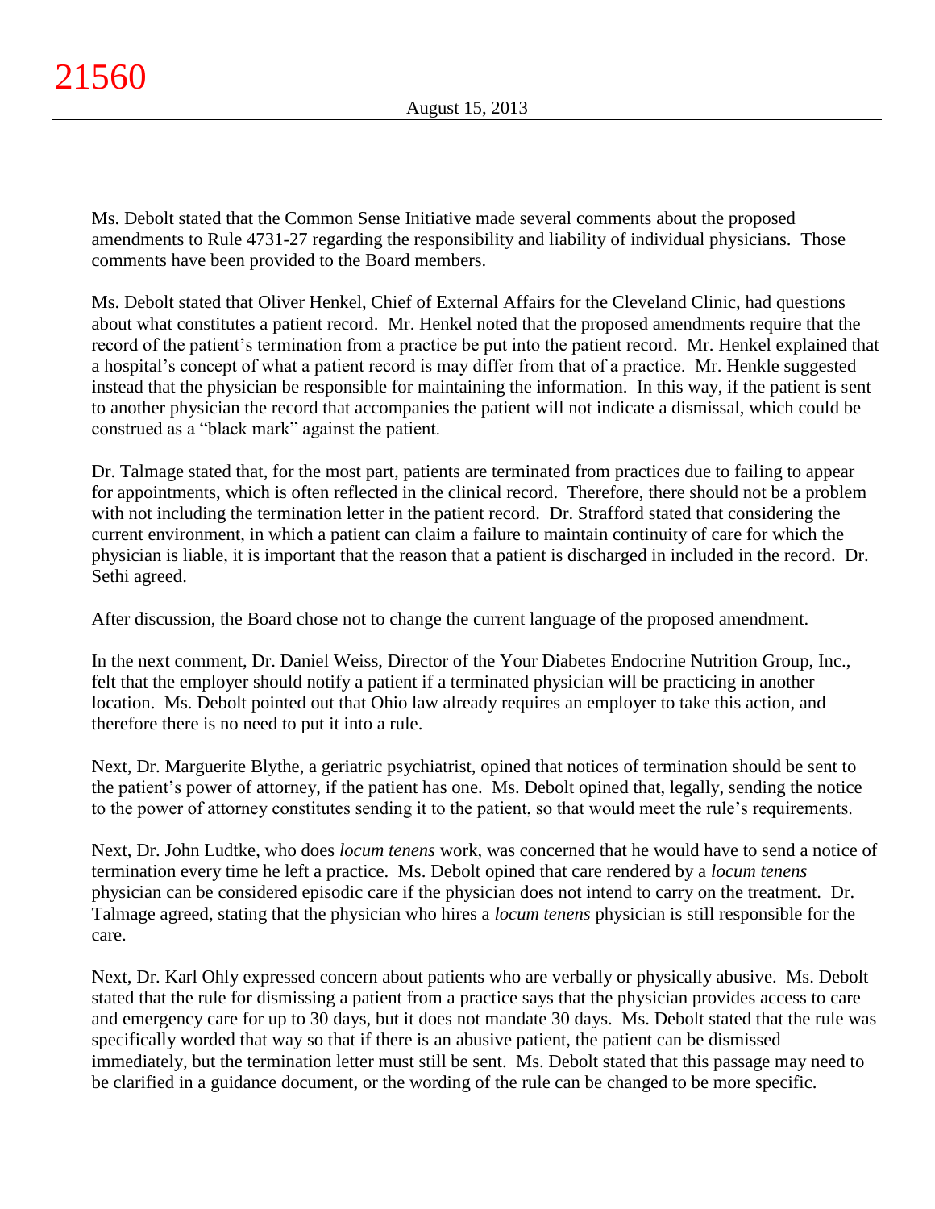Ms. Debolt stated that the Common Sense Initiative made several comments about the proposed amendments to Rule 4731-27 regarding the responsibility and liability of individual physicians. Those comments have been provided to the Board members.

Ms. Debolt stated that Oliver Henkel, Chief of External Affairs for the Cleveland Clinic, had questions about what constitutes a patient record. Mr. Henkel noted that the proposed amendments require that the record of the patient's termination from a practice be put into the patient record. Mr. Henkel explained that a hospital's concept of what a patient record is may differ from that of a practice. Mr. Henkle suggested instead that the physician be responsible for maintaining the information. In this way, if the patient is sent to another physician the record that accompanies the patient will not indicate a dismissal, which could be construed as a "black mark" against the patient.

Dr. Talmage stated that, for the most part, patients are terminated from practices due to failing to appear for appointments, which is often reflected in the clinical record. Therefore, there should not be a problem with not including the termination letter in the patient record. Dr. Strafford stated that considering the current environment, in which a patient can claim a failure to maintain continuity of care for which the physician is liable, it is important that the reason that a patient is discharged in included in the record. Dr. Sethi agreed.

After discussion, the Board chose not to change the current language of the proposed amendment.

In the next comment, Dr. Daniel Weiss, Director of the Your Diabetes Endocrine Nutrition Group, Inc., felt that the employer should notify a patient if a terminated physician will be practicing in another location. Ms. Debolt pointed out that Ohio law already requires an employer to take this action, and therefore there is no need to put it into a rule.

Next, Dr. Marguerite Blythe, a geriatric psychiatrist, opined that notices of termination should be sent to the patient's power of attorney, if the patient has one. Ms. Debolt opined that, legally, sending the notice to the power of attorney constitutes sending it to the patient, so that would meet the rule's requirements.

Next, Dr. John Ludtke, who does *locum tenens* work, was concerned that he would have to send a notice of termination every time he left a practice. Ms. Debolt opined that care rendered by a *locum tenens* physician can be considered episodic care if the physician does not intend to carry on the treatment. Dr. Talmage agreed, stating that the physician who hires a *locum tenens* physician is still responsible for the care.

Next, Dr. Karl Ohly expressed concern about patients who are verbally or physically abusive. Ms. Debolt stated that the rule for dismissing a patient from a practice says that the physician provides access to care and emergency care for up to 30 days, but it does not mandate 30 days. Ms. Debolt stated that the rule was specifically worded that way so that if there is an abusive patient, the patient can be dismissed immediately, but the termination letter must still be sent. Ms. Debolt stated that this passage may need to be clarified in a guidance document, or the wording of the rule can be changed to be more specific.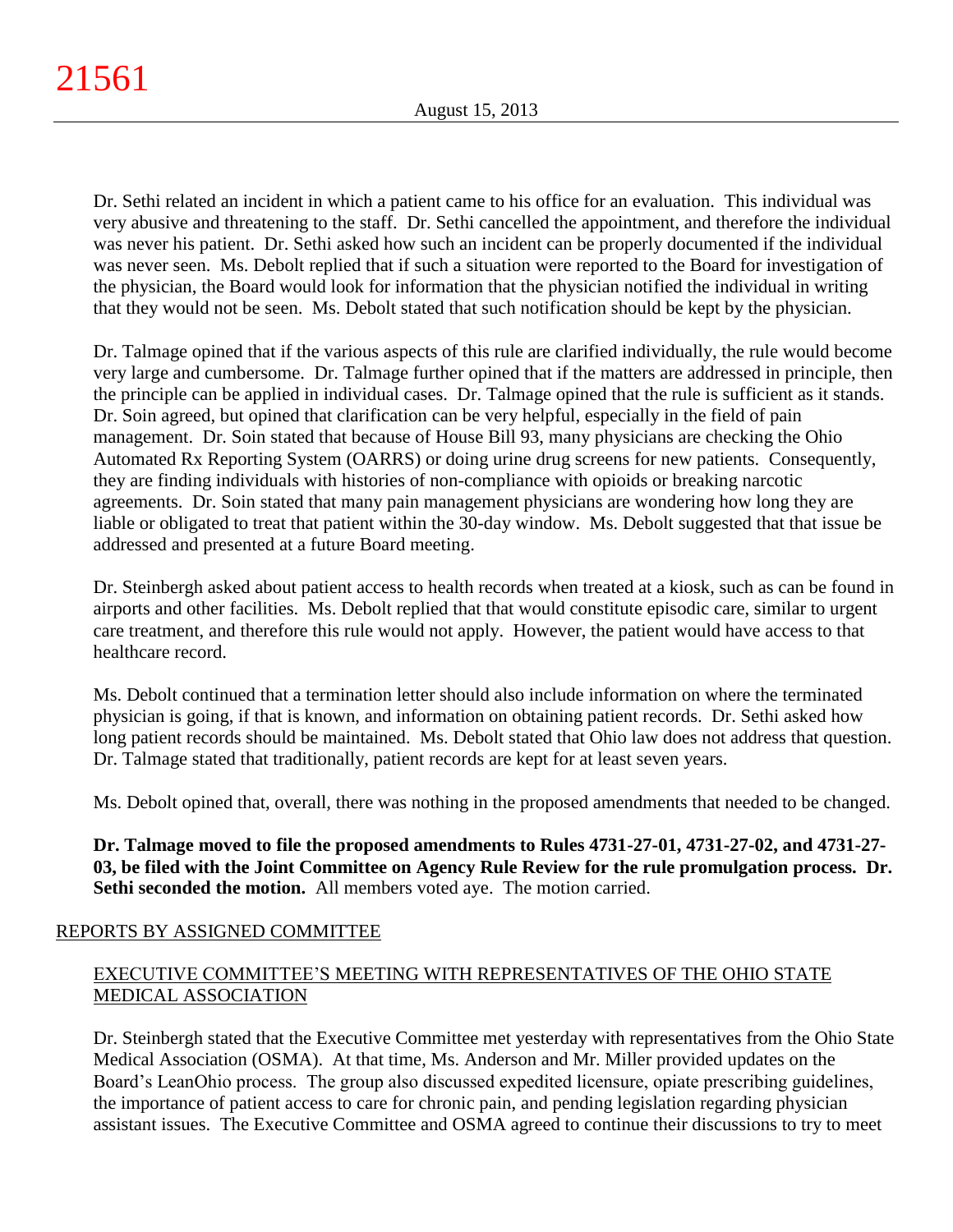Dr. Sethi related an incident in which a patient came to his office for an evaluation. This individual was very abusive and threatening to the staff. Dr. Sethi cancelled the appointment, and therefore the individual was never his patient. Dr. Sethi asked how such an incident can be properly documented if the individual was never seen. Ms. Debolt replied that if such a situation were reported to the Board for investigation of the physician, the Board would look for information that the physician notified the individual in writing that they would not be seen. Ms. Debolt stated that such notification should be kept by the physician.

Dr. Talmage opined that if the various aspects of this rule are clarified individually, the rule would become very large and cumbersome. Dr. Talmage further opined that if the matters are addressed in principle, then the principle can be applied in individual cases. Dr. Talmage opined that the rule is sufficient as it stands. Dr. Soin agreed, but opined that clarification can be very helpful, especially in the field of pain management. Dr. Soin stated that because of House Bill 93, many physicians are checking the Ohio Automated Rx Reporting System (OARRS) or doing urine drug screens for new patients. Consequently, they are finding individuals with histories of non-compliance with opioids or breaking narcotic agreements. Dr. Soin stated that many pain management physicians are wondering how long they are liable or obligated to treat that patient within the 30-day window. Ms. Debolt suggested that that issue be addressed and presented at a future Board meeting.

Dr. Steinbergh asked about patient access to health records when treated at a kiosk, such as can be found in airports and other facilities. Ms. Debolt replied that that would constitute episodic care, similar to urgent care treatment, and therefore this rule would not apply. However, the patient would have access to that healthcare record.

Ms. Debolt continued that a termination letter should also include information on where the terminated physician is going, if that is known, and information on obtaining patient records. Dr. Sethi asked how long patient records should be maintained. Ms. Debolt stated that Ohio law does not address that question. Dr. Talmage stated that traditionally, patient records are kept for at least seven years.

Ms. Debolt opined that, overall, there was nothing in the proposed amendments that needed to be changed.

**Dr. Talmage moved to file the proposed amendments to Rules 4731-27-01, 4731-27-02, and 4731-27-03, be filed with the Joint Committee on Agency Rule Review for the rule promulgation process. Dr. Sethi seconded the motion.** All members voted aye. The motion carried.

## REPORTS BY ASSIGNED COMMITTEE

### EXECUTIVE COMMITTEE'S MEETING WITH REPRESENTATIVES OF THE OHIO STATE MEDICAL ASSOCIATION

Dr. Steinbergh stated that the Executive Committee met yesterday with representatives from the Ohio State Medical Association (OSMA). At that time, Ms. Anderson and Mr. Miller provided updates on the Board's LeanOhio process. The group also discussed expedited licensure, opiate prescribing guidelines, the importance of patient access to care for chronic pain, and pending legislation regarding physician assistant issues. The Executive Committee and OSMA agreed to continue their discussions to try to meet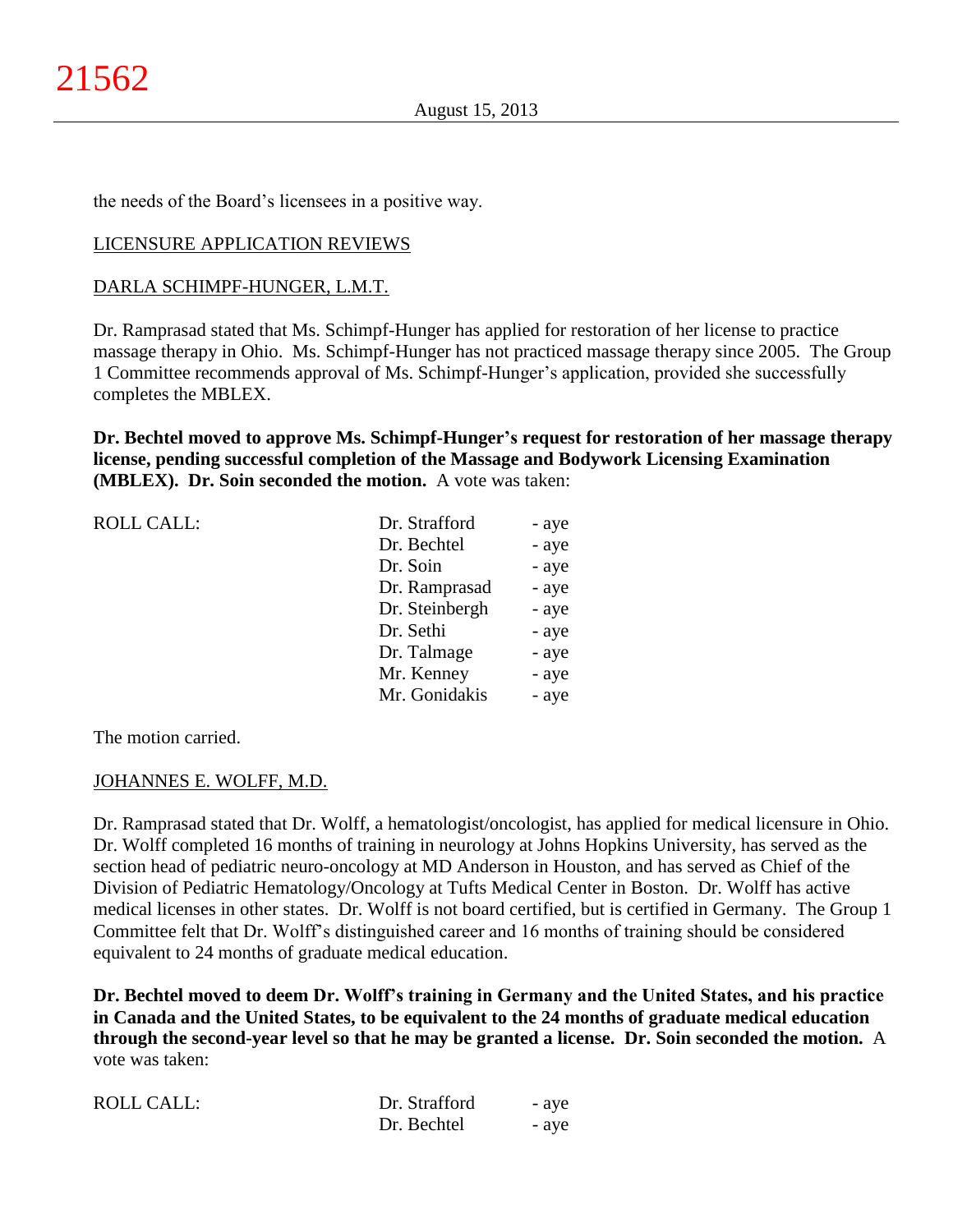the needs of the Board's licensees in a positive way.

LICENSURE APPLICATION REVIEWS

DARLA SCHIMPF-HUNGER, L.M.T.

Dr. Ramprasad stated that Ms. Schimpf-Hunger has applied for restoration of her license to practice massage therapy in Ohio. Ms. Schimpf-Hunger has not practiced massage therapy since 2005. The Group 1 Committee recommends approval of Ms. Schimpf-Hunger's application, provided she successfully completes the MBLEX.

**Dr. Bechtel moved to approve Ms. Schimpf-Hunger's request for restoration of her massage therapy license, pending successful completion of the Massage and Bodywork Licensing Examination (MBLEX). Dr. Soin seconded the motion.** A vote was taken:

| ROLL CALL: | | |
|---|---|---|
| | Dr. Strafford | - aye |
| | Dr. Bechtel | - aye |
| | Dr. Soin | - aye |
| | Dr. Ramprasad | - aye |
| | Dr. Steinbergh | - aye |
| | Dr. Sethi | - aye |
| | Dr. Talmage | - aye |
| | Mr. Kenney | - aye |
| | Mr. Gonidakis | - aye |

The motion carried.

JOHANNES E. WOLFF, M.D.

Dr. Ramprasad stated that Dr. Wolff, a hematologist/oncologist, has applied for medical licensure in Ohio. Dr. Wolff completed 16 months of training in neurology at Johns Hopkins University, has served as the section head of pediatric neuro-oncology at MD Anderson in Houston, and has served as Chief of the Division of Pediatric Hematology/Oncology at Tufts Medical Center in Boston. Dr. Wolff has active medical licenses in other states. Dr. Wolff is not board certified, but is certified in Germany. The Group 1 Committee felt that Dr. Wolff's distinguished career and 16 months of training should be considered equivalent to 24 months of graduate medical education.

**Dr. Bechtel moved to deem Dr. Wolff's training in Germany and the United States, and his practice in Canada and the United States, to be equivalent to the 24 months of graduate medical education through the second-year level so that he may be granted a license. Dr. Soin seconded the motion.** A vote was taken:

| ROLL CALL: | | |
|---|---|---|
| | Dr. Strafford | - aye |
| | Dr. Bechtel | - aye |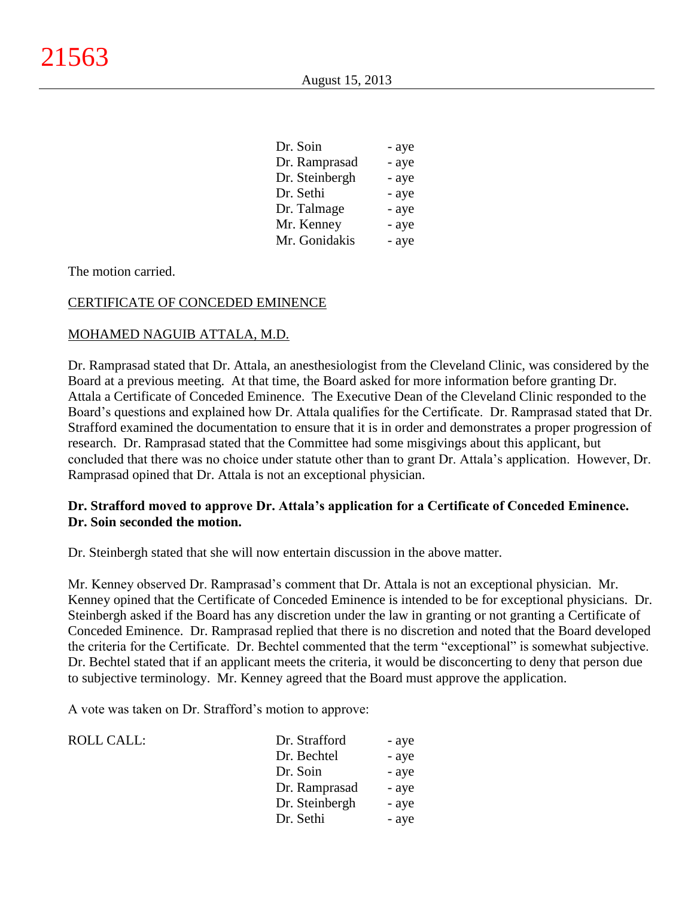| | | |
|---|---|---|
| | Dr. Soin | - aye |
| | Dr. Ramprasad | - aye |
| | Dr. Steinbergh | - aye |
| | Dr. Sethi | - aye |
| | Dr. Talmage | - aye |
| | Mr. Kenney | - aye |
| | Mr. Gonidakis | - aye |

The motion carried.

CERTIFICATE OF CONCEDED EMINENCE

MOHAMED NAGUIB ATTALA, M.D.

Dr. Ramprasad stated that Dr. Attala, an anesthesiologist from the Cleveland Clinic, was considered by the Board at a previous meeting. At that time, the Board asked for more information before granting Dr. Attala a Certificate of Conceded Eminence. The Executive Dean of the Cleveland Clinic responded to the Board's questions and explained how Dr. Attala qualifies for the Certificate. Dr. Ramprasad stated that Dr. Strafford examined the documentation to ensure that it is in order and demonstrates a proper progression of research. Dr. Ramprasad stated that the Committee had some misgivings about this applicant, but concluded that there was no choice under statute other than to grant Dr. Attala's application. However, Dr. Ramprasad opined that Dr. Attala is not an exceptional physician.

**Dr. Strafford moved to approve Dr. Attala's application for a Certificate of Conceded Eminence. Dr. Soin seconded the motion.**

Dr. Steinbergh stated that she will now entertain discussion in the above matter.

Mr. Kenney observed Dr. Ramprasad's comment that Dr. Attala is not an exceptional physician. Mr. Kenney opined that the Certificate of Conceded Eminence is intended to be for exceptional physicians. Dr. Steinbergh asked if the Board has any discretion under the law in granting or not granting a Certificate of Conceded Eminence. Dr. Ramprasad replied that there is no discretion and noted that the Board developed the criteria for the Certificate. Dr. Bechtel commented that the term "exceptional" is somewhat subjective. Dr. Bechtel stated that if an applicant meets the criteria, it would be disconcerting to deny that person due to subjective terminology. Mr. Kenney agreed that the Board must approve the application.

A vote was taken on Dr. Strafford's motion to approve:

| | | |
|---|---|---|
| ROLL CALL: | Dr. Strafford | - aye |
| | Dr. Bechtel | - aye |
| | Dr. Soin | - aye |
| | Dr. Ramprasad | - aye |
| | Dr. Steinbergh | - aye |
| | Dr. Sethi | - aye |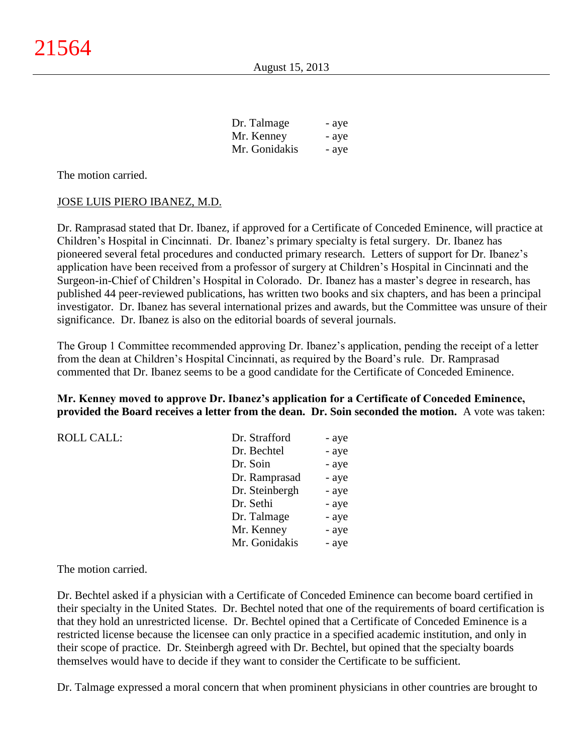| | |
|---|---|
| Dr. Talmage | - aye |
| Mr. Kenney | - aye |
| Mr. Gonidakis | - aye |

The motion carried.

JOSE LUIS PIERO IBANEZ, M.D.

Dr. Ramprasad stated that Dr. Ibanez, if approved for a Certificate of Conceded Eminence, will practice at Children's Hospital in Cincinnati. Dr. Ibanez's primary specialty is fetal surgery. Dr. Ibanez has pioneered several fetal procedures and conducted primary research. Letters of support for Dr. Ibanez's application have been received from a professor of surgery at Children's Hospital in Cincinnati and the Surgeon-in-Chief of Children's Hospital in Colorado. Dr. Ibanez has a master's degree in research, has published 44 peer-reviewed publications, has written two books and six chapters, and has been a principal investigator. Dr. Ibanez has several international prizes and awards, but the Committee was unsure of their significance. Dr. Ibanez is also on the editorial boards of several journals.

The Group 1 Committee recommended approving Dr. Ibanez's application, pending the receipt of a letter from the dean at Children's Hospital Cincinnati, as required by the Board's rule. Dr. Ramprasad commented that Dr. Ibanez seems to be a good candidate for the Certificate of Conceded Eminence.

**Mr. Kenney moved to approve Dr. Ibanez's application for a Certificate of Conceded Eminence, provided the Board receives a letter from the dean. Dr. Soin seconded the motion.** A vote was taken:

| ROLL CALL: | | |
|---|---|---|
| | Dr. Strafford | - aye |
| | Dr. Bechtel | - aye |
| | Dr. Soin | - aye |
| | Dr. Ramprasad | - aye |
| | Dr. Steinbergh | - aye |
| | Dr. Sethi | - aye |
| | Dr. Talmage | - aye |
| | Mr. Kenney | - aye |
| | Mr. Gonidakis | - aye |

The motion carried.

Dr. Bechtel asked if a physician with a Certificate of Conceded Eminence can become board certified in their specialty in the United States. Dr. Bechtel noted that one of the requirements of board certification is that they hold an unrestricted license. Dr. Bechtel opined that a Certificate of Conceded Eminence is a restricted license because the licensee can only practice in a specified academic institution, and only in their scope of practice. Dr. Steinbergh agreed with Dr. Bechtel, but opined that the specialty boards themselves would have to decide if they want to consider the Certificate to be sufficient.

Dr. Talmage expressed a moral concern that when prominent physicians in other countries are brought to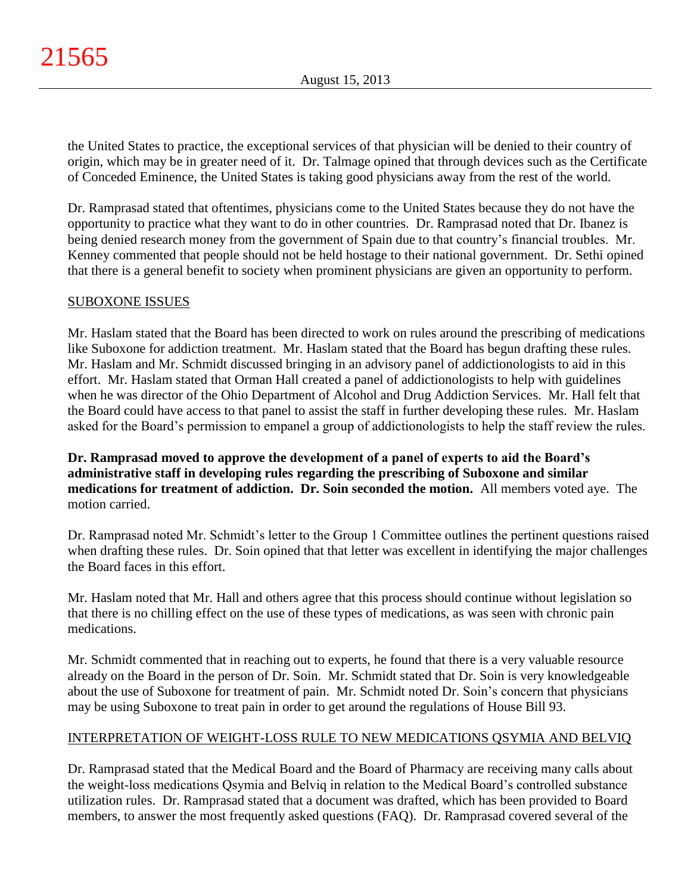the United States to practice, the exceptional services of that physician will be denied to their country of origin, which may be in greater need of it. Dr. Talmage opined that through devices such as the Certificate of Conceded Eminence, the United States is taking good physicians away from the rest of the world.

Dr. Ramprasad stated that oftentimes, physicians come to the United States because they do not have the opportunity to practice what they want to do in other countries. Dr. Ramprasad noted that Dr. Ibanez is being denied research money from the government of Spain due to that country's financial troubles. Mr. Kenney commented that people should not be held hostage to their national government. Dr. Sethi opined that there is a general benefit to society when prominent physicians are given an opportunity to perform.

SUBOXONE ISSUES

Mr. Haslam stated that the Board has been directed to work on rules around the prescribing of medications like Suboxone for addiction treatment. Mr. Haslam stated that the Board has begun drafting these rules. Mr. Haslam and Mr. Schmidt discussed bringing in an advisory panel of addictionologists to aid in this effort. Mr. Haslam stated that Orman Hall created a panel of addictionologists to help with guidelines when he was director of the Ohio Department of Alcohol and Drug Addiction Services. Mr. Hall felt that the Board could have access to that panel to assist the staff in further developing these rules. Mr. Haslam asked for the Board's permission to empanel a group of addictionologists to help the staff review the rules.

**Dr. Ramprasad moved to approve the development of a panel of experts to aid the Board's administrative staff in developing rules regarding the prescribing of Suboxone and similar medications for treatment of addiction. Dr. Soin seconded the motion.** All members voted aye. The motion carried.

Dr. Ramprasad noted Mr. Schmidt's letter to the Group 1 Committee outlines the pertinent questions raised when drafting these rules. Dr. Soin opined that that letter was excellent in identifying the major challenges the Board faces in this effort.

Mr. Haslam noted that Mr. Hall and others agree that this process should continue without legislation so that there is no chilling effect on the use of these types of medications, as was seen with chronic pain medications.

Mr. Schmidt commented that in reaching out to experts, he found that there is a very valuable resource already on the Board in the person of Dr. Soin. Mr. Schmidt stated that Dr. Soin is very knowledgeable about the use of Suboxone for treatment of pain. Mr. Schmidt noted Dr. Soin's concern that physicians may be using Suboxone to treat pain in order to get around the regulations of House Bill 93.

INTERPRETATION OF WEIGHT-LOSS RULE TO NEW MEDICATIONS QSYMIA AND BELVIQ

Dr. Ramprasad stated that the Medical Board and the Board of Pharmacy are receiving many calls about the weight-loss medications Qsymia and Belviq in relation to the Medical Board's controlled substance utilization rules. Dr. Ramprasad stated that a document was drafted, which has been provided to Board members, to answer the most frequently asked questions (FAQ). Dr. Ramprasad covered several of the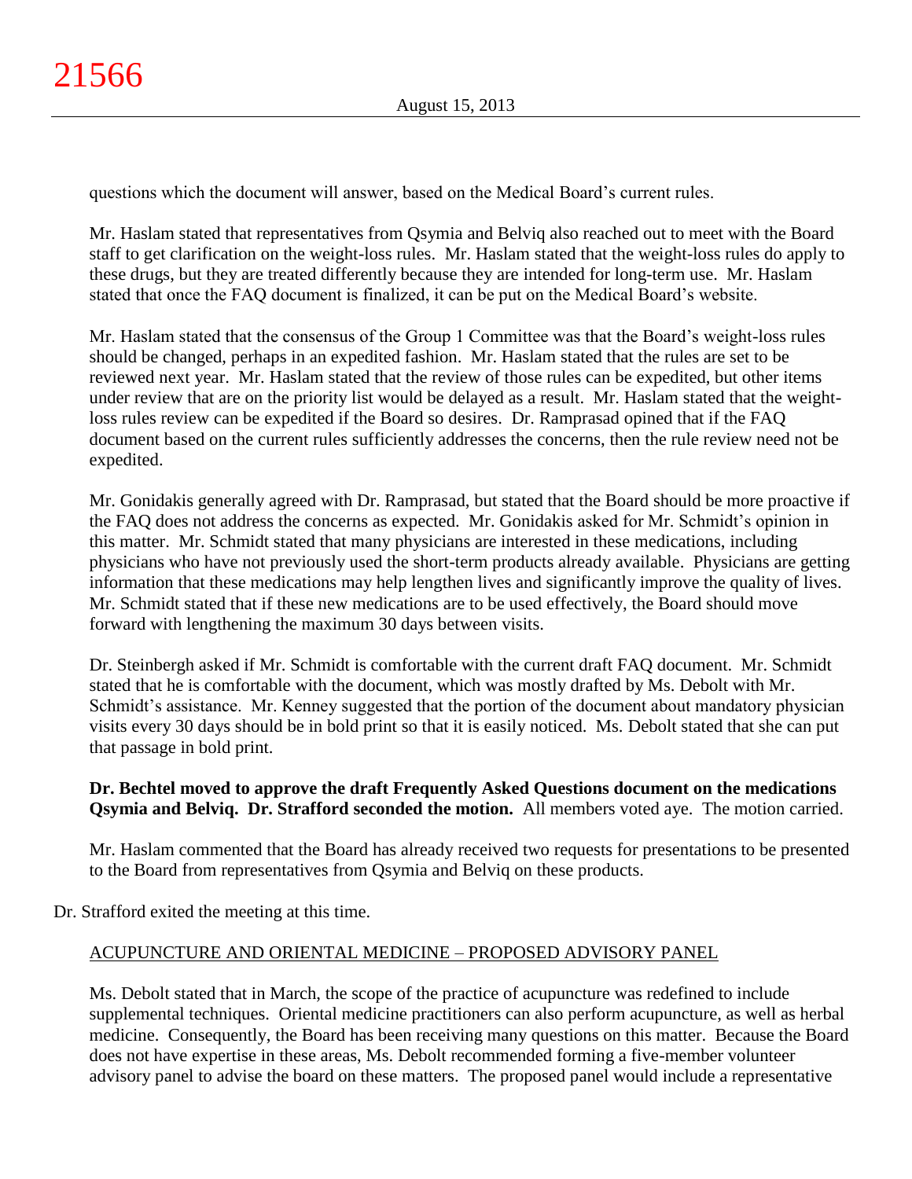questions which the document will answer, based on the Medical Board's current rules.

Mr. Haslam stated that representatives from Qsymia and Belviq also reached out to meet with the Board staff to get clarification on the weight-loss rules. Mr. Haslam stated that the weight-loss rules do apply to these drugs, but they are treated differently because they are intended for long-term use. Mr. Haslam stated that once the FAQ document is finalized, it can be put on the Medical Board's website.

Mr. Haslam stated that the consensus of the Group 1 Committee was that the Board's weight-loss rules should be changed, perhaps in an expedited fashion. Mr. Haslam stated that the rules are set to be reviewed next year. Mr. Haslam stated that the review of those rules can be expedited, but other items under review that are on the priority list would be delayed as a result. Mr. Haslam stated that the weight-loss rules review can be expedited if the Board so desires. Dr. Ramprasad opined that if the FAQ document based on the current rules sufficiently addresses the concerns, then the rule review need not be expedited.

Mr. Gonidakis generally agreed with Dr. Ramprasad, but stated that the Board should be more proactive if the FAQ does not address the concerns as expected. Mr. Gonidakis asked for Mr. Schmidt's opinion in this matter. Mr. Schmidt stated that many physicians are interested in these medications, including physicians who have not previously used the short-term products already available. Physicians are getting information that these medications may help lengthen lives and significantly improve the quality of lives. Mr. Schmidt stated that if these new medications are to be used effectively, the Board should move forward with lengthening the maximum 30 days between visits.

Dr. Steinbergh asked if Mr. Schmidt is comfortable with the current draft FAQ document. Mr. Schmidt stated that he is comfortable with the document, which was mostly drafted by Ms. Debolt with Mr. Schmidt's assistance. Mr. Kenney suggested that the portion of the document about mandatory physician visits every 30 days should be in bold print so that it is easily noticed. Ms. Debolt stated that she can put that passage in bold print.

**Dr. Bechtel moved to approve the draft Frequently Asked Questions document on the medications Qsymia and Belviq. Dr. Strafford seconded the motion.** All members voted aye. The motion carried.

Mr. Haslam commented that the Board has already received two requests for presentations to be presented to the Board from representatives from Qsymia and Belviq on these products.

Dr. Strafford exited the meeting at this time.

## ACUPUNCTURE AND ORIENTAL MEDICINE – PROPOSED ADVISORY PANEL

Ms. Debolt stated that in March, the scope of the practice of acupuncture was redefined to include supplemental techniques. Oriental medicine practitioners can also perform acupuncture, as well as herbal medicine. Consequently, the Board has been receiving many questions on this matter. Because the Board does not have expertise in these areas, Ms. Debolt recommended forming a five-member volunteer advisory panel to advise the board on these matters. The proposed panel would include a representative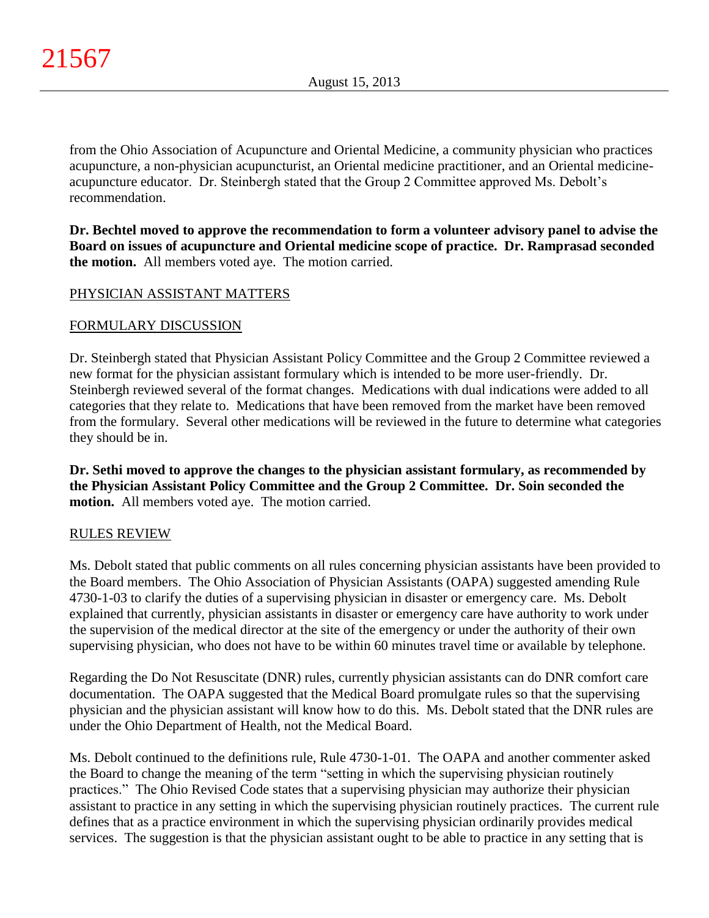from the Ohio Association of Acupuncture and Oriental Medicine, a community physician who practices acupuncture, a non-physician acupuncturist, an Oriental medicine practitioner, and an Oriental medicine-acupuncture educator. Dr. Steinbergh stated that the Group 2 Committee approved Ms. Debolt's recommendation.

**Dr. Bechtel moved to approve the recommendation to form a volunteer advisory panel to advise the Board on issues of acupuncture and Oriental medicine scope of practice. Dr. Ramprasad seconded the motion.** All members voted aye. The motion carried.

## PHYSICIAN ASSISTANT MATTERS

### FORMULARY DISCUSSION

Dr. Steinbergh stated that Physician Assistant Policy Committee and the Group 2 Committee reviewed a new format for the physician assistant formulary which is intended to be more user-friendly. Dr. Steinbergh reviewed several of the format changes. Medications with dual indications were added to all categories that they relate to. Medications that have been removed from the market have been removed from the formulary. Several other medications will be reviewed in the future to determine what categories they should be in.

**Dr. Sethi moved to approve the changes to the physician assistant formulary, as recommended by the Physician Assistant Policy Committee and the Group 2 Committee. Dr. Soin seconded the motion.** All members voted aye. The motion carried.

### RULES REVIEW

Ms. Debolt stated that public comments on all rules concerning physician assistants have been provided to the Board members. The Ohio Association of Physician Assistants (OAPA) suggested amending Rule 4730-1-03 to clarify the duties of a supervising physician in disaster or emergency care. Ms. Debolt explained that currently, physician assistants in disaster or emergency care have authority to work under the supervision of the medical director at the site of the emergency or under the authority of their own supervising physician, who does not have to be within 60 minutes travel time or available by telephone.

Regarding the Do Not Resuscitate (DNR) rules, currently physician assistants can do DNR comfort care documentation. The OAPA suggested that the Medical Board promulgate rules so that the supervising physician and the physician assistant will know how to do this. Ms. Debolt stated that the DNR rules are under the Ohio Department of Health, not the Medical Board.

Ms. Debolt continued to the definitions rule, Rule 4730-1-01. The OAPA and another commenter asked the Board to change the meaning of the term "setting in which the supervising physician routinely practices." The Ohio Revised Code states that a supervising physician may authorize their physician assistant to practice in any setting in which the supervising physician routinely practices. The current rule defines that as a practice environment in which the supervising physician ordinarily provides medical services. The suggestion is that the physician assistant ought to be able to practice in any setting that is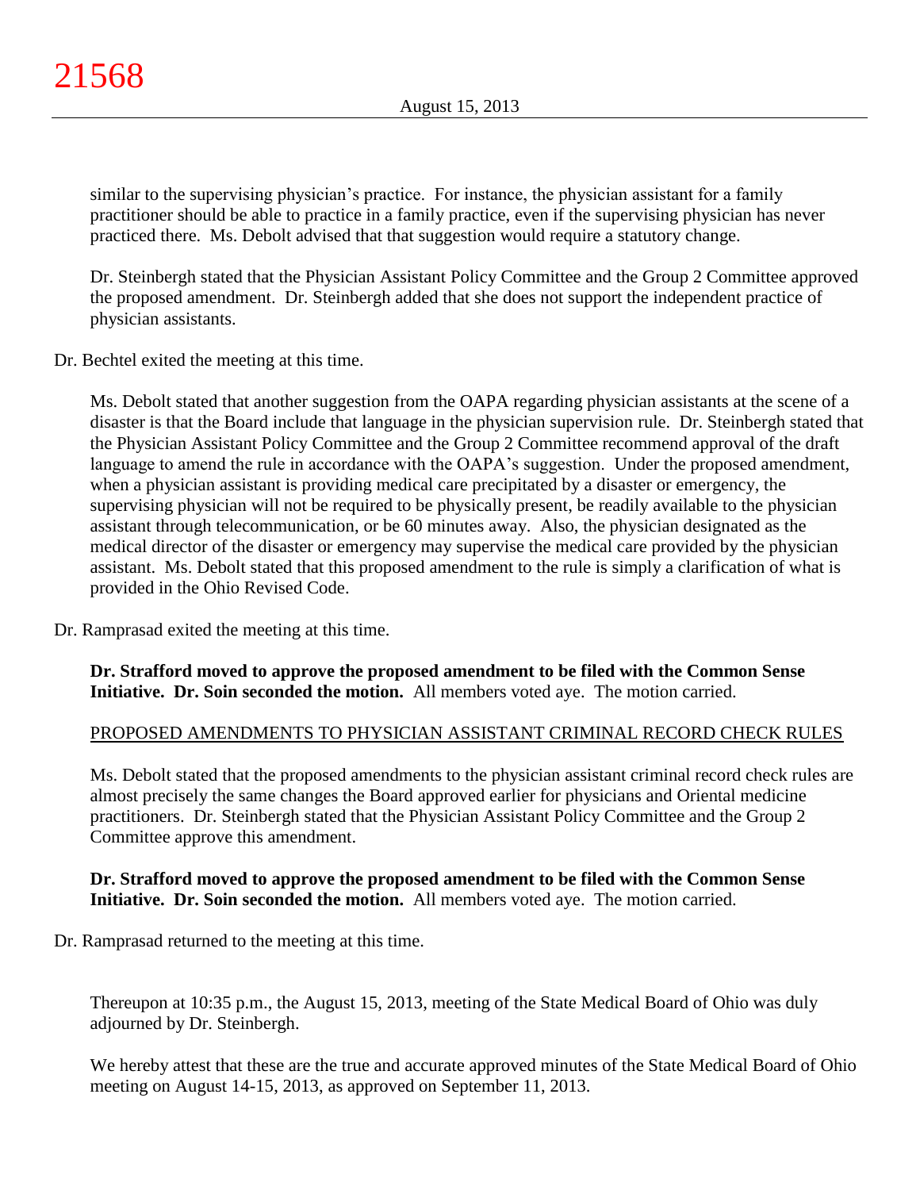similar to the supervising physician's practice. For instance, the physician assistant for a family practitioner should be able to practice in a family practice, even if the supervising physician has never practiced there. Ms. Debolt advised that that suggestion would require a statutory change.

Dr. Steinbergh stated that the Physician Assistant Policy Committee and the Group 2 Committee approved the proposed amendment. Dr. Steinbergh added that she does not support the independent practice of physician assistants.

Dr. Bechtel exited the meeting at this time.

Ms. Debolt stated that another suggestion from the OAPA regarding physician assistants at the scene of a disaster is that the Board include that language in the physician supervision rule. Dr. Steinbergh stated that the Physician Assistant Policy Committee and the Group 2 Committee recommend approval of the draft language to amend the rule in accordance with the OAPA's suggestion. Under the proposed amendment, when a physician assistant is providing medical care precipitated by a disaster or emergency, the supervising physician will not be required to be physically present, be readily available to the physician assistant through telecommunication, or be 60 minutes away. Also, the physician designated as the medical director of the disaster or emergency may supervise the medical care provided by the physician assistant. Ms. Debolt stated that this proposed amendment to the rule is simply a clarification of what is provided in the Ohio Revised Code.

Dr. Ramprasad exited the meeting at this time.

**Dr. Strafford moved to approve the proposed amendment to be filed with the Common Sense Initiative. Dr. Soin seconded the motion.** All members voted aye. The motion carried.

PROPOSED AMENDMENTS TO PHYSICIAN ASSISTANT CRIMINAL RECORD CHECK RULES

Ms. Debolt stated that the proposed amendments to the physician assistant criminal record check rules are almost precisely the same changes the Board approved earlier for physicians and Oriental medicine practitioners. Dr. Steinbergh stated that the Physician Assistant Policy Committee and the Group 2 Committee approve this amendment.

**Dr. Strafford moved to approve the proposed amendment to be filed with the Common Sense Initiative. Dr. Soin seconded the motion.** All members voted aye. The motion carried.

Dr. Ramprasad returned to the meeting at this time.

Thereupon at 10:35 p.m., the August 15, 2013, meeting of the State Medical Board of Ohio was duly adjourned by Dr. Steinbergh.

We hereby attest that these are the true and accurate approved minutes of the State Medical Board of Ohio meeting on August 14-15, 2013, as approved on September 11, 2013.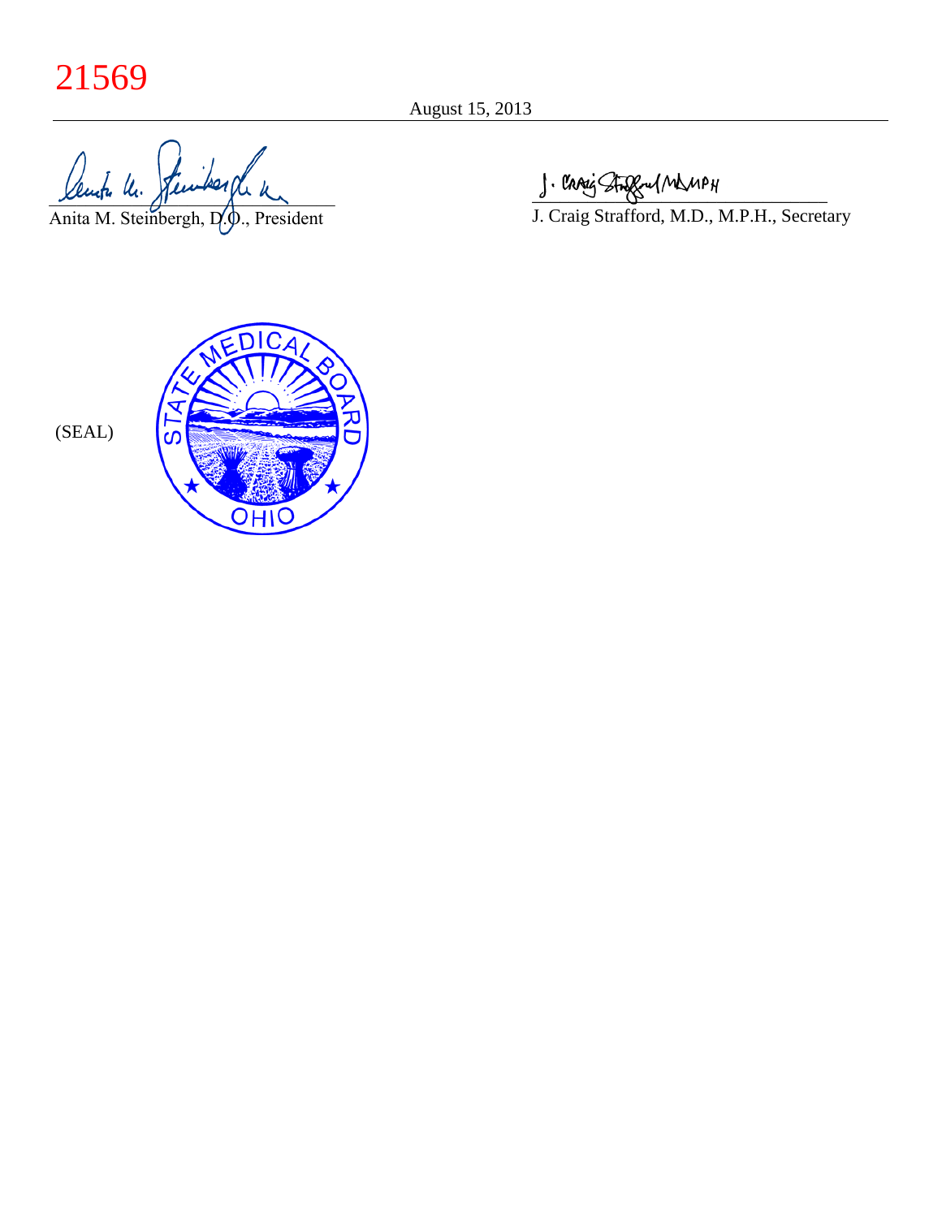21569

August 15, 2013

Anita M. Steinbergh, D.O., President

J. Craig Strafford, M.D., M.P.H., Secretary

(SEAL)